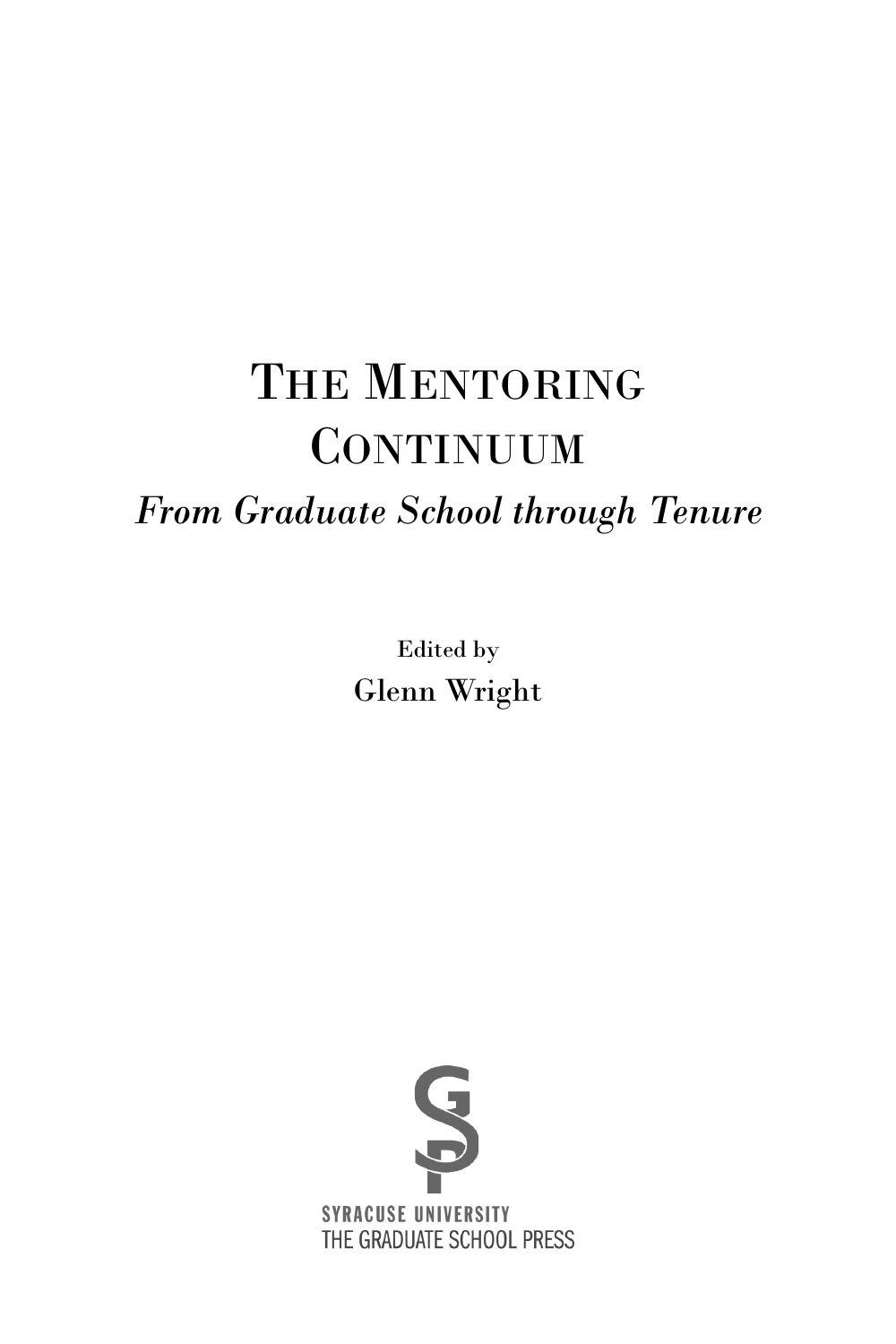# The Mentoring Continuum

## *From Graduate School through Tenure*

Edited by

Glenn Wright

SYRACUSE UNIVERSITY
THE GRADUATE SCHOOL PRESS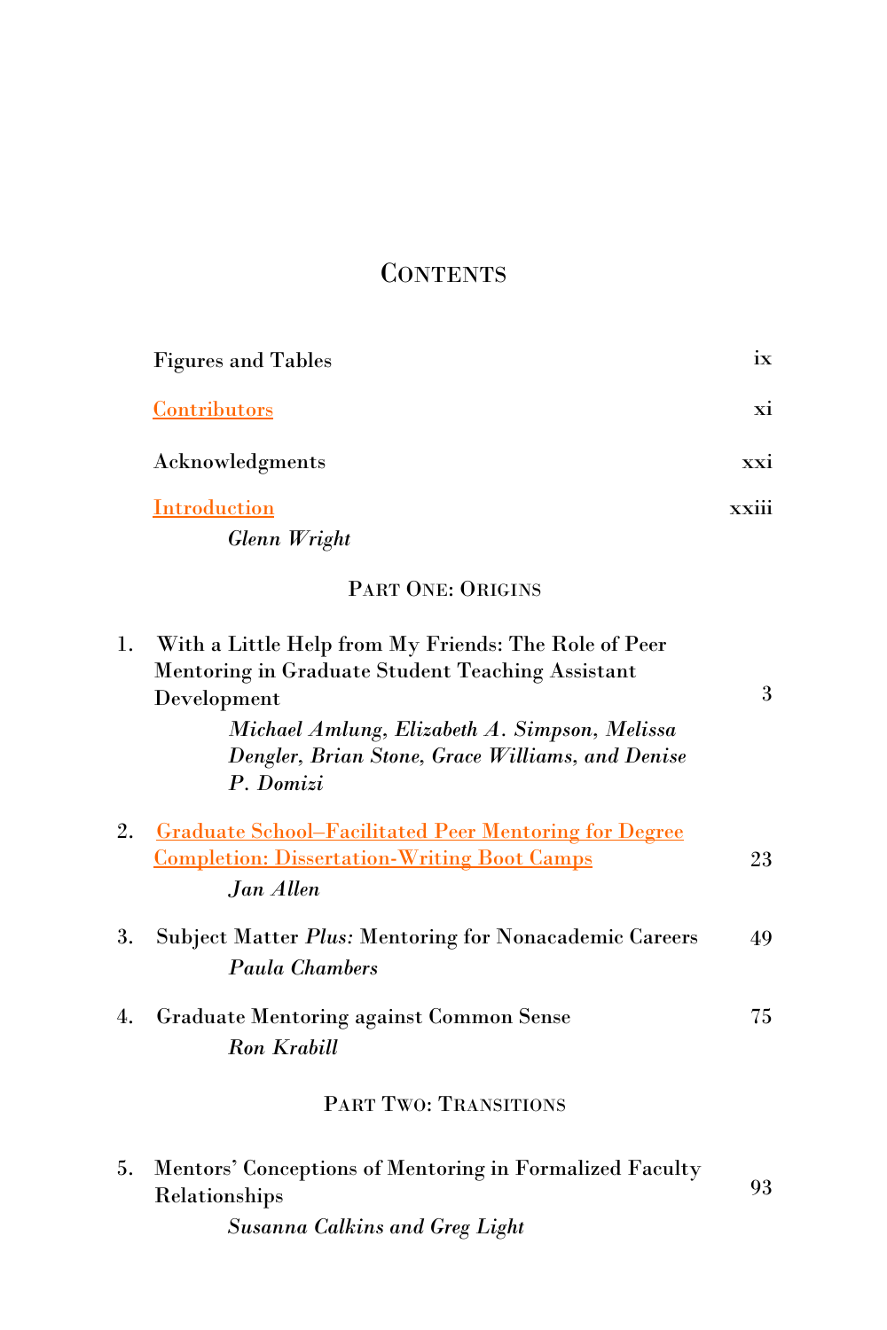# Contents

Figures and Tables ix

Contributors xi

Acknowledgments xxi

Introduction xxiii
*Glenn Wright*

## Part One: Origins

1. With a Little Help from My Friends: The Role of Peer Mentoring in Graduate Student Teaching Assistant Development 3
   *Michael Amlung, Elizabeth A. Simpson, Melissa Dengler, Brian Stone, Grace Williams, and Denise P. Domizi*

2. Graduate School–Facilitated Peer Mentoring for Degree Completion: Dissertation-Writing Boot Camps 23
   *Jan Allen*

3. Subject Matter *Plus:* Mentoring for Nonacademic Careers 49
   *Paula Chambers*

4. Graduate Mentoring against Common Sense 75
   *Ron Krabill*

## Part Two: Transitions

5. Mentors' Conceptions of Mentoring in Formalized Faculty Relationships 93
   *Susanna Calkins and Greg Light*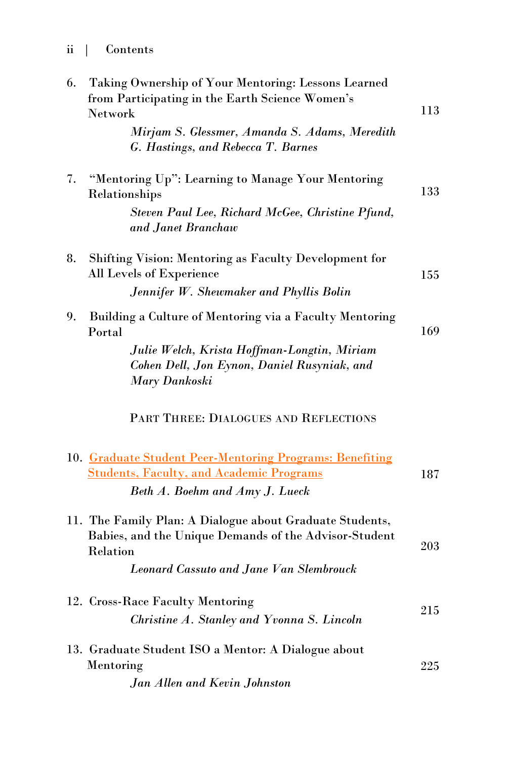6. Taking Ownership of Your Mentoring: Lessons Learned from Participating in the Earth Science Women's Network — 113
   *Mirjam S. Glessmer, Amanda S. Adams, Meredith G. Hastings, and Rebecca T. Barnes*

7. "Mentoring Up": Learning to Manage Your Mentoring Relationships — 133
   *Steven Paul Lee, Richard McGee, Christine Pfund, and Janet Branchaw*

8. Shifting Vision: Mentoring as Faculty Development for All Levels of Experience — 155
   *Jennifer W. Shewmaker and Phyllis Bolin*

9. Building a Culture of Mentoring via a Faculty Mentoring Portal — 169
   *Julie Welch, Krista Hoffman-Longtin, Miriam Cohen Dell, Jon Eynon, Daniel Rusyniak, and Mary Dankoski*

## Part Three: Dialogues and Reflections

10. Graduate Student Peer-Mentoring Programs: Benefiting Students, Faculty, and Academic Programs — 187
    *Beth A. Boehm and Amy J. Lueck*

11. The Family Plan: A Dialogue about Graduate Students, Babies, and the Unique Demands of the Advisor-Student Relation — 203
    *Leonard Cassuto and Jane Van Slembrouck*

12. Cross-Race Faculty Mentoring — 215
    *Christine A. Stanley and Yvonna S. Lincoln*

13. Graduate Student ISO a Mentor: A Dialogue about Mentoring — 225
    *Jan Allen and Kevin Johnston*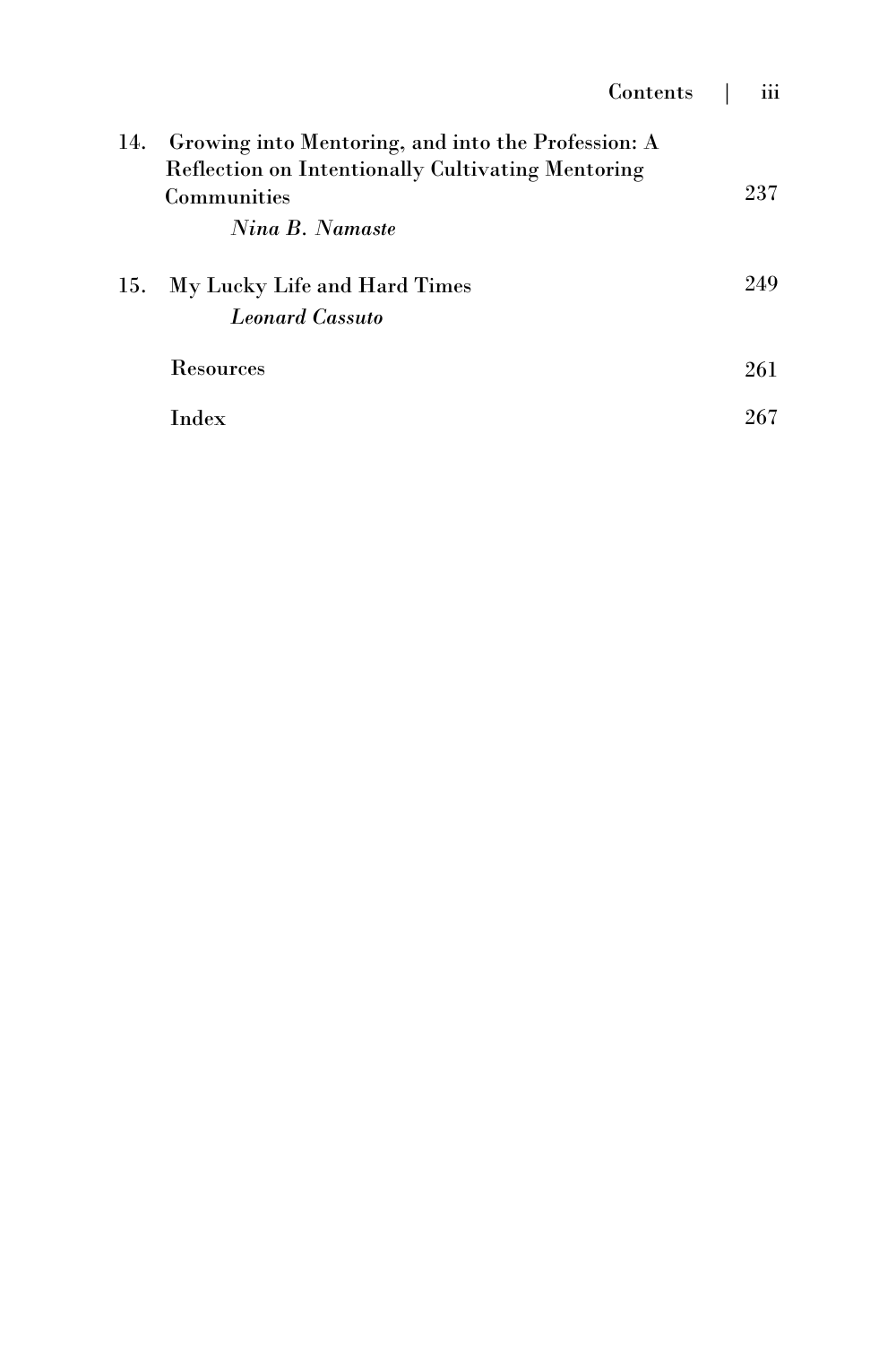14. Growing into Mentoring, and into the Profession: A Reflection on Intentionally Cultivating Mentoring Communities — 237
    *Nina B. Namaste*

15. My Lucky Life and Hard Times — 249
    *Leonard Cassuto*

Resources — 261

Index — 267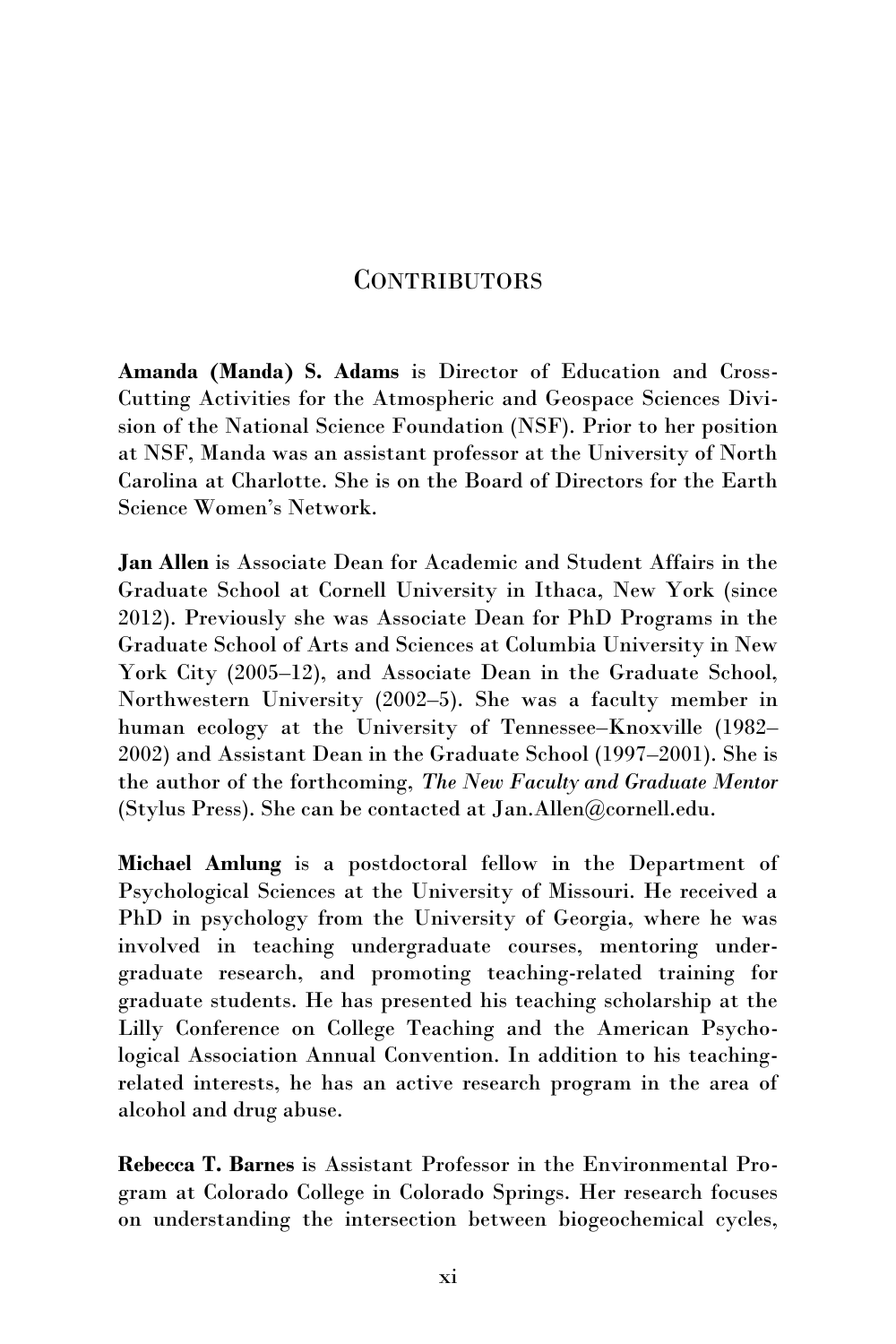# Contributors

**Amanda (Manda) S. Adams** is Director of Education and Cross-Cutting Activities for the Atmospheric and Geospace Sciences Division of the National Science Foundation (NSF). Prior to her position at NSF, Manda was an assistant professor at the University of North Carolina at Charlotte. She is on the Board of Directors for the Earth Science Women's Network.

**Jan Allen** is Associate Dean for Academic and Student Affairs in the Graduate School at Cornell University in Ithaca, New York (since 2012). Previously she was Associate Dean for PhD Programs in the Graduate School of Arts and Sciences at Columbia University in New York City (2005–12), and Associate Dean in the Graduate School, Northwestern University (2002–5). She was a faculty member in human ecology at the University of Tennessee–Knoxville (1982–2002) and Assistant Dean in the Graduate School (1997–2001). She is the author of the forthcoming, *The New Faculty and Graduate Mentor* (Stylus Press). She can be contacted at Jan.Allen@cornell.edu.

**Michael Amlung** is a postdoctoral fellow in the Department of Psychological Sciences at the University of Missouri. He received a PhD in psychology from the University of Georgia, where he was involved in teaching undergraduate courses, mentoring undergraduate research, and promoting teaching-related training for graduate students. He has presented his teaching scholarship at the Lilly Conference on College Teaching and the American Psychological Association Annual Convention. In addition to his teaching-related interests, he has an active research program in the area of alcohol and drug abuse.

**Rebecca T. Barnes** is Assistant Professor in the Environmental Program at Colorado College in Colorado Springs. Her research focuses on understanding the intersection between biogeochemical cycles,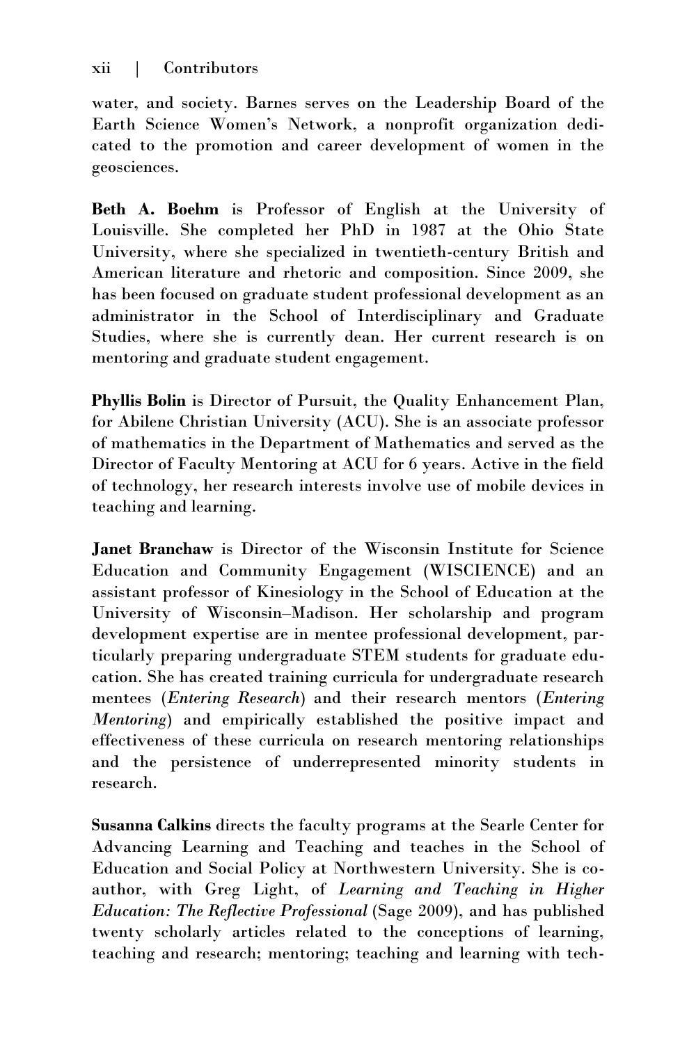water, and society. Barnes serves on the Leadership Board of the Earth Science Women's Network, a nonprofit organization dedicated to the promotion and career development of women in the geosciences.

**Beth A. Boehm** is Professor of English at the University of Louisville. She completed her PhD in 1987 at the Ohio State University, where she specialized in twentieth-century British and American literature and rhetoric and composition. Since 2009, she has been focused on graduate student professional development as an administrator in the School of Interdisciplinary and Graduate Studies, where she is currently dean. Her current research is on mentoring and graduate student engagement.

**Phyllis Bolin** is Director of Pursuit, the Quality Enhancement Plan, for Abilene Christian University (ACU). She is an associate professor of mathematics in the Department of Mathematics and served as the Director of Faculty Mentoring at ACU for 6 years. Active in the field of technology, her research interests involve use of mobile devices in teaching and learning.

**Janet Branchaw** is Director of the Wisconsin Institute for Science Education and Community Engagement (WISCIENCE) and an assistant professor of Kinesiology in the School of Education at the University of Wisconsin–Madison. Her scholarship and program development expertise are in mentee professional development, particularly preparing undergraduate STEM students for graduate education. She has created training curricula for undergraduate research mentees (*Entering Research*) and their research mentors (*Entering Mentoring*) and empirically established the positive impact and effectiveness of these curricula on research mentoring relationships and the persistence of underrepresented minority students in research.

**Susanna Calkins** directs the faculty programs at the Searle Center for Advancing Learning and Teaching and teaches in the School of Education and Social Policy at Northwestern University. She is co-author, with Greg Light, of *Learning and Teaching in Higher Education: The Reflective Professional* (Sage 2009), and has published twenty scholarly articles related to the conceptions of learning, teaching and research; mentoring; teaching and learning with tech-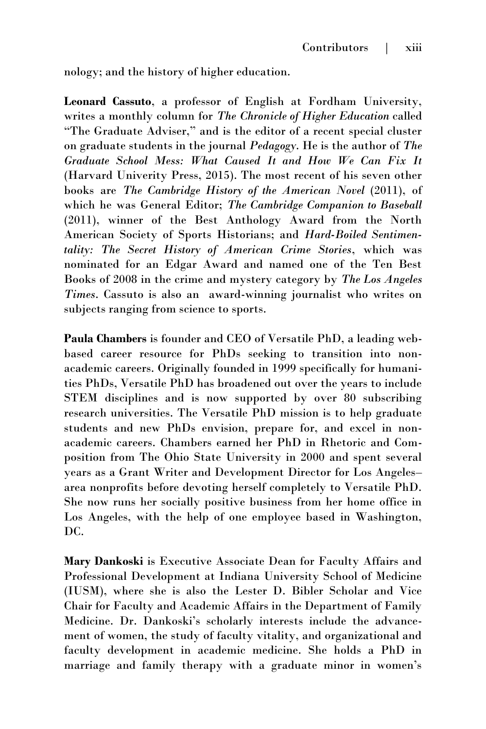nology; and the history of higher education.

**Leonard Cassuto**, a professor of English at Fordham University, writes a monthly column for *The Chronicle of Higher Education* called "The Graduate Adviser," and is the editor of a recent special cluster on graduate students in the journal *Pedagogy*. He is the author of *The Graduate School Mess: What Caused It and How We Can Fix It* (Harvard Univerity Press, 2015). The most recent of his seven other books are *The Cambridge History of the American Novel* (2011), of which he was General Editor; *The Cambridge Companion to Baseball* (2011), winner of the Best Anthology Award from the North American Society of Sports Historians; and *Hard-Boiled Sentimentality: The Secret History of American Crime Stories*, which was nominated for an Edgar Award and named one of the Ten Best Books of 2008 in the crime and mystery category by *The Los Angeles Times*. Cassuto is also an award-winning journalist who writes on subjects ranging from science to sports.

**Paula Chambers** is founder and CEO of Versatile PhD, a leading web-based career resource for PhDs seeking to transition into non-academic careers. Originally founded in 1999 specifically for humanities PhDs, Versatile PhD has broadened out over the years to include STEM disciplines and is now supported by over 80 subscribing research universities. The Versatile PhD mission is to help graduate students and new PhDs envision, prepare for, and excel in non-academic careers. Chambers earned her PhD in Rhetoric and Composition from The Ohio State University in 2000 and spent several years as a Grant Writer and Development Director for Los Angeles–area nonprofits before devoting herself completely to Versatile PhD. She now runs her socially positive business from her home office in Los Angeles, with the help of one employee based in Washington, DC.

**Mary Dankoski** is Executive Associate Dean for Faculty Affairs and Professional Development at Indiana University School of Medicine (IUSM), where she is also the Lester D. Bibler Scholar and Vice Chair for Faculty and Academic Affairs in the Department of Family Medicine. Dr. Dankoski's scholarly interests include the advancement of women, the study of faculty vitality, and organizational and faculty development in academic medicine. She holds a PhD in marriage and family therapy with a graduate minor in women's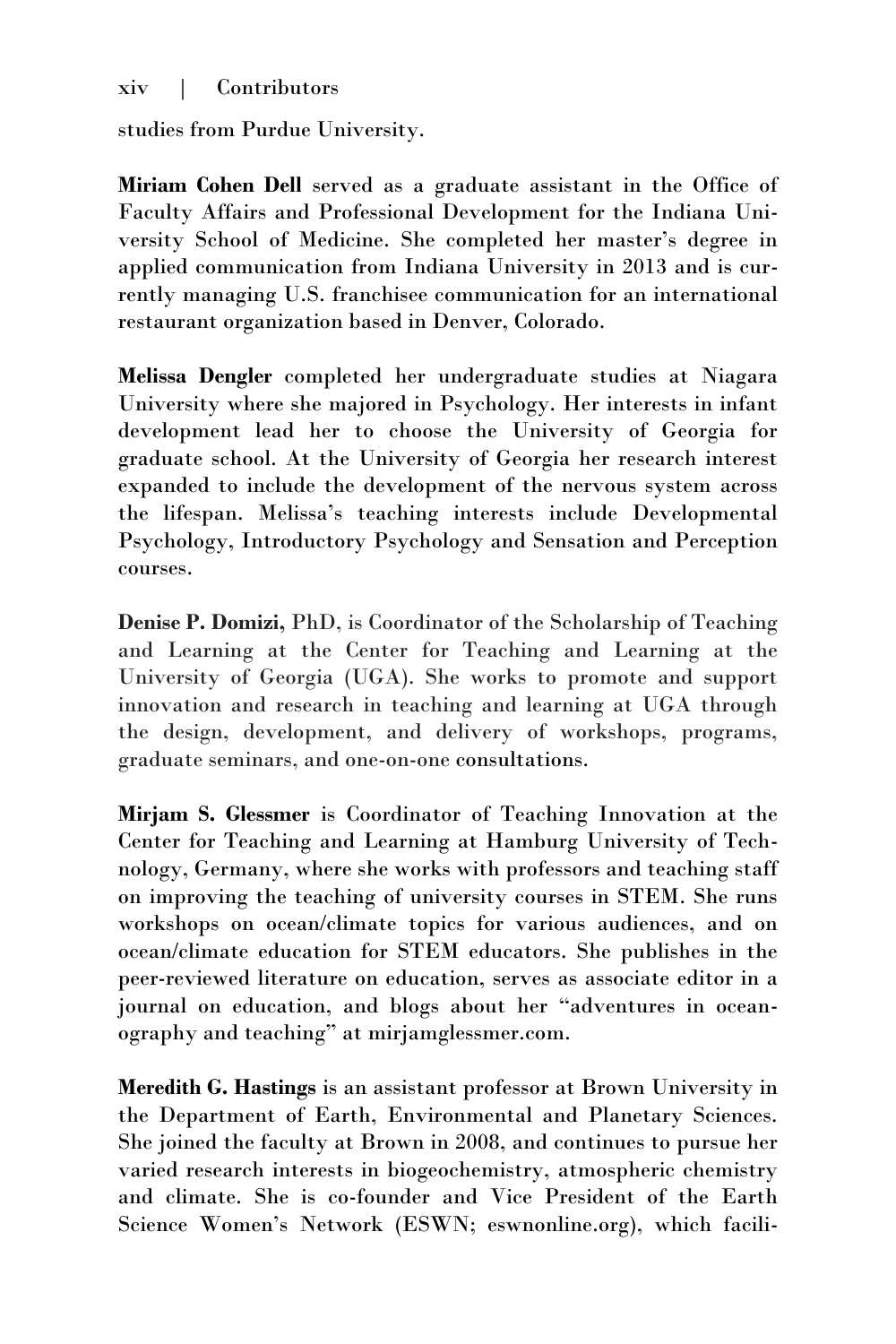studies from Purdue University.

**Miriam Cohen Dell** served as a graduate assistant in the Office of Faculty Affairs and Professional Development for the Indiana University School of Medicine. She completed her master's degree in applied communication from Indiana University in 2013 and is currently managing U.S. franchisee communication for an international restaurant organization based in Denver, Colorado.

**Melissa Dengler** completed her undergraduate studies at Niagara University where she majored in Psychology. Her interests in infant development lead her to choose the University of Georgia for graduate school. At the University of Georgia her research interest expanded to include the development of the nervous system across the lifespan. Melissa's teaching interests include Developmental Psychology, Introductory Psychology and Sensation and Perception courses.

**Denise P. Domizi,** PhD, is Coordinator of the Scholarship of Teaching and Learning at the Center for Teaching and Learning at the University of Georgia (UGA). She works to promote and support innovation and research in teaching and learning at UGA through the design, development, and delivery of workshops, programs, graduate seminars, and one-on-one consultations.

**Mirjam S. Glessmer** is Coordinator of Teaching Innovation at the Center for Teaching and Learning at Hamburg University of Technology, Germany, where she works with professors and teaching staff on improving the teaching of university courses in STEM. She runs workshops on ocean/climate topics for various audiences, and on ocean/climate education for STEM educators. She publishes in the peer-reviewed literature on education, serves as associate editor in a journal on education, and blogs about her "adventures in oceanography and teaching" at mirjamglessmer.com.

**Meredith G. Hastings** is an assistant professor at Brown University in the Department of Earth, Environmental and Planetary Sciences. She joined the faculty at Brown in 2008, and continues to pursue her varied research interests in biogeochemistry, atmospheric chemistry and climate. She is co-founder and Vice President of the Earth Science Women's Network (ESWN; eswnonline.org), which facili-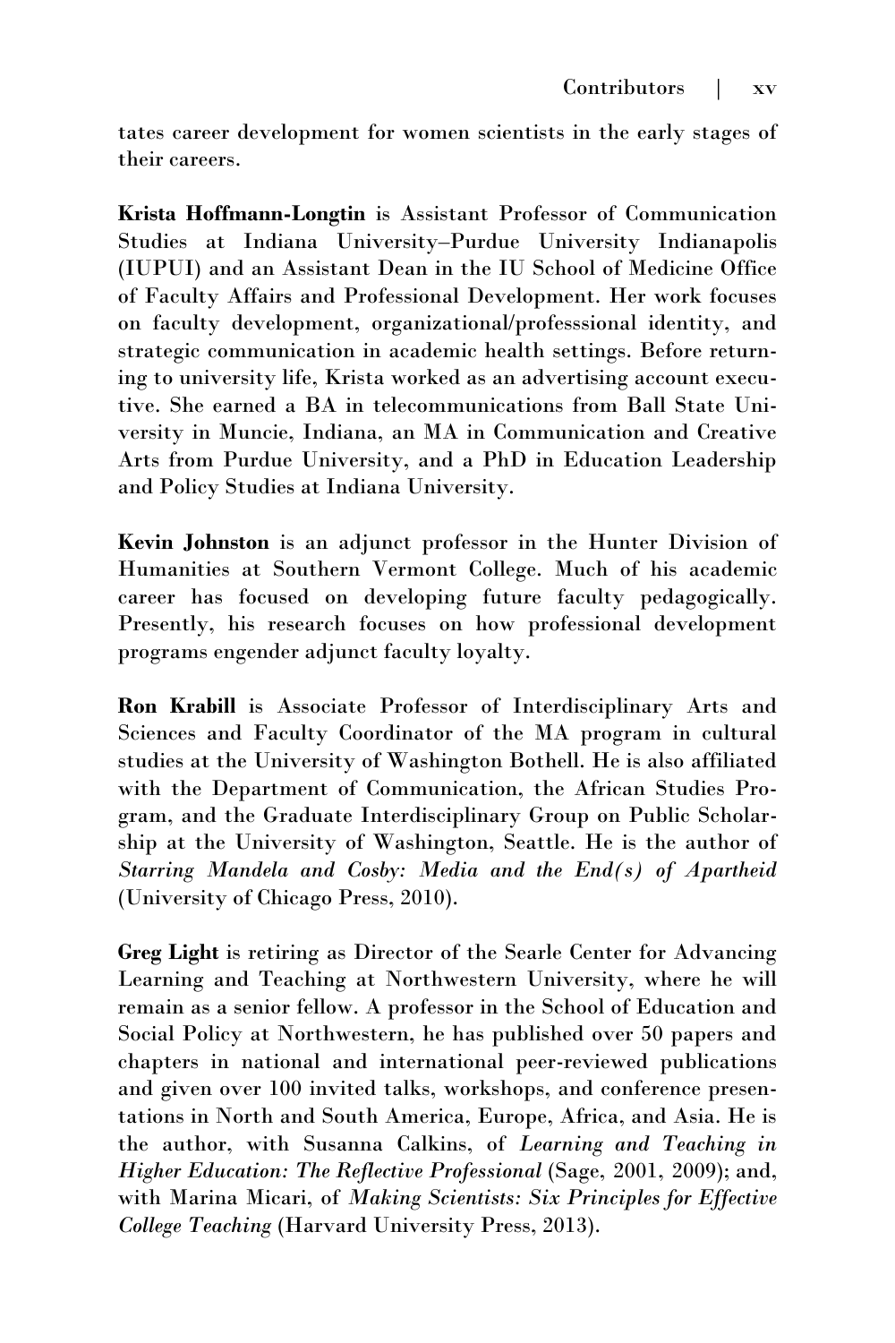tates career development for women scientists in the early stages of their careers.

**Krista Hoffmann-Longtin** is Assistant Professor of Communication Studies at Indiana University–Purdue University Indianapolis (IUPUI) and an Assistant Dean in the IU School of Medicine Office of Faculty Affairs and Professional Development. Her work focuses on faculty development, organizational/professsional identity, and strategic communication in academic health settings. Before returning to university life, Krista worked as an advertising account executive. She earned a BA in telecommunications from Ball State University in Muncie, Indiana, an MA in Communication and Creative Arts from Purdue University, and a PhD in Education Leadership and Policy Studies at Indiana University.

**Kevin Johnston** is an adjunct professor in the Hunter Division of Humanities at Southern Vermont College. Much of his academic career has focused on developing future faculty pedagogically. Presently, his research focuses on how professional development programs engender adjunct faculty loyalty.

**Ron Krabill** is Associate Professor of Interdisciplinary Arts and Sciences and Faculty Coordinator of the MA program in cultural studies at the University of Washington Bothell. He is also affiliated with the Department of Communication, the African Studies Program, and the Graduate Interdisciplinary Group on Public Scholarship at the University of Washington, Seattle. He is the author of *Starring Mandela and Cosby: Media and the End(s) of Apartheid* (University of Chicago Press, 2010).

**Greg Light** is retiring as Director of the Searle Center for Advancing Learning and Teaching at Northwestern University, where he will remain as a senior fellow. A professor in the School of Education and Social Policy at Northwestern, he has published over 50 papers and chapters in national and international peer-reviewed publications and given over 100 invited talks, workshops, and conference presentations in North and South America, Europe, Africa, and Asia. He is the author, with Susanna Calkins, of *Learning and Teaching in Higher Education: The Reflective Professional* (Sage, 2001, 2009); and, with Marina Micari, of *Making Scientists: Six Principles for Effective College Teaching* (Harvard University Press, 2013).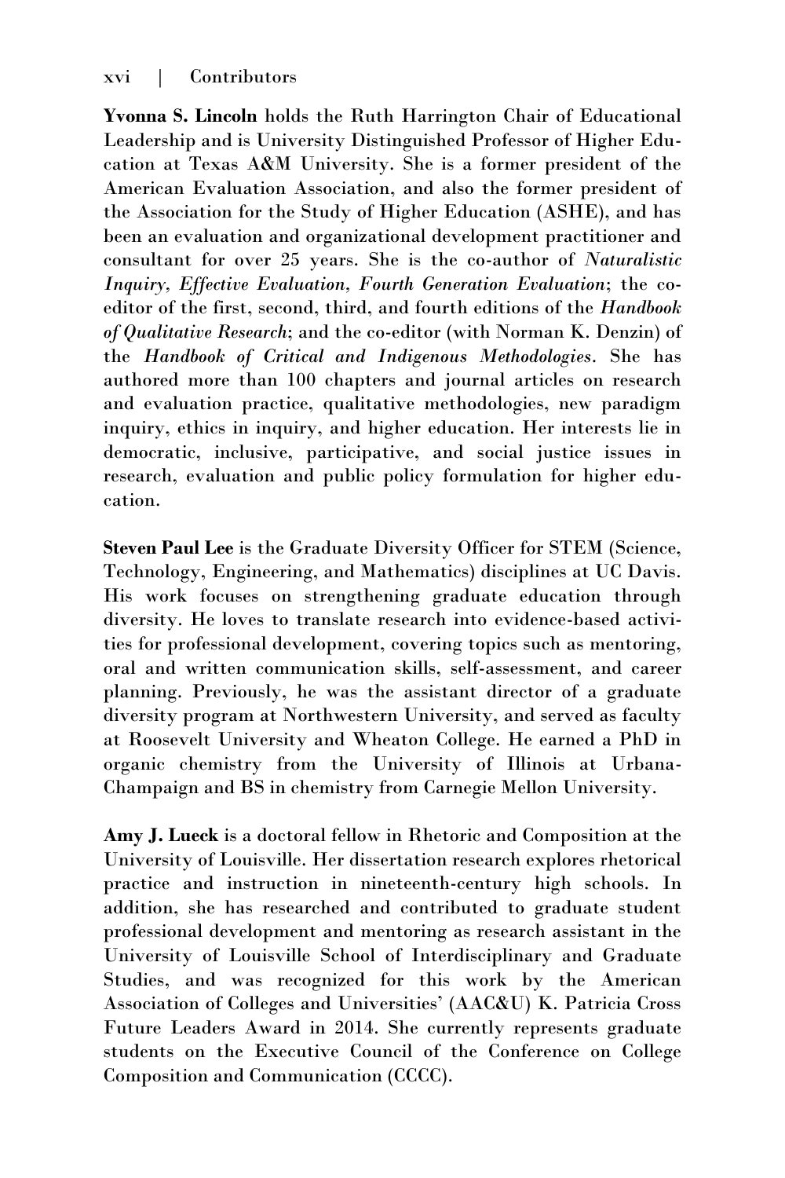**Yvonna S. Lincoln** holds the Ruth Harrington Chair of Educational Leadership and is University Distinguished Professor of Higher Education at Texas A&M University. She is a former president of the American Evaluation Association, and also the former president of the Association for the Study of Higher Education (ASHE), and has been an evaluation and organizational development practitioner and consultant for over 25 years. She is the co-author of *Naturalistic Inquiry, Effective Evaluation, Fourth Generation Evaluation*; the co-editor of the first, second, third, and fourth editions of the *Handbook of Qualitative Research*; and the co-editor (with Norman K. Denzin) of the *Handbook of Critical and Indigenous Methodologies*. She has authored more than 100 chapters and journal articles on research and evaluation practice, qualitative methodologies, new paradigm inquiry, ethics in inquiry, and higher education. Her interests lie in democratic, inclusive, participative, and social justice issues in research, evaluation and public policy formulation for higher education.

**Steven Paul Lee** is the Graduate Diversity Officer for STEM (Science, Technology, Engineering, and Mathematics) disciplines at UC Davis. His work focuses on strengthening graduate education through diversity. He loves to translate research into evidence-based activities for professional development, covering topics such as mentoring, oral and written communication skills, self-assessment, and career planning. Previously, he was the assistant director of a graduate diversity program at Northwestern University, and served as faculty at Roosevelt University and Wheaton College. He earned a PhD in organic chemistry from the University of Illinois at Urbana-Champaign and BS in chemistry from Carnegie Mellon University.

**Amy J. Lueck** is a doctoral fellow in Rhetoric and Composition at the University of Louisville. Her dissertation research explores rhetorical practice and instruction in nineteenth-century high schools. In addition, she has researched and contributed to graduate student professional development and mentoring as research assistant in the University of Louisville School of Interdisciplinary and Graduate Studies, and was recognized for this work by the American Association of Colleges and Universities' (AAC&U) K. Patricia Cross Future Leaders Award in 2014. She currently represents graduate students on the Executive Council of the Conference on College Composition and Communication (CCCC).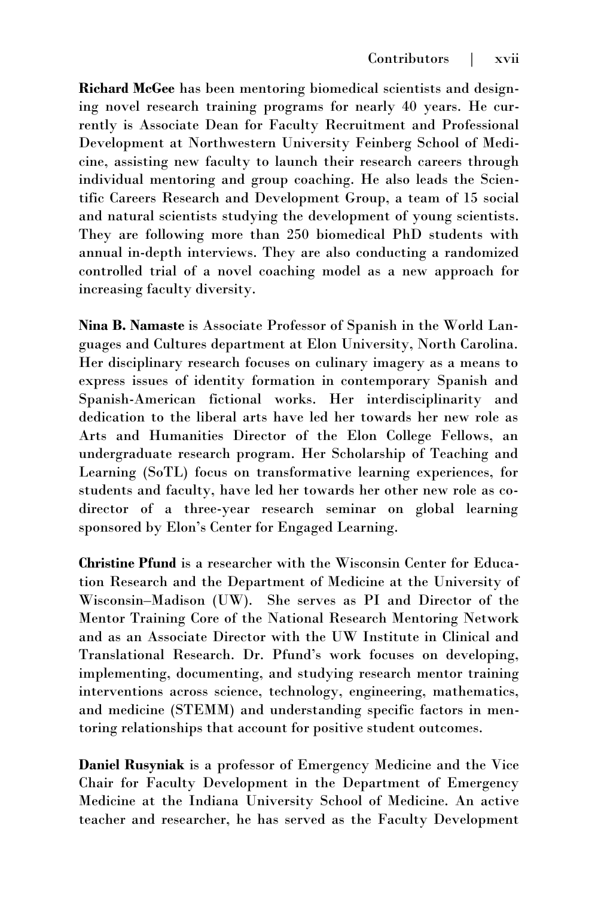**Richard McGee** has been mentoring biomedical scientists and designing novel research training programs for nearly 40 years. He currently is Associate Dean for Faculty Recruitment and Professional Development at Northwestern University Feinberg School of Medicine, assisting new faculty to launch their research careers through individual mentoring and group coaching. He also leads the Scientific Careers Research and Development Group, a team of 15 social and natural scientists studying the development of young scientists. They are following more than 250 biomedical PhD students with annual in-depth interviews. They are also conducting a randomized controlled trial of a novel coaching model as a new approach for increasing faculty diversity.

**Nina B. Namaste** is Associate Professor of Spanish in the World Languages and Cultures department at Elon University, North Carolina. Her disciplinary research focuses on culinary imagery as a means to express issues of identity formation in contemporary Spanish and Spanish-American fictional works. Her interdisciplinarity and dedication to the liberal arts have led her towards her new role as Arts and Humanities Director of the Elon College Fellows, an undergraduate research program. Her Scholarship of Teaching and Learning (SoTL) focus on transformative learning experiences, for students and faculty, have led her towards her other new role as co-director of a three-year research seminar on global learning sponsored by Elon's Center for Engaged Learning.

**Christine Pfund** is a researcher with the Wisconsin Center for Education Research and the Department of Medicine at the University of Wisconsin–Madison (UW). She serves as PI and Director of the Mentor Training Core of the National Research Mentoring Network and as an Associate Director with the UW Institute in Clinical and Translational Research. Dr. Pfund's work focuses on developing, implementing, documenting, and studying research mentor training interventions across science, technology, engineering, mathematics, and medicine (STEMM) and understanding specific factors in mentoring relationships that account for positive student outcomes.

**Daniel Rusyniak** is a professor of Emergency Medicine and the Vice Chair for Faculty Development in the Department of Emergency Medicine at the Indiana University School of Medicine. An active teacher and researcher, he has served as the Faculty Development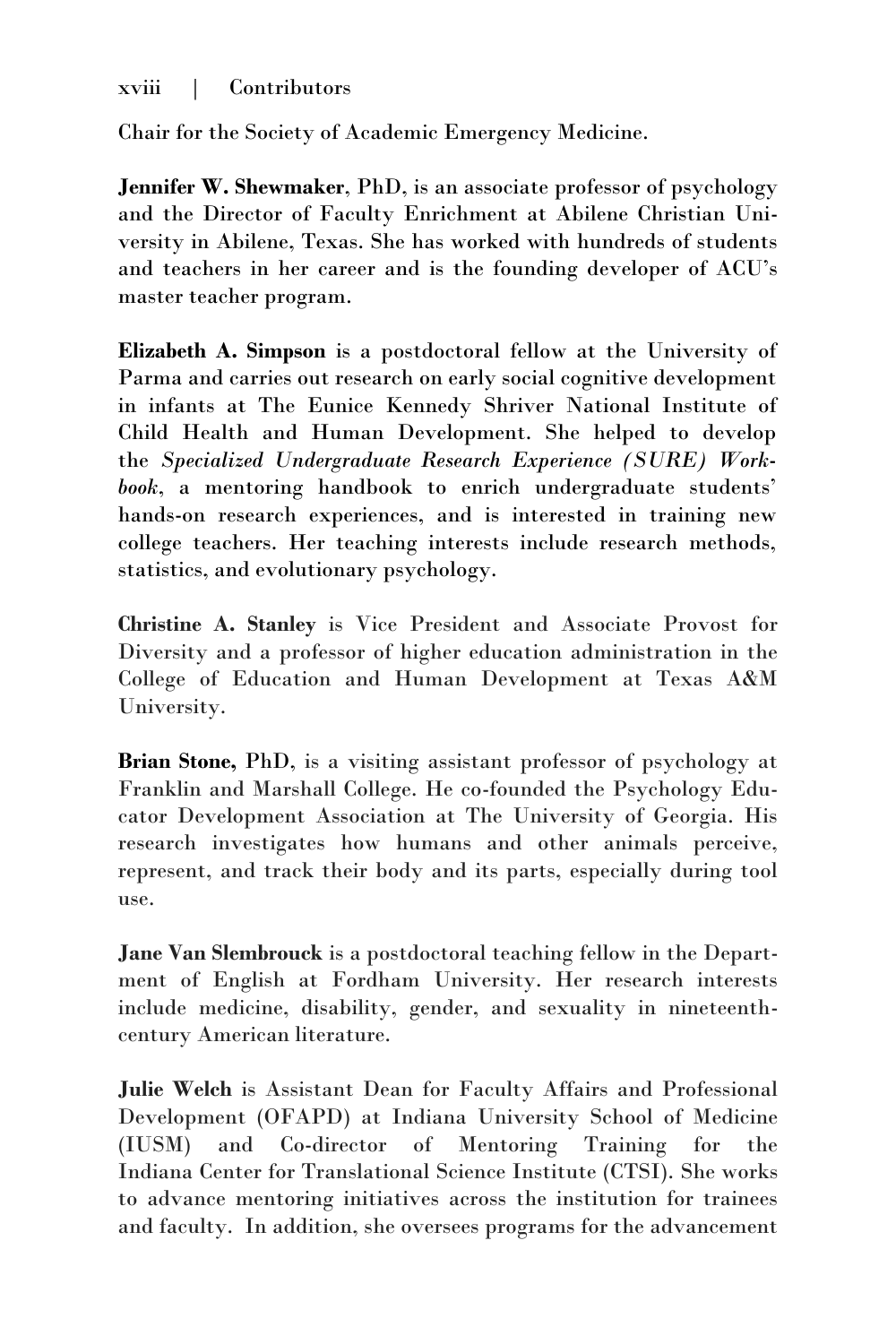Chair for the Society of Academic Emergency Medicine.

**Jennifer W. Shewmaker**, PhD, is an associate professor of psychology and the Director of Faculty Enrichment at Abilene Christian University in Abilene, Texas. She has worked with hundreds of students and teachers in her career and is the founding developer of ACU's master teacher program.

**Elizabeth A. Simpson** is a postdoctoral fellow at the University of Parma and carries out research on early social cognitive development in infants at The Eunice Kennedy Shriver National Institute of Child Health and Human Development. She helped to develop the *Specialized Undergraduate Research Experience (SURE) Workbook*, a mentoring handbook to enrich undergraduate students' hands-on research experiences, and is interested in training new college teachers. Her teaching interests include research methods, statistics, and evolutionary psychology.

**Christine A. Stanley** is Vice President and Associate Provost for Diversity and a professor of higher education administration in the College of Education and Human Development at Texas A&M University.

**Brian Stone,** PhD, is a visiting assistant professor of psychology at Franklin and Marshall College. He co-founded the Psychology Educator Development Association at The University of Georgia. His research investigates how humans and other animals perceive, represent, and track their body and its parts, especially during tool use.

**Jane Van Slembrouck** is a postdoctoral teaching fellow in the Department of English at Fordham University. Her research interests include medicine, disability, gender, and sexuality in nineteenth-century American literature.

**Julie Welch** is Assistant Dean for Faculty Affairs and Professional Development (OFAPD) at Indiana University School of Medicine (IUSM) and Co-director of Mentoring Training for the Indiana Center for Translational Science Institute (CTSI). She works to advance mentoring initiatives across the institution for trainees and faculty. In addition, she oversees programs for the advancement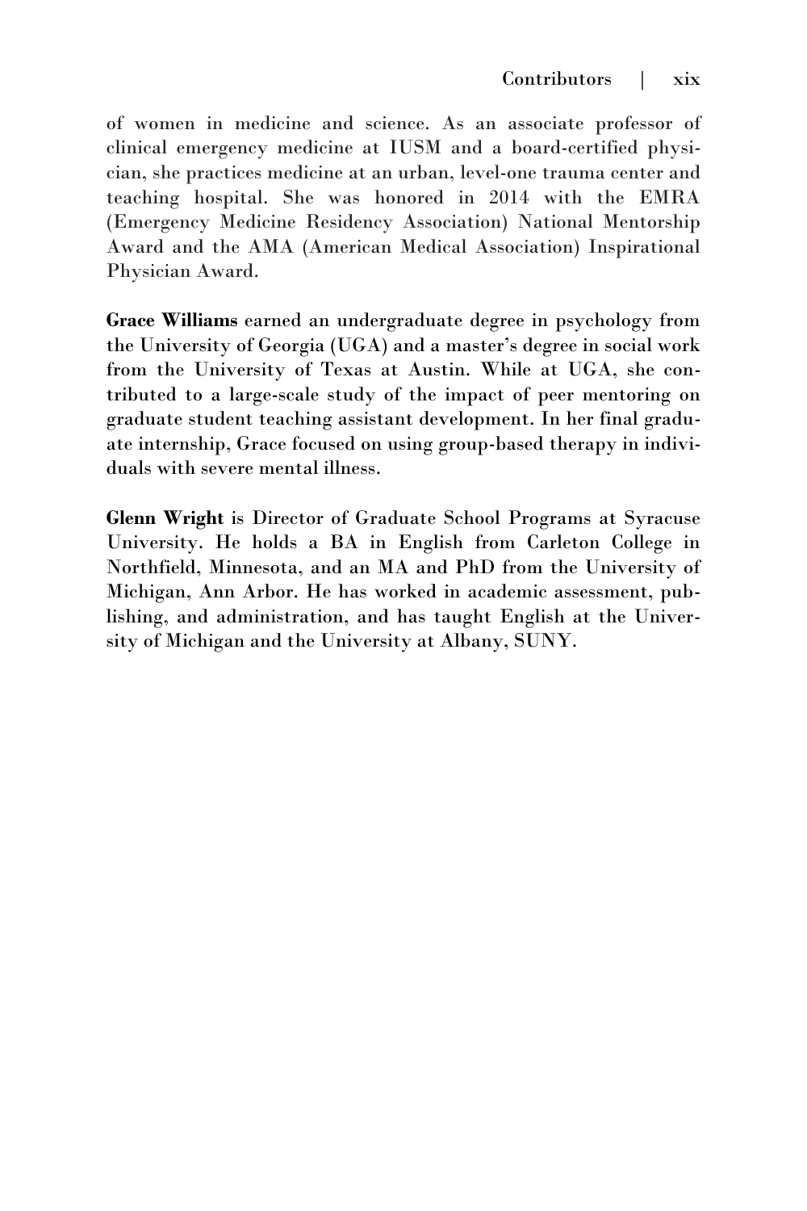of women in medicine and science. As an associate professor of clinical emergency medicine at IUSM and a board-certified physician, she practices medicine at an urban, level-one trauma center and teaching hospital. She was honored in 2014 with the EMRA (Emergency Medicine Residency Association) National Mentorship Award and the AMA (American Medical Association) Inspirational Physician Award.

**Grace Williams** earned an undergraduate degree in psychology from the University of Georgia (UGA) and a master's degree in social work from the University of Texas at Austin. While at UGA, she contributed to a large-scale study of the impact of peer mentoring on graduate student teaching assistant development. In her final graduate internship, Grace focused on using group-based therapy in individuals with severe mental illness.

**Glenn Wright** is Director of Graduate School Programs at Syracuse University. He holds a BA in English from Carleton College in Northfield, Minnesota, and an MA and PhD from the University of Michigan, Ann Arbor. He has worked in academic assessment, publishing, and administration, and has taught English at the University of Michigan and the University at Albany, SUNY.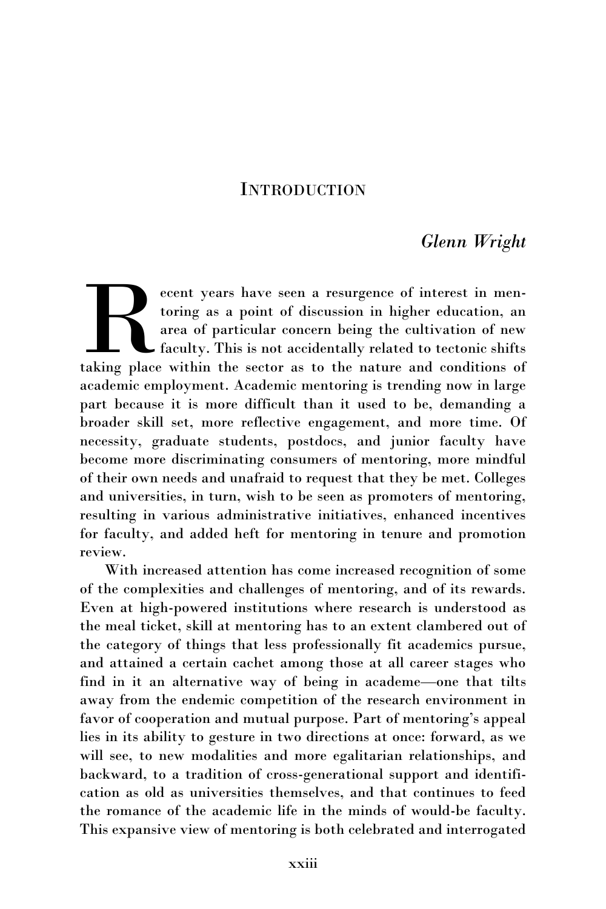# Introduction

*Glenn Wright*

Recent years have seen a resurgence of interest in mentoring as a point of discussion in higher education, an area of particular concern being the cultivation of new faculty. This is not accidentally related to tectonic shifts taking place within the sector as to the nature and conditions of academic employment. Academic mentoring is trending now in large part because it is more difficult than it used to be, demanding a broader skill set, more reflective engagement, and more time. Of necessity, graduate students, postdocs, and junior faculty have become more discriminating consumers of mentoring, more mindful of their own needs and unafraid to request that they be met. Colleges and universities, in turn, wish to be seen as promoters of mentoring, resulting in various administrative initiatives, enhanced incentives for faculty, and added heft for mentoring in tenure and promotion review.

With increased attention has come increased recognition of some of the complexities and challenges of mentoring, and of its rewards. Even at high-powered institutions where research is understood as the meal ticket, skill at mentoring has to an extent clambered out of the category of things that less professionally fit academics pursue, and attained a certain cachet among those at all career stages who find in it an alternative way of being in academe—one that tilts away from the endemic competition of the research environment in favor of cooperation and mutual purpose. Part of mentoring's appeal lies in its ability to gesture in two directions at once: forward, as we will see, to new modalities and more egalitarian relationships, and backward, to a tradition of cross-generational support and identification as old as universities themselves, and that continues to feed the romance of the academic life in the minds of would-be faculty. This expansive view of mentoring is both celebrated and interrogated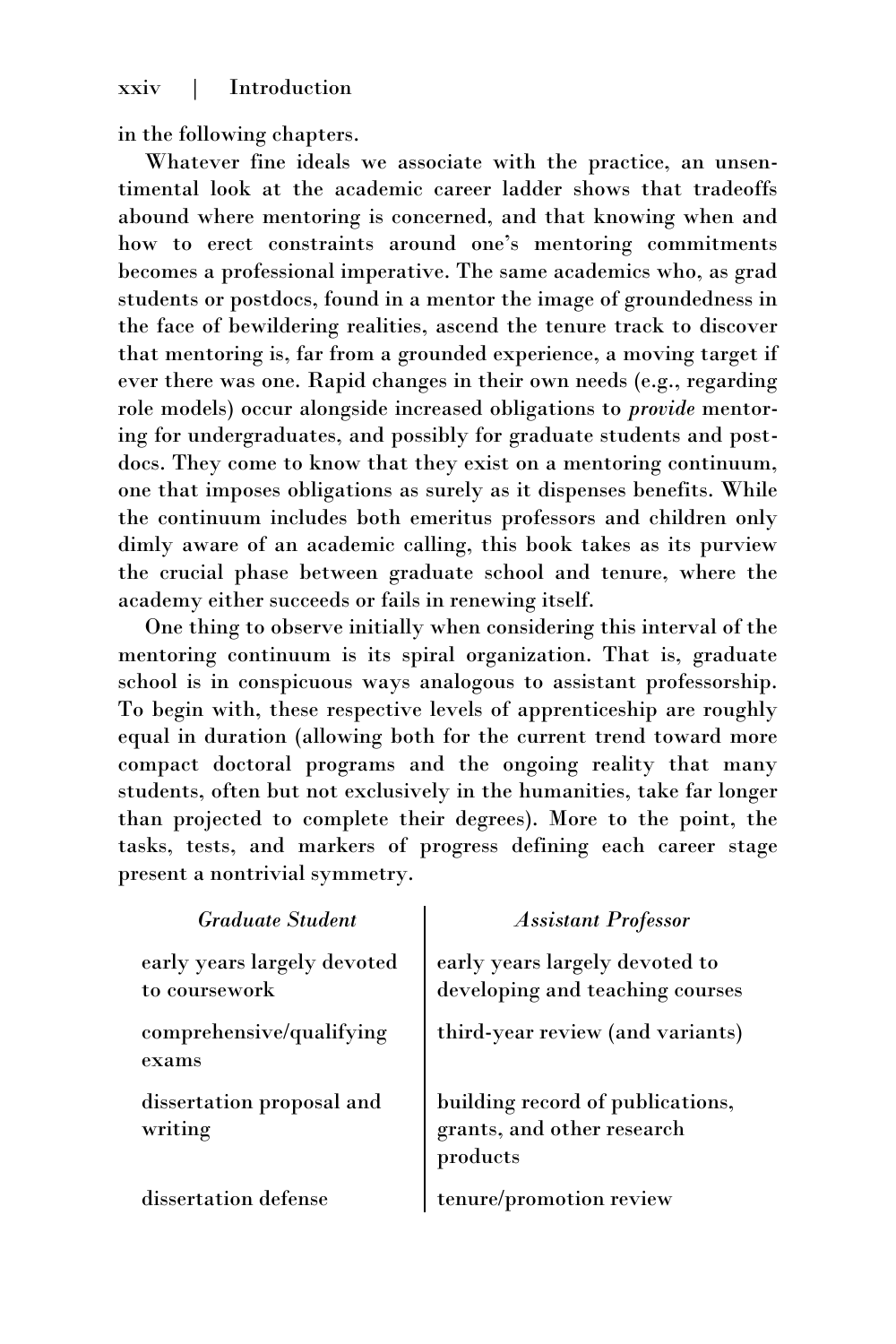in the following chapters.

Whatever fine ideals we associate with the practice, an unsentimental look at the academic career ladder shows that tradeoffs abound where mentoring is concerned, and that knowing when and how to erect constraints around one's mentoring commitments becomes a professional imperative. The same academics who, as grad students or postdocs, found in a mentor the image of groundedness in the face of bewildering realities, ascend the tenure track to discover that mentoring is, far from a grounded experience, a moving target if ever there was one. Rapid changes in their own needs (e.g., regarding role models) occur alongside increased obligations to *provide* mentoring for undergraduates, and possibly for graduate students and postdocs. They come to know that they exist on a mentoring continuum, one that imposes obligations as surely as it dispenses benefits. While the continuum includes both emeritus professors and children only dimly aware of an academic calling, this book takes as its purview the crucial phase between graduate school and tenure, where the academy either succeeds or fails in renewing itself.

One thing to observe initially when considering this interval of the mentoring continuum is its spiral organization. That is, graduate school is in conspicuous ways analogous to assistant professorship. To begin with, these respective levels of apprenticeship are roughly equal in duration (allowing both for the current trend toward more compact doctoral programs and the ongoing reality that many students, often but not exclusively in the humanities, take far longer than projected to complete their degrees). More to the point, the tasks, tests, and markers of progress defining each career stage present a nontrivial symmetry.

| *Graduate Student* | *Assistant Professor* |
|---|---|
| early years largely devoted to coursework | early years largely devoted to developing and teaching courses |
| comprehensive/qualifying exams | third-year review (and variants) |
| dissertation proposal and writing | building record of publications, grants, and other research products |
| dissertation defense | tenure/promotion review |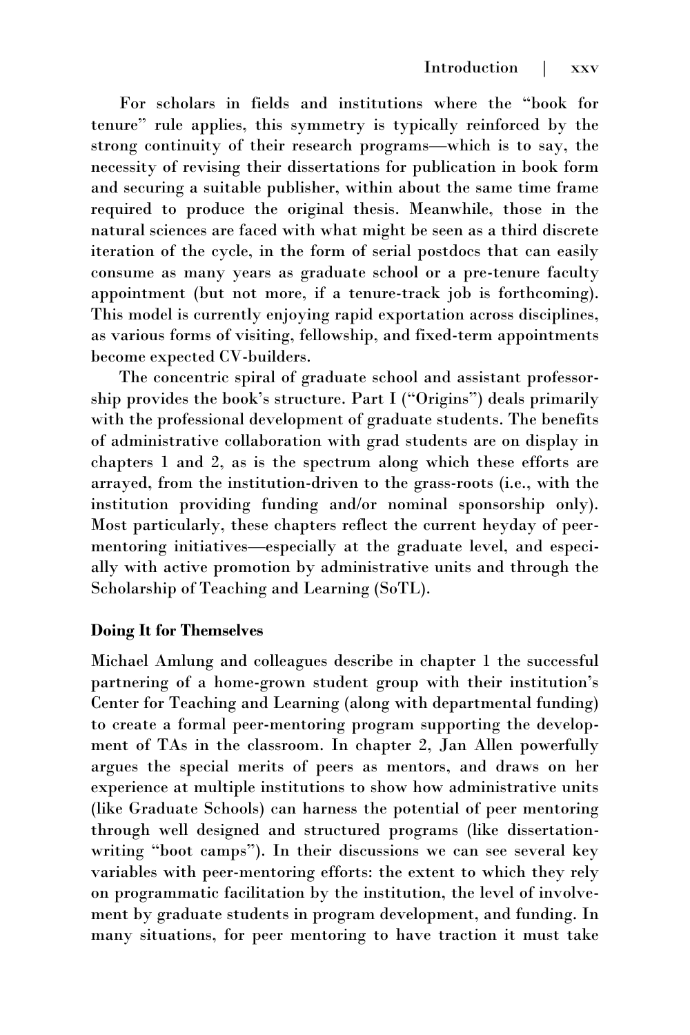For scholars in fields and institutions where the "book for tenure" rule applies, this symmetry is typically reinforced by the strong continuity of their research programs—which is to say, the necessity of revising their dissertations for publication in book form and securing a suitable publisher, within about the same time frame required to produce the original thesis. Meanwhile, those in the natural sciences are faced with what might be seen as a third discrete iteration of the cycle, in the form of serial postdocs that can easily consume as many years as graduate school or a pre-tenure faculty appointment (but not more, if a tenure-track job is forthcoming). This model is currently enjoying rapid exportation across disciplines, as various forms of visiting, fellowship, and fixed-term appointments become expected CV-builders.

The concentric spiral of graduate school and assistant professorship provides the book's structure. Part I ("Origins") deals primarily with the professional development of graduate students. The benefits of administrative collaboration with grad students are on display in chapters 1 and 2, as is the spectrum along which these efforts are arrayed, from the institution-driven to the grass-roots (i.e., with the institution providing funding and/or nominal sponsorship only). Most particularly, these chapters reflect the current heyday of peer-mentoring initiatives—especially at the graduate level, and especially with active promotion by administrative units and through the Scholarship of Teaching and Learning (SoTL).

**Doing It for Themselves**

Michael Amlung and colleagues describe in chapter 1 the successful partnering of a home-grown student group with their institution's Center for Teaching and Learning (along with departmental funding) to create a formal peer-mentoring program supporting the development of TAs in the classroom. In chapter 2, Jan Allen powerfully argues the special merits of peers as mentors, and draws on her experience at multiple institutions to show how administrative units (like Graduate Schools) can harness the potential of peer mentoring through well designed and structured programs (like dissertation-writing "boot camps"). In their discussions we can see several key variables with peer-mentoring efforts: the extent to which they rely on programmatic facilitation by the institution, the level of involvement by graduate students in program development, and funding. In many situations, for peer mentoring to have traction it must take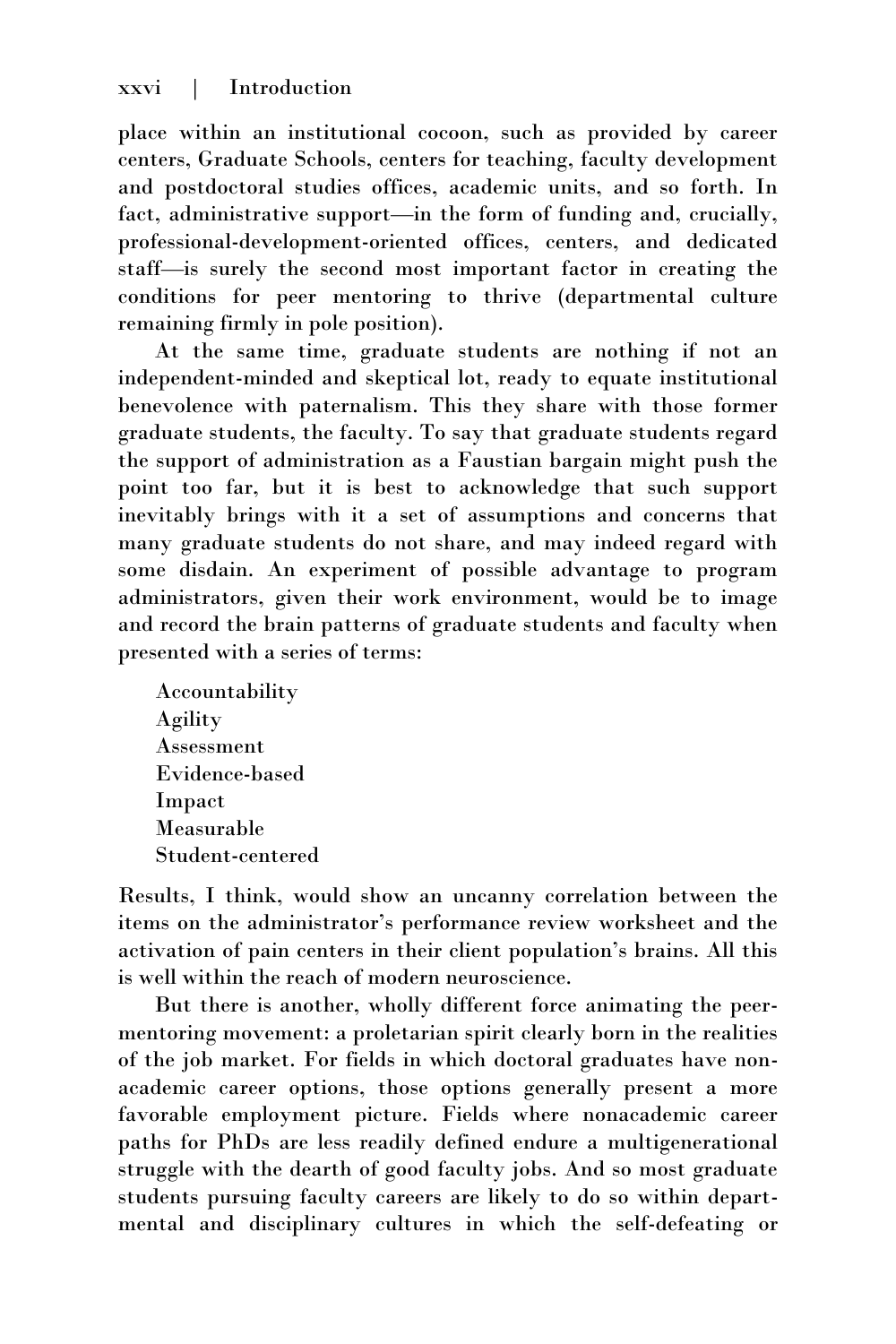place within an institutional cocoon, such as provided by career centers, Graduate Schools, centers for teaching, faculty development and postdoctoral studies offices, academic units, and so forth. In fact, administrative support—in the form of funding and, crucially, professional-development-oriented offices, centers, and dedicated staff—is surely the second most important factor in creating the conditions for peer mentoring to thrive (departmental culture remaining firmly in pole position).

At the same time, graduate students are nothing if not an independent-minded and skeptical lot, ready to equate institutional benevolence with paternalism. This they share with those former graduate students, the faculty. To say that graduate students regard the support of administration as a Faustian bargain might push the point too far, but it is best to acknowledge that such support inevitably brings with it a set of assumptions and concerns that many graduate students do not share, and may indeed regard with some disdain. An experiment of possible advantage to program administrators, given their work environment, would be to image and record the brain patterns of graduate students and faculty when presented with a series of terms:

Accountability
Agility
Assessment
Evidence-based
Impact
Measurable
Student-centered

Results, I think, would show an uncanny correlation between the items on the administrator's performance review worksheet and the activation of pain centers in their client population's brains. All this is well within the reach of modern neuroscience.

But there is another, wholly different force animating the peer-mentoring movement: a proletarian spirit clearly born in the realities of the job market. For fields in which doctoral graduates have non-academic career options, those options generally present a more favorable employment picture. Fields where nonacademic career paths for PhDs are less readily defined endure a multigenerational struggle with the dearth of good faculty jobs. And so most graduate students pursuing faculty careers are likely to do so within departmental and disciplinary cultures in which the self-defeating or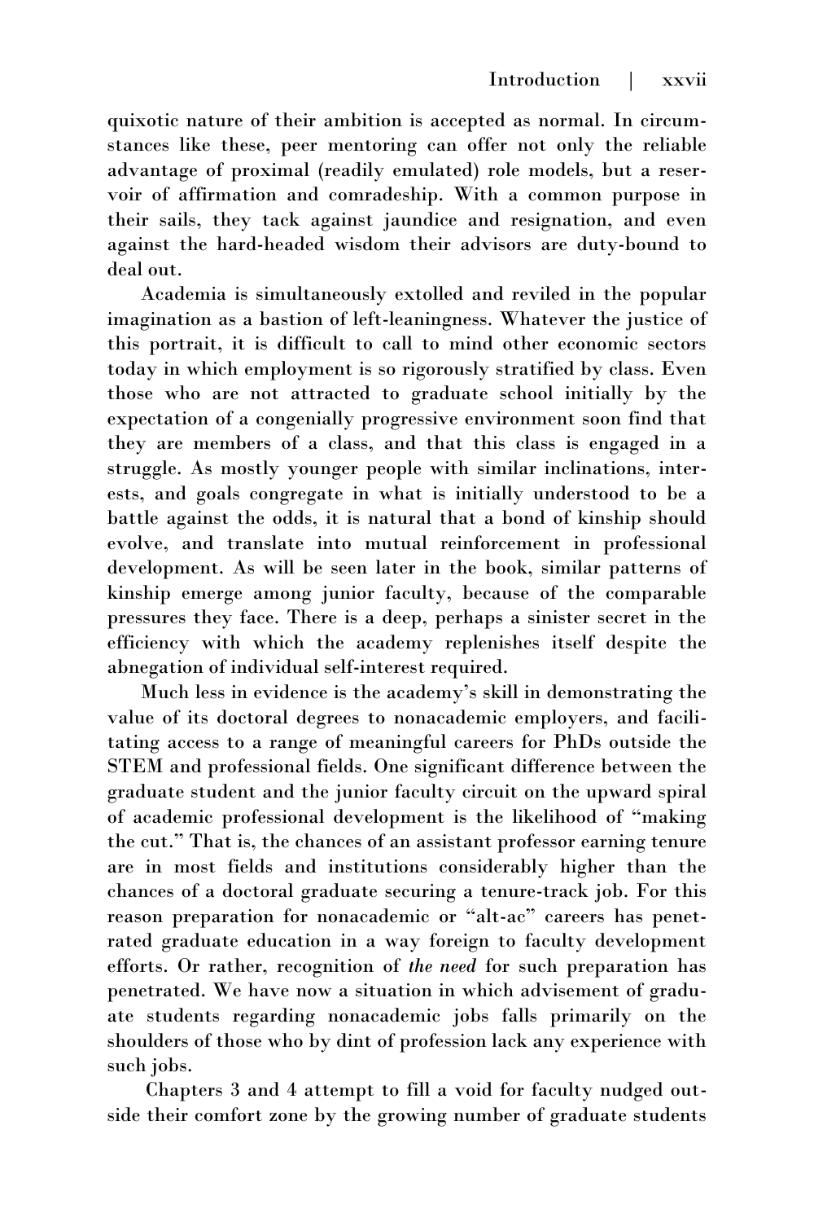quixotic nature of their ambition is accepted as normal. In circumstances like these, peer mentoring can offer not only the reliable advantage of proximal (readily emulated) role models, but a reservoir of affirmation and comradeship. With a common purpose in their sails, they tack against jaundice and resignation, and even against the hard-headed wisdom their advisors are duty-bound to deal out.

Academia is simultaneously extolled and reviled in the popular imagination as a bastion of left-leaningness. Whatever the justice of this portrait, it is difficult to call to mind other economic sectors today in which employment is so rigorously stratified by class. Even those who are not attracted to graduate school initially by the expectation of a congenially progressive environment soon find that they are members of a class, and that this class is engaged in a struggle. As mostly younger people with similar inclinations, interests, and goals congregate in what is initially understood to be a battle against the odds, it is natural that a bond of kinship should evolve, and translate into mutual reinforcement in professional development. As will be seen later in the book, similar patterns of kinship emerge among junior faculty, because of the comparable pressures they face. There is a deep, perhaps a sinister secret in the efficiency with which the academy replenishes itself despite the abnegation of individual self-interest required.

Much less in evidence is the academy's skill in demonstrating the value of its doctoral degrees to nonacademic employers, and facilitating access to a range of meaningful careers for PhDs outside the STEM and professional fields. One significant difference between the graduate student and the junior faculty circuit on the upward spiral of academic professional development is the likelihood of "making the cut." That is, the chances of an assistant professor earning tenure are in most fields and institutions considerably higher than the chances of a doctoral graduate securing a tenure-track job. For this reason preparation for nonacademic or "alt-ac" careers has penetrated graduate education in a way foreign to faculty development efforts. Or rather, recognition of *the need* for such preparation has penetrated. We have now a situation in which advisement of graduate students regarding nonacademic jobs falls primarily on the shoulders of those who by dint of profession lack any experience with such jobs.

Chapters 3 and 4 attempt to fill a void for faculty nudged outside their comfort zone by the growing number of graduate students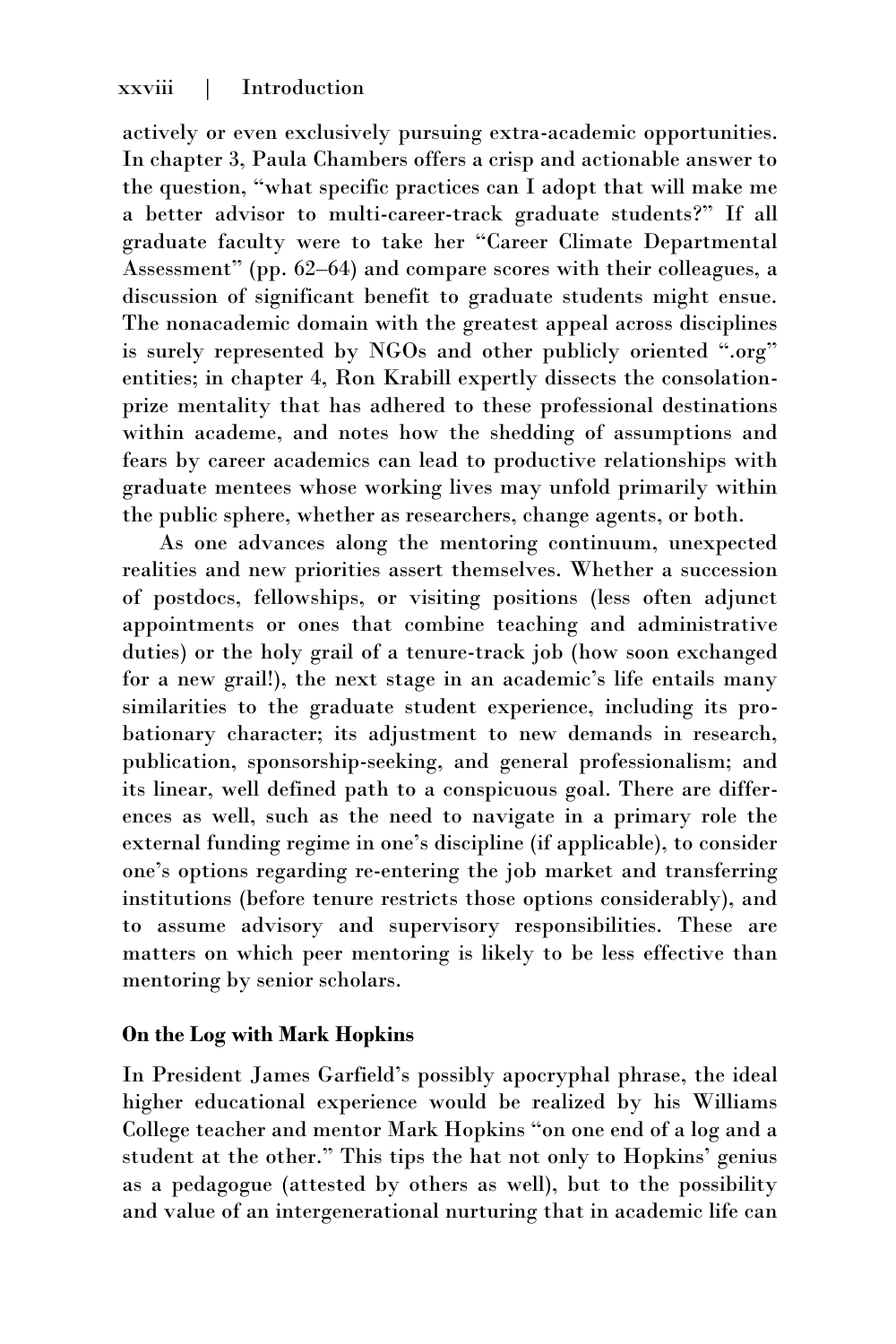actively or even exclusively pursuing extra-academic opportunities. In chapter 3, Paula Chambers offers a crisp and actionable answer to the question, "what specific practices can I adopt that will make me a better advisor to multi-career-track graduate students?" If all graduate faculty were to take her "Career Climate Departmental Assessment" (pp. 62–64) and compare scores with their colleagues, a discussion of significant benefit to graduate students might ensue. The nonacademic domain with the greatest appeal across disciplines is surely represented by NGOs and other publicly oriented ".org" entities; in chapter 4, Ron Krabill expertly dissects the consolation-prize mentality that has adhered to these professional destinations within academe, and notes how the shedding of assumptions and fears by career academics can lead to productive relationships with graduate mentees whose working lives may unfold primarily within the public sphere, whether as researchers, change agents, or both.

As one advances along the mentoring continuum, unexpected realities and new priorities assert themselves. Whether a succession of postdocs, fellowships, or visiting positions (less often adjunct appointments or ones that combine teaching and administrative duties) or the holy grail of a tenure-track job (how soon exchanged for a new grail!), the next stage in an academic's life entails many similarities to the graduate student experience, including its probationary character; its adjustment to new demands in research, publication, sponsorship-seeking, and general professionalism; and its linear, well defined path to a conspicuous goal. There are differences as well, such as the need to navigate in a primary role the external funding regime in one's discipline (if applicable), to consider one's options regarding re-entering the job market and transferring institutions (before tenure restricts those options considerably), and to assume advisory and supervisory responsibilities. These are matters on which peer mentoring is likely to be less effective than mentoring by senior scholars.

**On the Log with Mark Hopkins**

In President James Garfield's possibly apocryphal phrase, the ideal higher educational experience would be realized by his Williams College teacher and mentor Mark Hopkins "on one end of a log and a student at the other." This tips the hat not only to Hopkins' genius as a pedagogue (attested by others as well), but to the possibility and value of an intergenerational nurturing that in academic life can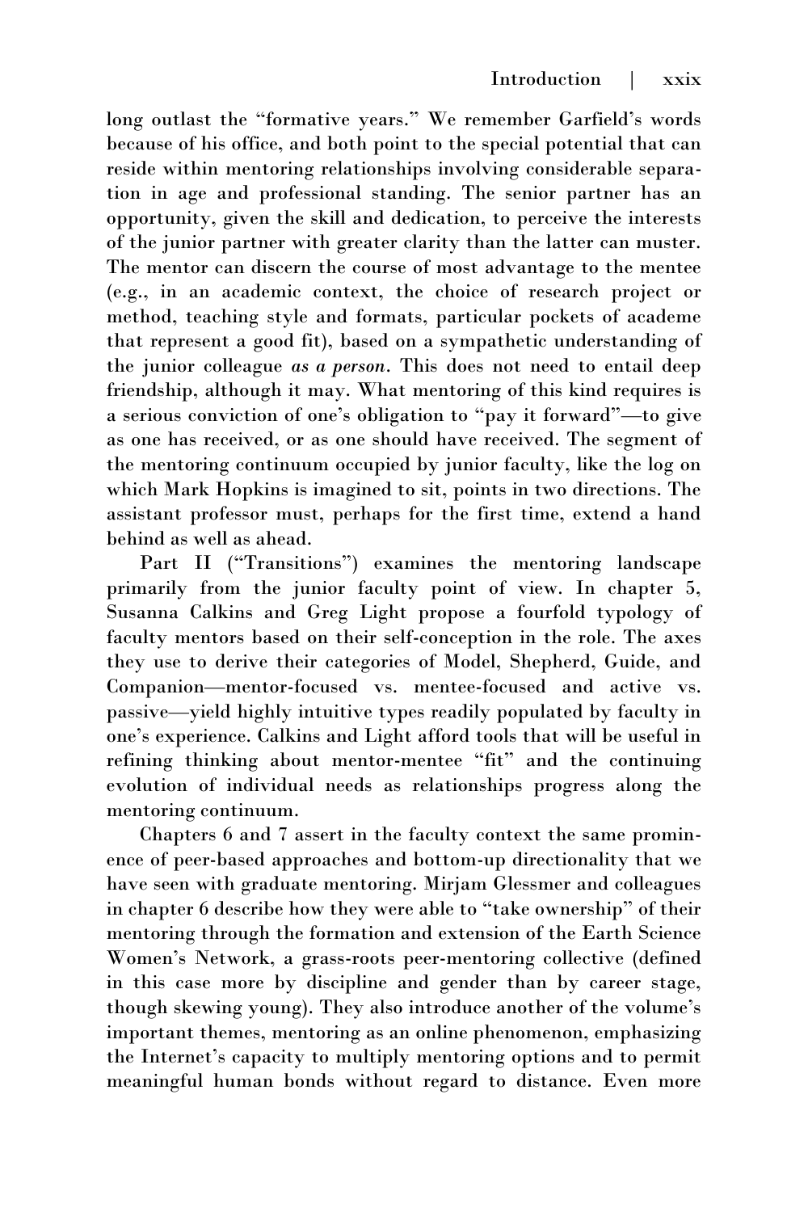long outlast the "formative years." We remember Garfield's words because of his office, and both point to the special potential that can reside within mentoring relationships involving considerable separation in age and professional standing. The senior partner has an opportunity, given the skill and dedication, to perceive the interests of the junior partner with greater clarity than the latter can muster. The mentor can discern the course of most advantage to the mentee (e.g., in an academic context, the choice of research project or method, teaching style and formats, particular pockets of academe that represent a good fit), based on a sympathetic understanding of the junior colleague *as a person*. This does not need to entail deep friendship, although it may. What mentoring of this kind requires is a serious conviction of one's obligation to "pay it forward"—to give as one has received, or as one should have received. The segment of the mentoring continuum occupied by junior faculty, like the log on which Mark Hopkins is imagined to sit, points in two directions. The assistant professor must, perhaps for the first time, extend a hand behind as well as ahead.

Part II ("Transitions") examines the mentoring landscape primarily from the junior faculty point of view. In chapter 5, Susanna Calkins and Greg Light propose a fourfold typology of faculty mentors based on their self-conception in the role. The axes they use to derive their categories of Model, Shepherd, Guide, and Companion—mentor-focused vs. mentee-focused and active vs. passive—yield highly intuitive types readily populated by faculty in one's experience. Calkins and Light afford tools that will be useful in refining thinking about mentor-mentee "fit" and the continuing evolution of individual needs as relationships progress along the mentoring continuum.

Chapters 6 and 7 assert in the faculty context the same prominence of peer-based approaches and bottom-up directionality that we have seen with graduate mentoring. Mirjam Glessmer and colleagues in chapter 6 describe how they were able to "take ownership" of their mentoring through the formation and extension of the Earth Science Women's Network, a grass-roots peer-mentoring collective (defined in this case more by discipline and gender than by career stage, though skewing young). They also introduce another of the volume's important themes, mentoring as an online phenomenon, emphasizing the Internet's capacity to multiply mentoring options and to permit meaningful human bonds without regard to distance. Even more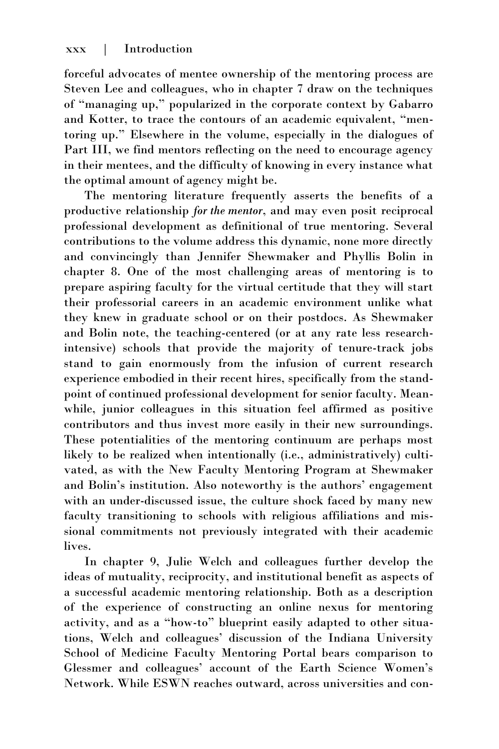forceful advocates of mentee ownership of the mentoring process are Steven Lee and colleagues, who in chapter 7 draw on the techniques of "managing up," popularized in the corporate context by Gabarro and Kotter, to trace the contours of an academic equivalent, "mentoring up." Elsewhere in the volume, especially in the dialogues of Part III, we find mentors reflecting on the need to encourage agency in their mentees, and the difficulty of knowing in every instance what the optimal amount of agency might be.

The mentoring literature frequently asserts the benefits of a productive relationship *for the mentor*, and may even posit reciprocal professional development as definitional of true mentoring. Several contributions to the volume address this dynamic, none more directly and convincingly than Jennifer Shewmaker and Phyllis Bolin in chapter 8. One of the most challenging areas of mentoring is to prepare aspiring faculty for the virtual certitude that they will start their professorial careers in an academic environment unlike what they knew in graduate school or on their postdocs. As Shewmaker and Bolin note, the teaching-centered (or at any rate less research-intensive) schools that provide the majority of tenure-track jobs stand to gain enormously from the infusion of current research experience embodied in their recent hires, specifically from the standpoint of continued professional development for senior faculty. Meanwhile, junior colleagues in this situation feel affirmed as positive contributors and thus invest more easily in their new surroundings. These potentialities of the mentoring continuum are perhaps most likely to be realized when intentionally (i.e., administratively) cultivated, as with the New Faculty Mentoring Program at Shewmaker and Bolin's institution. Also noteworthy is the authors' engagement with an under-discussed issue, the culture shock faced by many new faculty transitioning to schools with religious affiliations and missional commitments not previously integrated with their academic lives.

In chapter 9, Julie Welch and colleagues further develop the ideas of mutuality, reciprocity, and institutional benefit as aspects of a successful academic mentoring relationship. Both as a description of the experience of constructing an online nexus for mentoring activity, and as a "how-to" blueprint easily adapted to other situations, Welch and colleagues' discussion of the Indiana University School of Medicine Faculty Mentoring Portal bears comparison to Glessmer and colleagues' account of the Earth Science Women's Network. While ESWN reaches outward, across universities and con-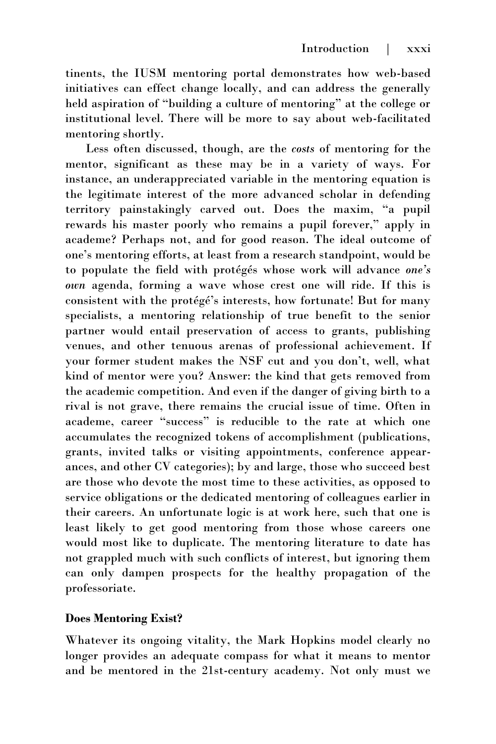tinents, the IUSM mentoring portal demonstrates how web-based initiatives can effect change locally, and can address the generally held aspiration of "building a culture of mentoring" at the college or institutional level. There will be more to say about web-facilitated mentoring shortly.

Less often discussed, though, are the *costs* of mentoring for the mentor, significant as these may be in a variety of ways. For instance, an underappreciated variable in the mentoring equation is the legitimate interest of the more advanced scholar in defending territory painstakingly carved out. Does the maxim, "a pupil rewards his master poorly who remains a pupil forever," apply in academe? Perhaps not, and for good reason. The ideal outcome of one's mentoring efforts, at least from a research standpoint, would be to populate the field with protégés whose work will advance *one's own* agenda, forming a wave whose crest one will ride. If this is consistent with the protégé's interests, how fortunate! But for many specialists, a mentoring relationship of true benefit to the senior partner would entail preservation of access to grants, publishing venues, and other tenuous arenas of professional achievement. If your former student makes the NSF cut and you don't, well, what kind of mentor were you? Answer: the kind that gets removed from the academic competition. And even if the danger of giving birth to a rival is not grave, there remains the crucial issue of time. Often in academe, career "success" is reducible to the rate at which one accumulates the recognized tokens of accomplishment (publications, grants, invited talks or visiting appointments, conference appearances, and other CV categories); by and large, those who succeed best are those who devote the most time to these activities, as opposed to service obligations or the dedicated mentoring of colleagues earlier in their careers. An unfortunate logic is at work here, such that one is least likely to get good mentoring from those whose careers one would most like to duplicate. The mentoring literature to date has not grappled much with such conflicts of interest, but ignoring them can only dampen prospects for the healthy propagation of the professoriate.

## Does Mentoring Exist?

Whatever its ongoing vitality, the Mark Hopkins model clearly no longer provides an adequate compass for what it means to mentor and be mentored in the 21st-century academy. Not only must we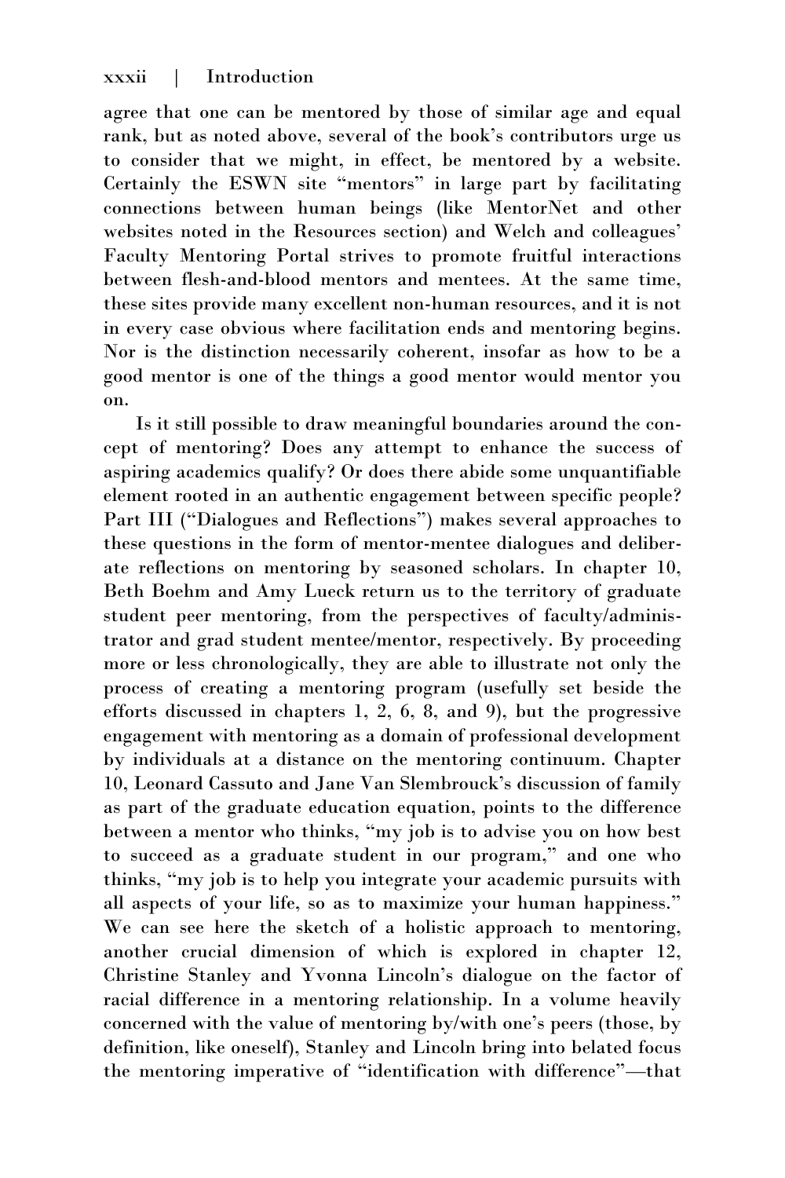agree that one can be mentored by those of similar age and equal rank, but as noted above, several of the book's contributors urge us to consider that we might, in effect, be mentored by a website. Certainly the ESWN site "mentors" in large part by facilitating connections between human beings (like MentorNet and other websites noted in the Resources section) and Welch and colleagues' Faculty Mentoring Portal strives to promote fruitful interactions between flesh-and-blood mentors and mentees. At the same time, these sites provide many excellent non-human resources, and it is not in every case obvious where facilitation ends and mentoring begins. Nor is the distinction necessarily coherent, insofar as how to be a good mentor is one of the things a good mentor would mentor you on.

Is it still possible to draw meaningful boundaries around the concept of mentoring? Does any attempt to enhance the success of aspiring academics qualify? Or does there abide some unquantifiable element rooted in an authentic engagement between specific people? Part III ("Dialogues and Reflections") makes several approaches to these questions in the form of mentor-mentee dialogues and deliberate reflections on mentoring by seasoned scholars. In chapter 10, Beth Boehm and Amy Lueck return us to the territory of graduate student peer mentoring, from the perspectives of faculty/administrator and grad student mentee/mentor, respectively. By proceeding more or less chronologically, they are able to illustrate not only the process of creating a mentoring program (usefully set beside the efforts discussed in chapters 1, 2, 6, 8, and 9), but the progressive engagement with mentoring as a domain of professional development by individuals at a distance on the mentoring continuum. Chapter 10, Leonard Cassuto and Jane Van Slembrouck's discussion of family as part of the graduate education equation, points to the difference between a mentor who thinks, "my job is to advise you on how best to succeed as a graduate student in our program," and one who thinks, "my job is to help you integrate your academic pursuits with all aspects of your life, so as to maximize your human happiness." We can see here the sketch of a holistic approach to mentoring, another crucial dimension of which is explored in chapter 12, Christine Stanley and Yvonna Lincoln's dialogue on the factor of racial difference in a mentoring relationship. In a volume heavily concerned with the value of mentoring by/with one's peers (those, by definition, like oneself), Stanley and Lincoln bring into belated focus the mentoring imperative of "identification with difference"—that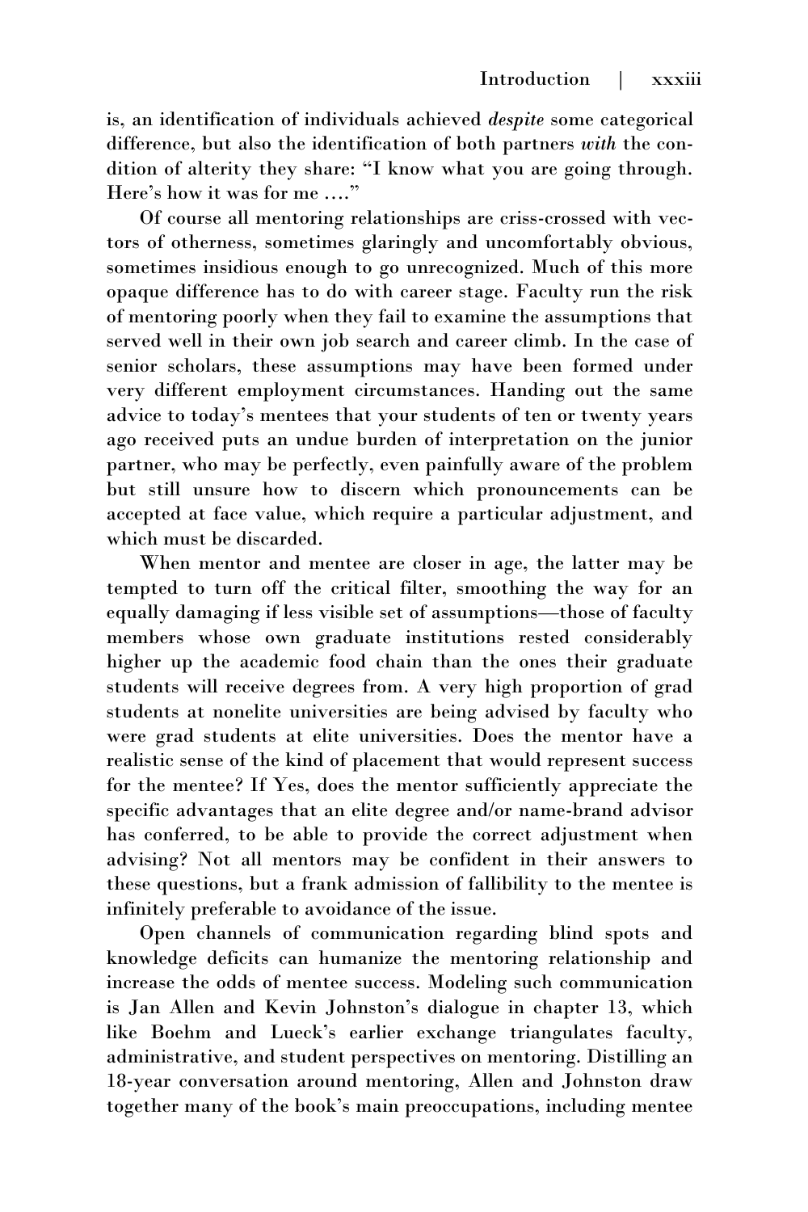is, an identification of individuals achieved *despite* some categorical difference, but also the identification of both partners *with* the condition of alterity they share: "I know what you are going through. Here's how it was for me …."

Of course all mentoring relationships are criss-crossed with vectors of otherness, sometimes glaringly and uncomfortably obvious, sometimes insidious enough to go unrecognized. Much of this more opaque difference has to do with career stage. Faculty run the risk of mentoring poorly when they fail to examine the assumptions that served well in their own job search and career climb. In the case of senior scholars, these assumptions may have been formed under very different employment circumstances. Handing out the same advice to today's mentees that your students of ten or twenty years ago received puts an undue burden of interpretation on the junior partner, who may be perfectly, even painfully aware of the problem but still unsure how to discern which pronouncements can be accepted at face value, which require a particular adjustment, and which must be discarded.

When mentor and mentee are closer in age, the latter may be tempted to turn off the critical filter, smoothing the way for an equally damaging if less visible set of assumptions—those of faculty members whose own graduate institutions rested considerably higher up the academic food chain than the ones their graduate students will receive degrees from. A very high proportion of grad students at nonelite universities are being advised by faculty who were grad students at elite universities. Does the mentor have a realistic sense of the kind of placement that would represent success for the mentee? If Yes, does the mentor sufficiently appreciate the specific advantages that an elite degree and/or name-brand advisor has conferred, to be able to provide the correct adjustment when advising? Not all mentors may be confident in their answers to these questions, but a frank admission of fallibility to the mentee is infinitely preferable to avoidance of the issue.

Open channels of communication regarding blind spots and knowledge deficits can humanize the mentoring relationship and increase the odds of mentee success. Modeling such communication is Jan Allen and Kevin Johnston's dialogue in chapter 13, which like Boehm and Lueck's earlier exchange triangulates faculty, administrative, and student perspectives on mentoring. Distilling an 18-year conversation around mentoring, Allen and Johnston draw together many of the book's main preoccupations, including mentee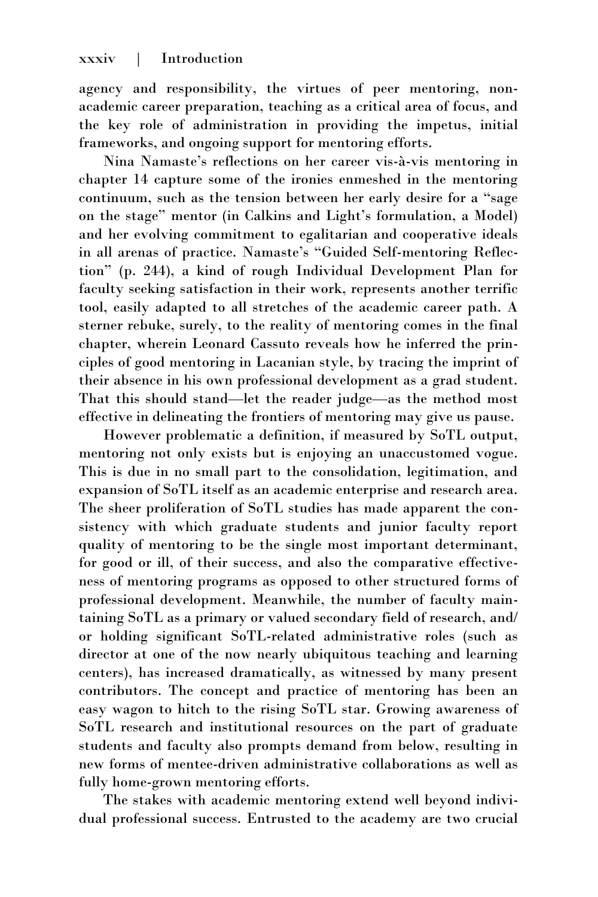agency and responsibility, the virtues of peer mentoring, non-academic career preparation, teaching as a critical area of focus, and the key role of administration in providing the impetus, initial frameworks, and ongoing support for mentoring efforts.

Nina Namaste's reflections on her career vis-à-vis mentoring in chapter 14 capture some of the ironies enmeshed in the mentoring continuum, such as the tension between her early desire for a "sage on the stage" mentor (in Calkins and Light's formulation, a Model) and her evolving commitment to egalitarian and cooperative ideals in all arenas of practice. Namaste's "Guided Self-mentoring Reflection" (p. 244), a kind of rough Individual Development Plan for faculty seeking satisfaction in their work, represents another terrific tool, easily adapted to all stretches of the academic career path. A sterner rebuke, surely, to the reality of mentoring comes in the final chapter, wherein Leonard Cassuto reveals how he inferred the principles of good mentoring in Lacanian style, by tracing the imprint of their absence in his own professional development as a grad student. That this should stand—let the reader judge—as the method most effective in delineating the frontiers of mentoring may give us pause.

However problematic a definition, if measured by SoTL output, mentoring not only exists but is enjoying an unaccustomed vogue. This is due in no small part to the consolidation, legitimation, and expansion of SoTL itself as an academic enterprise and research area. The sheer proliferation of SoTL studies has made apparent the consistency with which graduate students and junior faculty report quality of mentoring to be the single most important determinant, for good or ill, of their success, and also the comparative effectiveness of mentoring programs as opposed to other structured forms of professional development. Meanwhile, the number of faculty maintaining SoTL as a primary or valued secondary field of research, and/or holding significant SoTL-related administrative roles (such as director at one of the now nearly ubiquitous teaching and learning centers), has increased dramatically, as witnessed by many present contributors. The concept and practice of mentoring has been an easy wagon to hitch to the rising SoTL star. Growing awareness of SoTL research and institutional resources on the part of graduate students and faculty also prompts demand from below, resulting in new forms of mentee-driven administrative collaborations as well as fully home-grown mentoring efforts.

The stakes with academic mentoring extend well beyond individual professional success. Entrusted to the academy are two crucial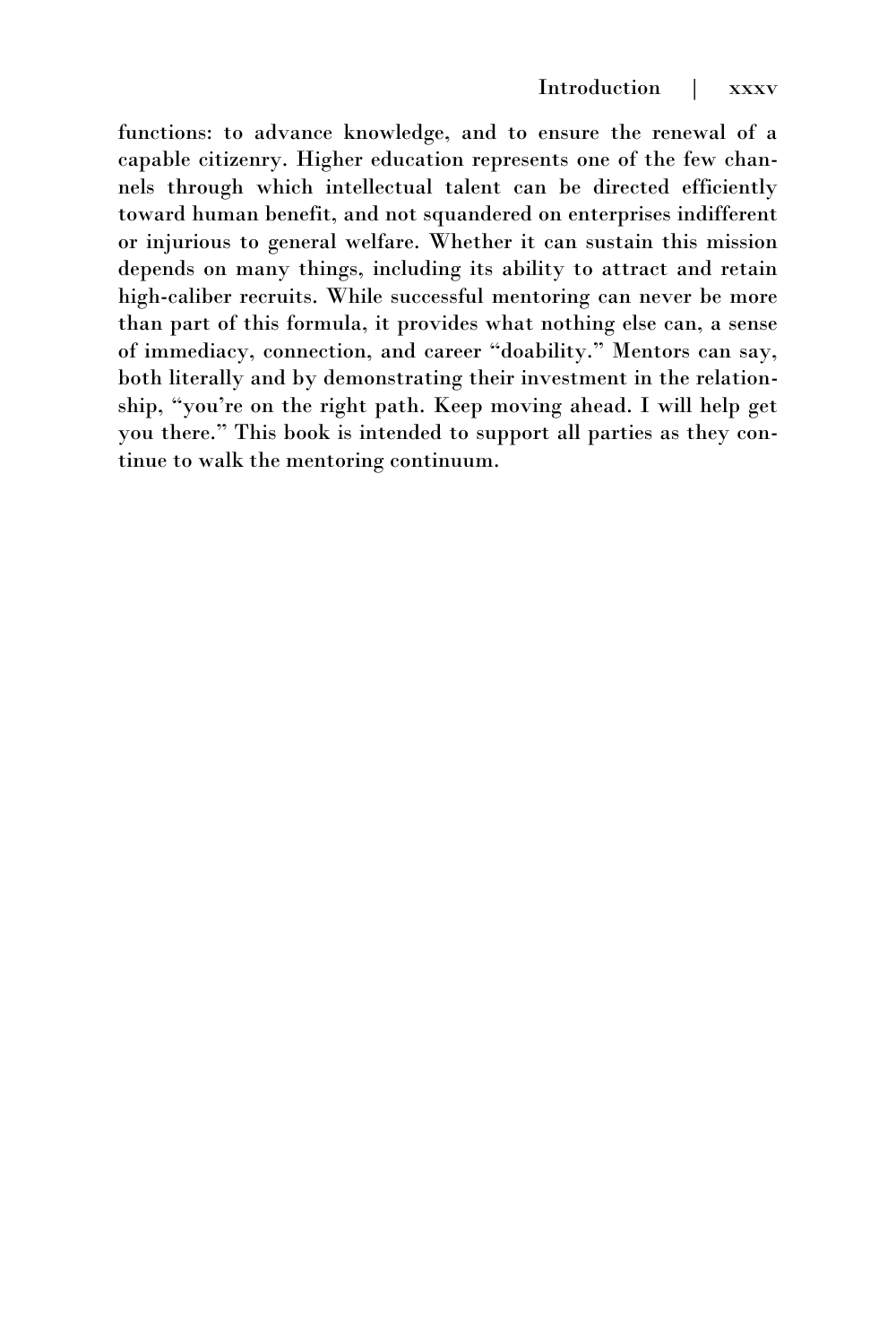functions: to advance knowledge, and to ensure the renewal of a capable citizenry. Higher education represents one of the few channels through which intellectual talent can be directed efficiently toward human benefit, and not squandered on enterprises indifferent or injurious to general welfare. Whether it can sustain this mission depends on many things, including its ability to attract and retain high-caliber recruits. While successful mentoring can never be more than part of this formula, it provides what nothing else can, a sense of immediacy, connection, and career "doability." Mentors can say, both literally and by demonstrating their investment in the relationship, "you're on the right path. Keep moving ahead. I will help get you there." This book is intended to support all parties as they continue to walk the mentoring continuum.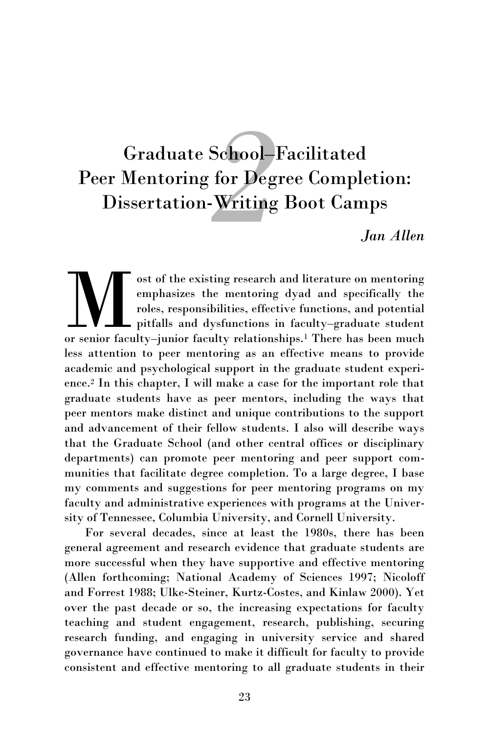# Graduate School–Facilitated Peer Mentoring for Degree Completion: Dissertation-Writing Boot Camps

*Jan Allen*

Most of the existing research and literature on mentoring emphasizes the mentoring dyad and specifically the roles, responsibilities, effective functions, and potential pitfalls and dysfunctions in faculty–graduate student or senior faculty–junior faculty relationships.[1] There has been much less attention to peer mentoring as an effective means to provide academic and psychological support in the graduate student experience.[2] In this chapter, I will make a case for the important role that graduate students have as peer mentors, including the ways that peer mentors make distinct and unique contributions to the support and advancement of their fellow students. I also will describe ways that the Graduate School (and other central offices or disciplinary departments) can promote peer mentoring and peer support communities that facilitate degree completion. To a large degree, I base my comments and suggestions for peer mentoring programs on my faculty and administrative experiences with programs at the University of Tennessee, Columbia University, and Cornell University.

For several decades, since at least the 1980s, there has been general agreement and research evidence that graduate students are more successful when they have supportive and effective mentoring (Allen forthcoming; National Academy of Sciences 1997; Nicoloff and Forrest 1988; Ulke-Steiner, Kurtz-Costes, and Kinlaw 2000). Yet over the past decade or so, the increasing expectations for faculty teaching and student engagement, research, publishing, securing research funding, and engaging in university service and shared governance have continued to make it difficult for faculty to provide consistent and effective mentoring to all graduate students in their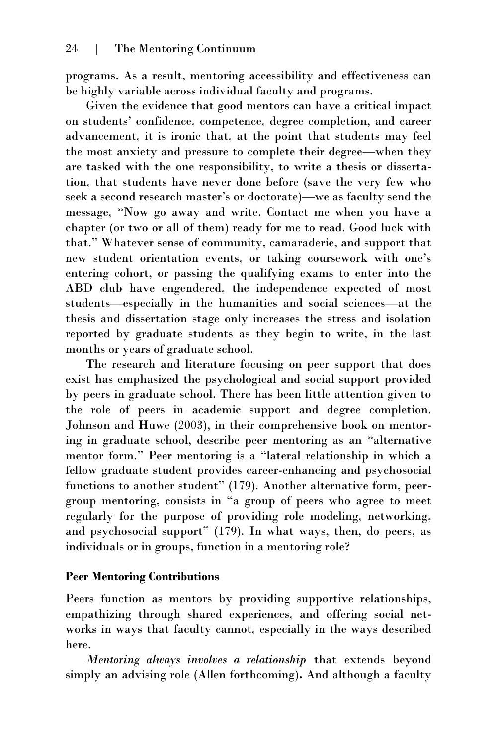programs. As a result, mentoring accessibility and effectiveness can be highly variable across individual faculty and programs.

Given the evidence that good mentors can have a critical impact on students' confidence, competence, degree completion, and career advancement, it is ironic that, at the point that students may feel the most anxiety and pressure to complete their degree—when they are tasked with the one responsibility, to write a thesis or dissertation, that students have never done before (save the very few who seek a second research master's or doctorate)—we as faculty send the message, "Now go away and write. Contact me when you have a chapter (or two or all of them) ready for me to read. Good luck with that." Whatever sense of community, camaraderie, and support that new student orientation events, or taking coursework with one's entering cohort, or passing the qualifying exams to enter into the ABD club have engendered, the independence expected of most students—especially in the humanities and social sciences—at the thesis and dissertation stage only increases the stress and isolation reported by graduate students as they begin to write, in the last months or years of graduate school.

The research and literature focusing on peer support that does exist has emphasized the psychological and social support provided by peers in graduate school. There has been little attention given to the role of peers in academic support and degree completion. Johnson and Huwe (2003), in their comprehensive book on mentoring in graduate school, describe peer mentoring as an "alternative mentor form." Peer mentoring is a "lateral relationship in which a fellow graduate student provides career-enhancing and psychosocial functions to another student" (179). Another alternative form, peer-group mentoring, consists in "a group of peers who agree to meet regularly for the purpose of providing role modeling, networking, and psychosocial support" (179). In what ways, then, do peers, as individuals or in groups, function in a mentoring role?

### Peer Mentoring Contributions

Peers function as mentors by providing supportive relationships, empathizing through shared experiences, and offering social networks in ways that faculty cannot, especially in the ways described here.

*Mentoring always involves a relationship* that extends beyond simply an advising role (Allen forthcoming). And although a faculty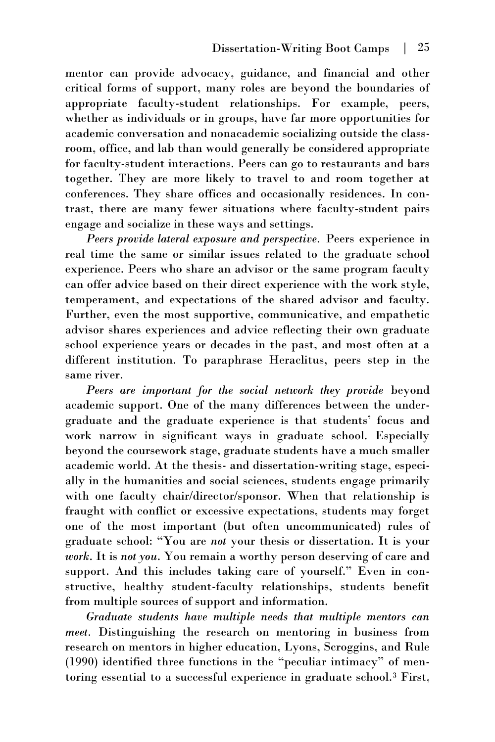mentor can provide advocacy, guidance, and financial and other critical forms of support, many roles are beyond the boundaries of appropriate faculty-student relationships. For example, peers, whether as individuals or in groups, have far more opportunities for academic conversation and nonacademic socializing outside the classroom, office, and lab than would generally be considered appropriate for faculty-student interactions. Peers can go to restaurants and bars together. They are more likely to travel to and room together at conferences. They share offices and occasionally residences. In contrast, there are many fewer situations where faculty-student pairs engage and socialize in these ways and settings.

*Peers provide lateral exposure and perspective.* Peers experience in real time the same or similar issues related to the graduate school experience. Peers who share an advisor or the same program faculty can offer advice based on their direct experience with the work style, temperament, and expectations of the shared advisor and faculty. Further, even the most supportive, communicative, and empathetic advisor shares experiences and advice reflecting their own graduate school experience years or decades in the past, and most often at a different institution. To paraphrase Heraclitus, peers step in the same river.

*Peers are important for the social network they provide* beyond academic support. One of the many differences between the undergraduate and the graduate experience is that students' focus and work narrow in significant ways in graduate school. Especially beyond the coursework stage, graduate students have a much smaller academic world. At the thesis- and dissertation-writing stage, especially in the humanities and social sciences, students engage primarily with one faculty chair/director/sponsor. When that relationship is fraught with conflict or excessive expectations, students may forget one of the most important (but often uncommunicated) rules of graduate school: "You are *not* your thesis or dissertation. It is your *work*. It is *not you*. You remain a worthy person deserving of care and support. And this includes taking care of yourself." Even in constructive, healthy student-faculty relationships, students benefit from multiple sources of support and information.

*Graduate students have multiple needs that multiple mentors can meet.* Distinguishing the research on mentoring in business from research on mentors in higher education, Lyons, Scroggins, and Rule (1990) identified three functions in the "peculiar intimacy" of mentoring essential to a successful experience in graduate school.[3] First,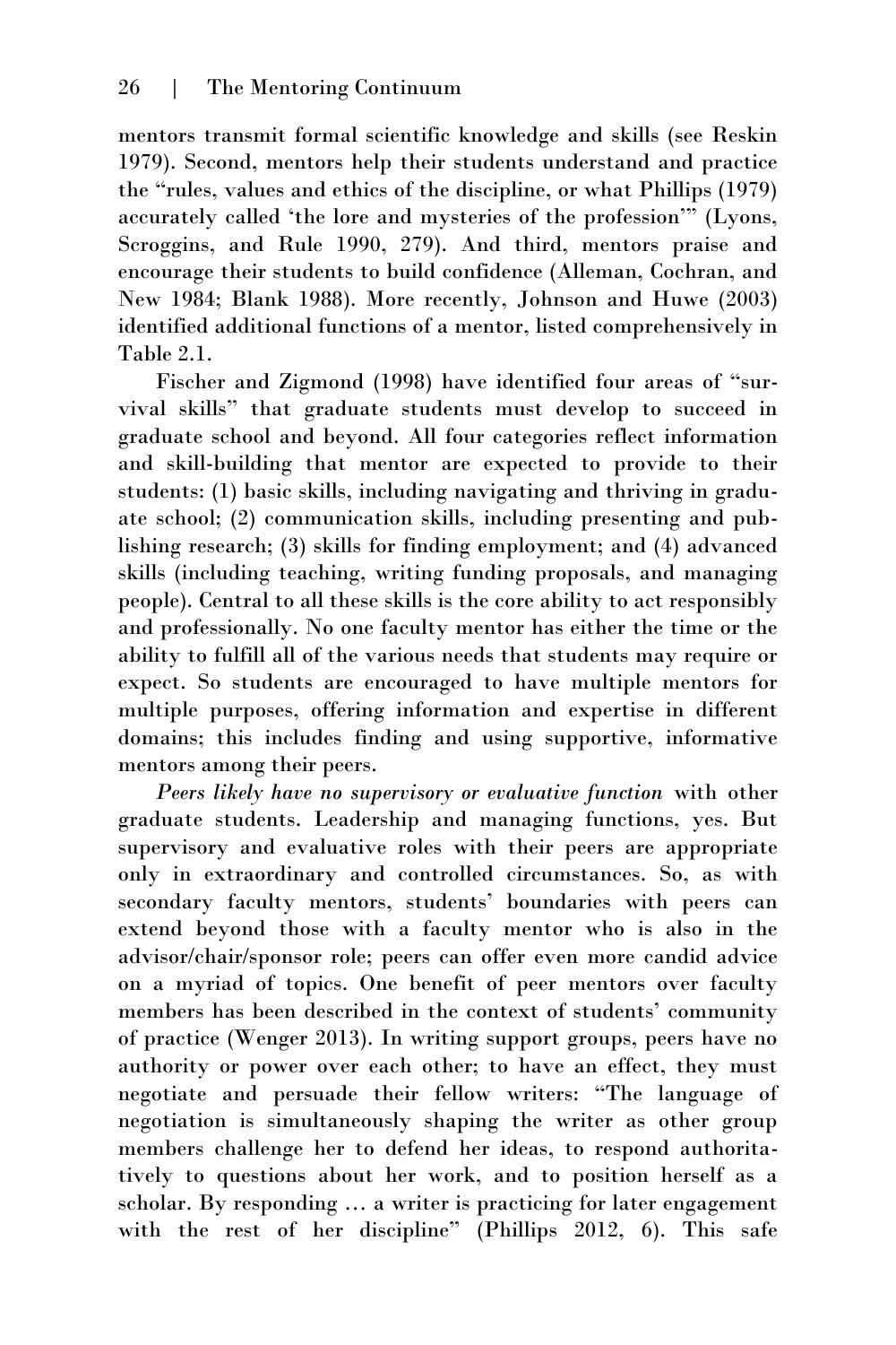mentors transmit formal scientific knowledge and skills (see Reskin 1979). Second, mentors help their students understand and practice the "rules, values and ethics of the discipline, or what Phillips (1979) accurately called 'the lore and mysteries of the profession'" (Lyons, Scroggins, and Rule 1990, 279). And third, mentors praise and encourage their students to build confidence (Alleman, Cochran, and New 1984; Blank 1988). More recently, Johnson and Huwe (2003) identified additional functions of a mentor, listed comprehensively in Table 2.1.

Fischer and Zigmond (1998) have identified four areas of "survival skills" that graduate students must develop to succeed in graduate school and beyond. All four categories reflect information and skill-building that mentor are expected to provide to their students: (1) basic skills, including navigating and thriving in graduate school; (2) communication skills, including presenting and publishing research; (3) skills for finding employment; and (4) advanced skills (including teaching, writing funding proposals, and managing people). Central to all these skills is the core ability to act responsibly and professionally. No one faculty mentor has either the time or the ability to fulfill all of the various needs that students may require or expect. So students are encouraged to have multiple mentors for multiple purposes, offering information and expertise in different domains; this includes finding and using supportive, informative mentors among their peers.

*Peers likely have no supervisory or evaluative function* with other graduate students. Leadership and managing functions, yes. But supervisory and evaluative roles with their peers are appropriate only in extraordinary and controlled circumstances. So, as with secondary faculty mentors, students' boundaries with peers can extend beyond those with a faculty mentor who is also in the advisor/chair/sponsor role; peers can offer even more candid advice on a myriad of topics. One benefit of peer mentors over faculty members has been described in the context of students' community of practice (Wenger 2013). In writing support groups, peers have no authority or power over each other; to have an effect, they must negotiate and persuade their fellow writers: "The language of negotiation is simultaneously shaping the writer as other group members challenge her to defend her ideas, to respond authoritatively to questions about her work, and to position herself as a scholar. By responding … a writer is practicing for later engagement with the rest of her discipline" (Phillips 2012, 6). This safe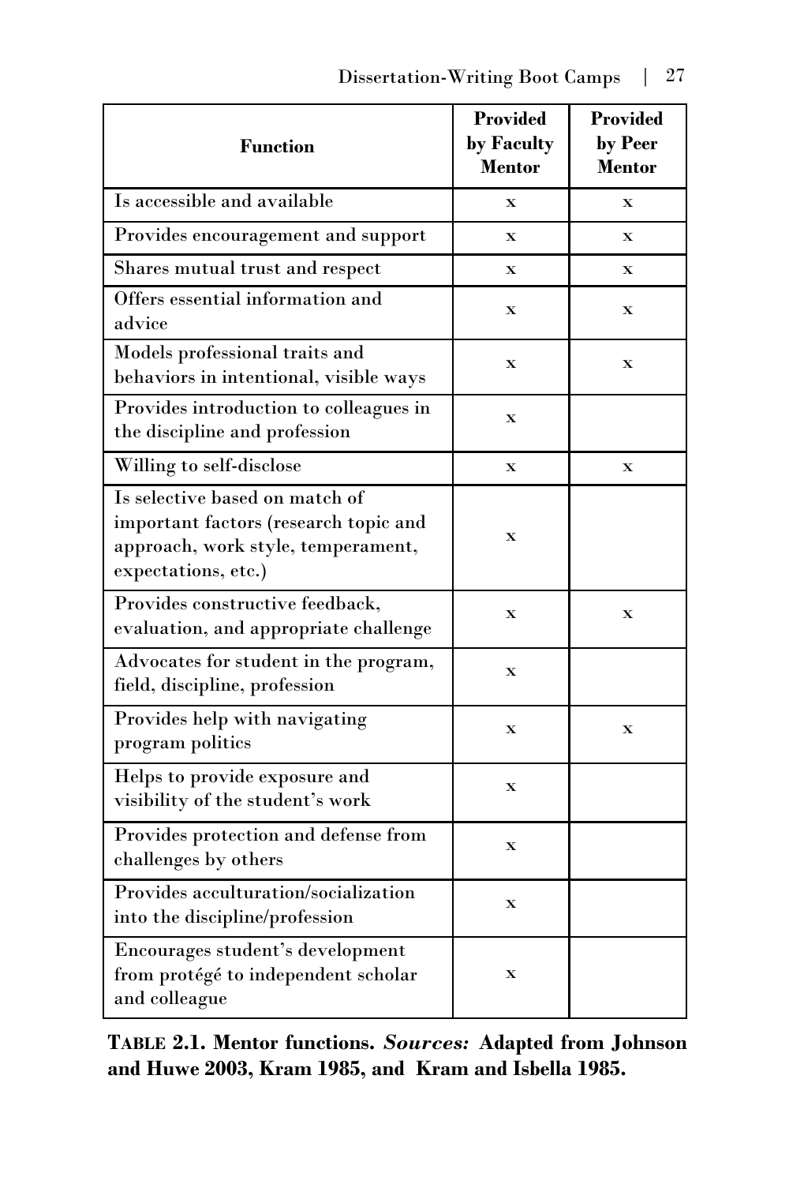| Function | Provided by Faculty Mentor | Provided by Peer Mentor |
|---|---|---|
| Is accessible and available | x | x |
| Provides encouragement and support | x | x |
| Shares mutual trust and respect | x | x |
| Offers essential information and advice | x | x |
| Models professional traits and behaviors in intentional, visible ways | x | x |
| Provides introduction to colleagues in the discipline and profession | x | |
| Willing to self-disclose | x | x |
| Is selective based on match of important factors (research topic and approach, work style, temperament, expectations, etc.) | x | |
| Provides constructive feedback, evaluation, and appropriate challenge | x | x |
| Advocates for student in the program, field, discipline, profession | x | |
| Provides help with navigating program politics | x | x |
| Helps to provide exposure and visibility of the student's work | x | |
| Provides protection and defense from challenges by others | x | |
| Provides acculturation/socialization into the discipline/profession | x | |
| Encourages student's development from protégé to independent scholar and colleague | x | |

**Table 2.1. Mentor functions.** ***Sources:*** **Adapted from Johnson and Huwe 2003, Kram 1985, and Kram and Isbella 1985.**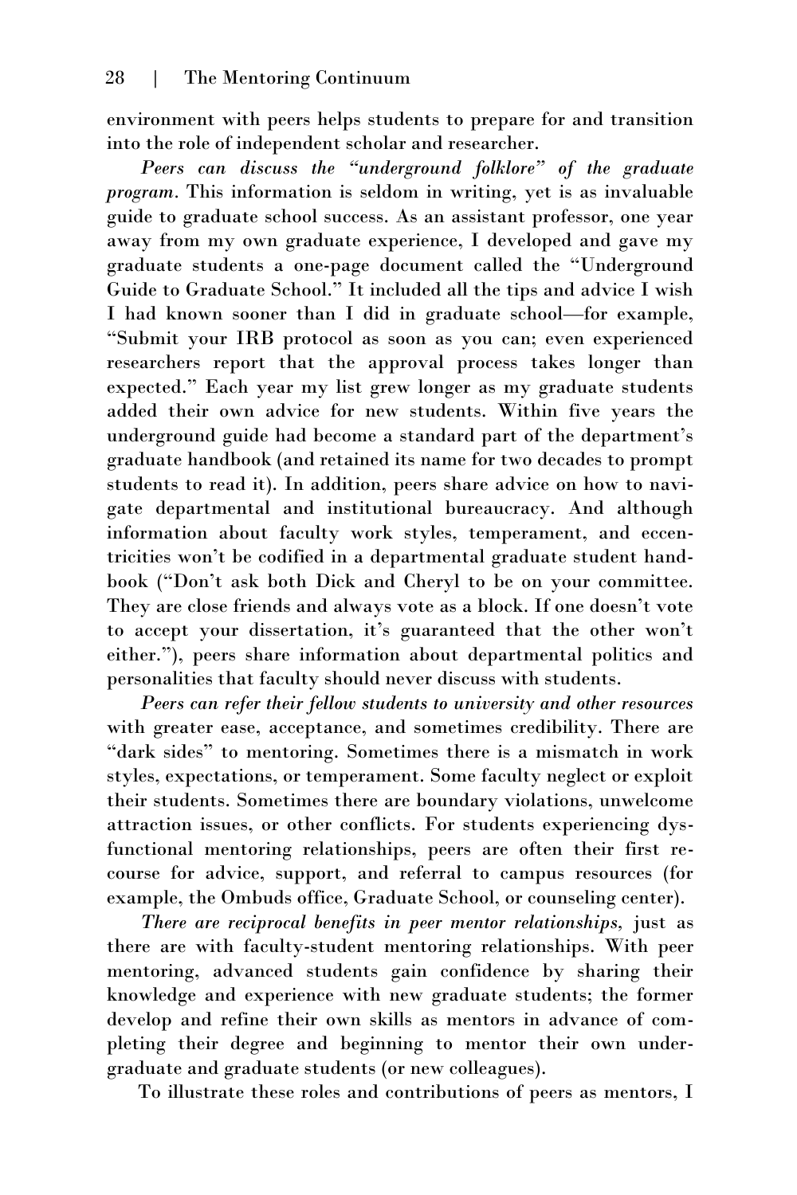environment with peers helps students to prepare for and transition into the role of independent scholar and researcher.

*Peers can discuss the "underground folklore" of the graduate program.* This information is seldom in writing, yet is as invaluable guide to graduate school success. As an assistant professor, one year away from my own graduate experience, I developed and gave my graduate students a one-page document called the "Underground Guide to Graduate School." It included all the tips and advice I wish I had known sooner than I did in graduate school—for example, "Submit your IRB protocol as soon as you can; even experienced researchers report that the approval process takes longer than expected." Each year my list grew longer as my graduate students added their own advice for new students. Within five years the underground guide had become a standard part of the department's graduate handbook (and retained its name for two decades to prompt students to read it). In addition, peers share advice on how to navigate departmental and institutional bureaucracy. And although information about faculty work styles, temperament, and eccentricities won't be codified in a departmental graduate student handbook ("Don't ask both Dick and Cheryl to be on your committee. They are close friends and always vote as a block. If one doesn't vote to accept your dissertation, it's guaranteed that the other won't either."), peers share information about departmental politics and personalities that faculty should never discuss with students.

*Peers can refer their fellow students to university and other resources* with greater ease, acceptance, and sometimes credibility. There are "dark sides" to mentoring. Sometimes there is a mismatch in work styles, expectations, or temperament. Some faculty neglect or exploit their students. Sometimes there are boundary violations, unwelcome attraction issues, or other conflicts. For students experiencing dysfunctional mentoring relationships, peers are often their first recourse for advice, support, and referral to campus resources (for example, the Ombuds office, Graduate School, or counseling center).

*There are reciprocal benefits in peer mentor relationships*, just as there are with faculty-student mentoring relationships. With peer mentoring, advanced students gain confidence by sharing their knowledge and experience with new graduate students; the former develop and refine their own skills as mentors in advance of completing their degree and beginning to mentor their own undergraduate and graduate students (or new colleagues).

To illustrate these roles and contributions of peers as mentors, I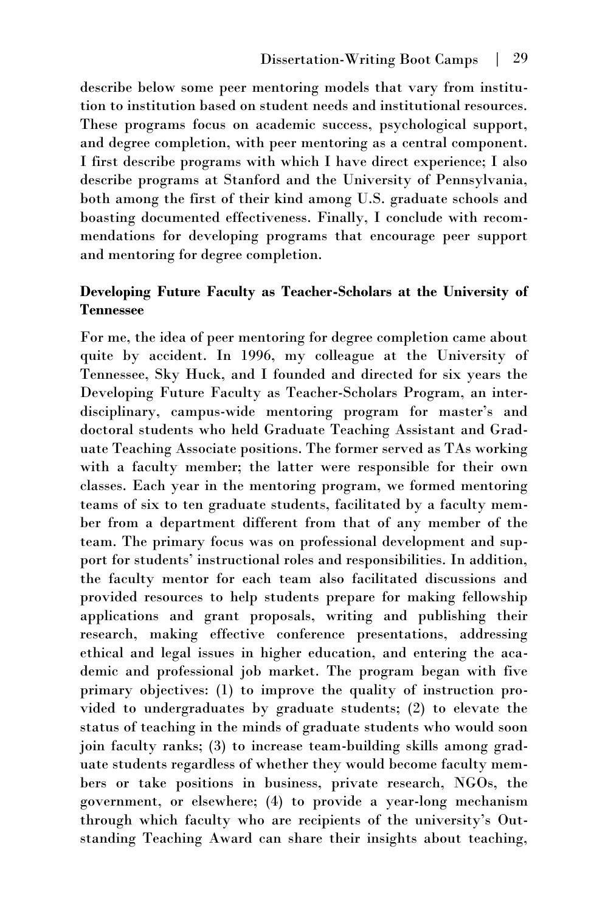describe below some peer mentoring models that vary from institution to institution based on student needs and institutional resources. These programs focus on academic success, psychological support, and degree completion, with peer mentoring as a central component. I first describe programs with which I have direct experience; I also describe programs at Stanford and the University of Pennsylvania, both among the first of their kind among U.S. graduate schools and boasting documented effectiveness. Finally, I conclude with recommendations for developing programs that encourage peer support and mentoring for degree completion.

**Developing Future Faculty as Teacher-Scholars at the University of Tennessee**

For me, the idea of peer mentoring for degree completion came about quite by accident. In 1996, my colleague at the University of Tennessee, Sky Huck, and I founded and directed for six years the Developing Future Faculty as Teacher-Scholars Program, an interdisciplinary, campus-wide mentoring program for master's and doctoral students who held Graduate Teaching Assistant and Graduate Teaching Associate positions. The former served as TAs working with a faculty member; the latter were responsible for their own classes. Each year in the mentoring program, we formed mentoring teams of six to ten graduate students, facilitated by a faculty member from a department different from that of any member of the team. The primary focus was on professional development and support for students' instructional roles and responsibilities. In addition, the faculty mentor for each team also facilitated discussions and provided resources to help students prepare for making fellowship applications and grant proposals, writing and publishing their research, making effective conference presentations, addressing ethical and legal issues in higher education, and entering the academic and professional job market. The program began with five primary objectives: (1) to improve the quality of instruction provided to undergraduates by graduate students; (2) to elevate the status of teaching in the minds of graduate students who would soon join faculty ranks; (3) to increase team-building skills among graduate students regardless of whether they would become faculty members or take positions in business, private research, NGOs, the government, or elsewhere; (4) to provide a year-long mechanism through which faculty who are recipients of the university's Outstanding Teaching Award can share their insights about teaching,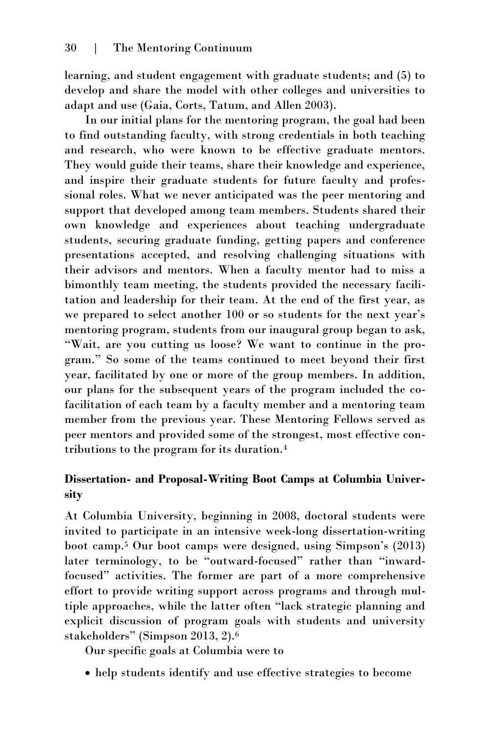learning, and student engagement with graduate students; and (5) to develop and share the model with other colleges and universities to adapt and use (Gaia, Corts, Tatum, and Allen 2003).

In our initial plans for the mentoring program, the goal had been to find outstanding faculty, with strong credentials in both teaching and research, who were known to be effective graduate mentors. They would guide their teams, share their knowledge and experience, and inspire their graduate students for future faculty and professional roles. What we never anticipated was the peer mentoring and support that developed among team members. Students shared their own knowledge and experiences about teaching undergraduate students, securing graduate funding, getting papers and conference presentations accepted, and resolving challenging situations with their advisors and mentors. When a faculty mentor had to miss a bimonthly team meeting, the students provided the necessary facilitation and leadership for their team. At the end of the first year, as we prepared to select another 100 or so students for the next year's mentoring program, students from our inaugural group began to ask, "Wait, are you cutting us loose? We want to continue in the program." So some of the teams continued to meet beyond their first year, facilitated by one or more of the group members. In addition, our plans for the subsequent years of the program included the co-facilitation of each team by a faculty member and a mentoring team member from the previous year. These Mentoring Fellows served as peer mentors and provided some of the strongest, most effective contributions to the program for its duration.[4]

### Dissertation- and Proposal-Writing Boot Camps at Columbia University

At Columbia University, beginning in 2008, doctoral students were invited to participate in an intensive week-long dissertation-writing boot camp.[5] Our boot camps were designed, using Simpson's (2013) later terminology, to be "outward-focused" rather than "inward-focused" activities. The former are part of a more comprehensive effort to provide writing support across programs and through multiple approaches, while the latter often "lack strategic planning and explicit discussion of program goals with students and university stakeholders" (Simpson 2013, 2).[6]

Our specific goals at Columbia were to

- help students identify and use effective strategies to become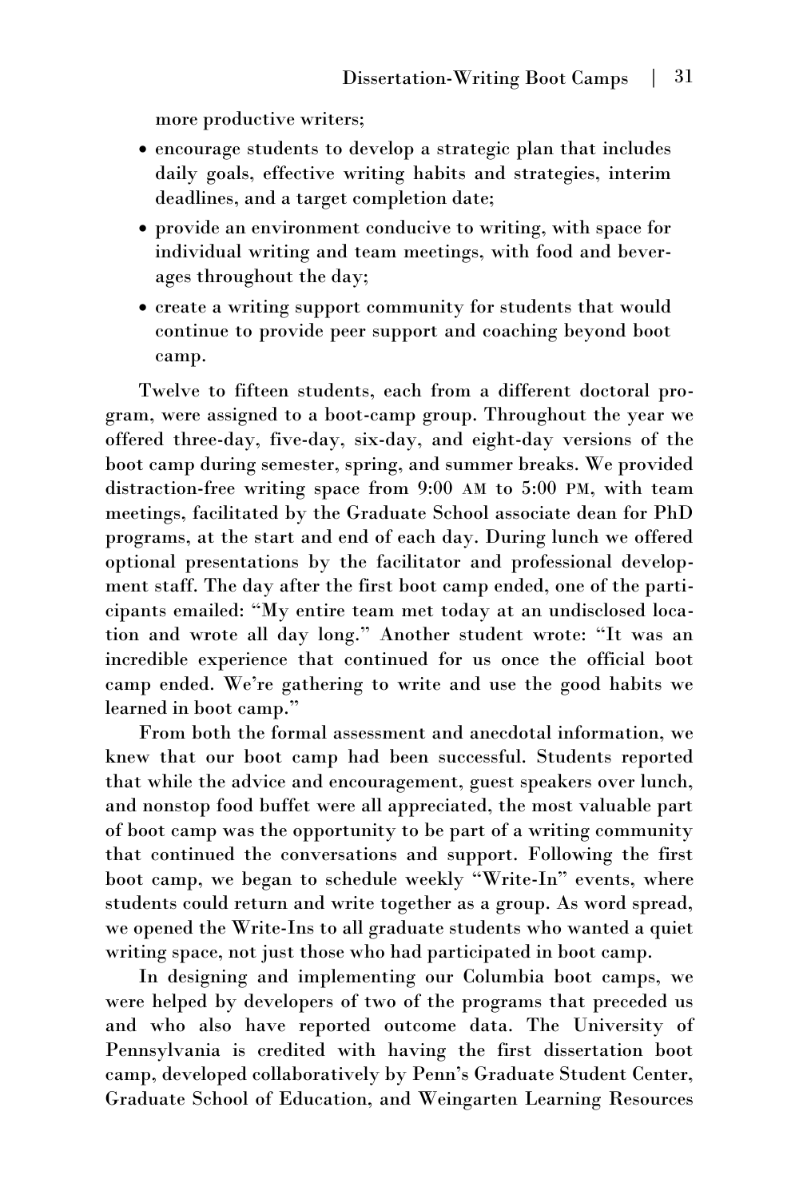more productive writers;

- encourage students to develop a strategic plan that includes daily goals, effective writing habits and strategies, interim deadlines, and a target completion date;
- provide an environment conducive to writing, with space for individual writing and team meetings, with food and beverages throughout the day;
- create a writing support community for students that would continue to provide peer support and coaching beyond boot camp.

Twelve to fifteen students, each from a different doctoral program, were assigned to a boot-camp group. Throughout the year we offered three-day, five-day, six-day, and eight-day versions of the boot camp during semester, spring, and summer breaks. We provided distraction-free writing space from 9:00 AM to 5:00 PM, with team meetings, facilitated by the Graduate School associate dean for PhD programs, at the start and end of each day. During lunch we offered optional presentations by the facilitator and professional development staff. The day after the first boot camp ended, one of the participants emailed: "My entire team met today at an undisclosed location and wrote all day long." Another student wrote: "It was an incredible experience that continued for us once the official boot camp ended. We're gathering to write and use the good habits we learned in boot camp."

From both the formal assessment and anecdotal information, we knew that our boot camp had been successful. Students reported that while the advice and encouragement, guest speakers over lunch, and nonstop food buffet were all appreciated, the most valuable part of boot camp was the opportunity to be part of a writing community that continued the conversations and support. Following the first boot camp, we began to schedule weekly "Write-In" events, where students could return and write together as a group. As word spread, we opened the Write-Ins to all graduate students who wanted a quiet writing space, not just those who had participated in boot camp.

In designing and implementing our Columbia boot camps, we were helped by developers of two of the programs that preceded us and who also have reported outcome data. The University of Pennsylvania is credited with having the first dissertation boot camp, developed collaboratively by Penn's Graduate Student Center, Graduate School of Education, and Weingarten Learning Resources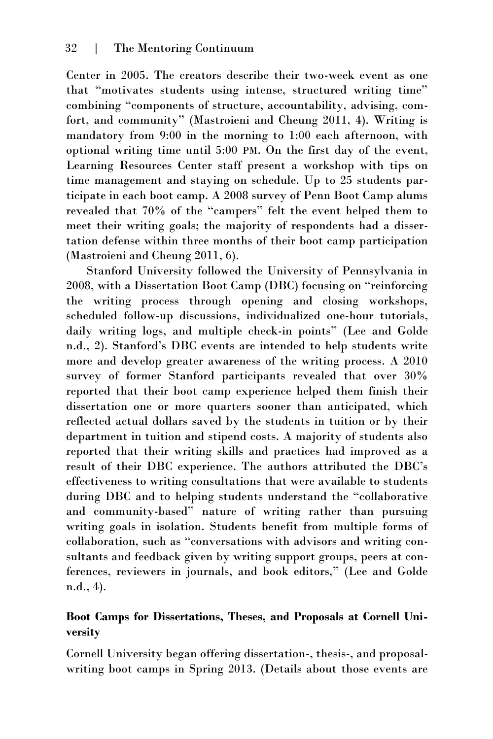Center in 2005. The creators describe their two-week event as one that "motivates students using intense, structured writing time" combining "components of structure, accountability, advising, comfort, and community" (Mastroieni and Cheung 2011, 4). Writing is mandatory from 9:00 in the morning to 1:00 each afternoon, with optional writing time until 5:00 PM. On the first day of the event, Learning Resources Center staff present a workshop with tips on time management and staying on schedule. Up to 25 students participate in each boot camp. A 2008 survey of Penn Boot Camp alums revealed that 70% of the "campers" felt the event helped them to meet their writing goals; the majority of respondents had a dissertation defense within three months of their boot camp participation (Mastroieni and Cheung 2011, 6).

Stanford University followed the University of Pennsylvania in 2008, with a Dissertation Boot Camp (DBC) focusing on "reinforcing the writing process through opening and closing workshops, scheduled follow-up discussions, individualized one-hour tutorials, daily writing logs, and multiple check-in points" (Lee and Golde n.d., 2). Stanford's DBC events are intended to help students write more and develop greater awareness of the writing process. A 2010 survey of former Stanford participants revealed that over 30% reported that their boot camp experience helped them finish their dissertation one or more quarters sooner than anticipated, which reflected actual dollars saved by the students in tuition or by their department in tuition and stipend costs. A majority of students also reported that their writing skills and practices had improved as a result of their DBC experience. The authors attributed the DBC's effectiveness to writing consultations that were available to students during DBC and to helping students understand the "collaborative and community-based" nature of writing rather than pursuing writing goals in isolation. Students benefit from multiple forms of collaboration, such as "conversations with advisors and writing consultants and feedback given by writing support groups, peers at conferences, reviewers in journals, and book editors," (Lee and Golde n.d., 4).

### Boot Camps for Dissertations, Theses, and Proposals at Cornell University

Cornell University began offering dissertation-, thesis-, and proposal-writing boot camps in Spring 2013. (Details about those events are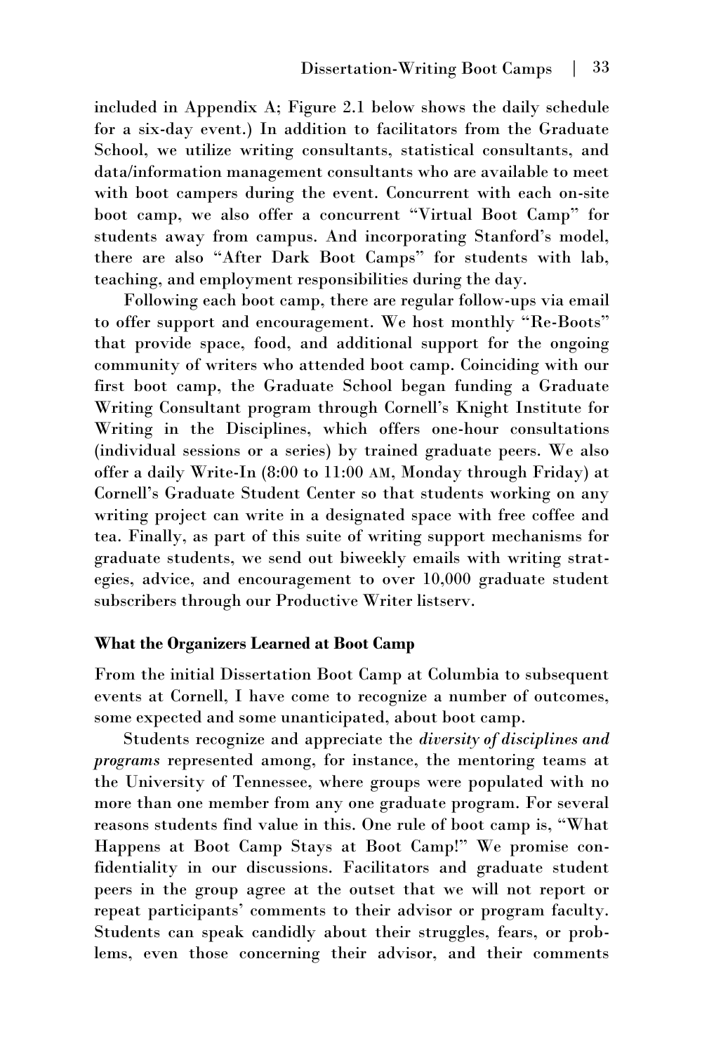included in Appendix A; Figure 2.1 below shows the daily schedule for a six-day event.) In addition to facilitators from the Graduate School, we utilize writing consultants, statistical consultants, and data/information management consultants who are available to meet with boot campers during the event. Concurrent with each on-site boot camp, we also offer a concurrent "Virtual Boot Camp" for students away from campus. And incorporating Stanford's model, there are also "After Dark Boot Camps" for students with lab, teaching, and employment responsibilities during the day.

Following each boot camp, there are regular follow-ups via email to offer support and encouragement. We host monthly "Re-Boots" that provide space, food, and additional support for the ongoing community of writers who attended boot camp. Coinciding with our first boot camp, the Graduate School began funding a Graduate Writing Consultant program through Cornell's Knight Institute for Writing in the Disciplines, which offers one-hour consultations (individual sessions or a series) by trained graduate peers. We also offer a daily Write-In (8:00 to 11:00 AM, Monday through Friday) at Cornell's Graduate Student Center so that students working on any writing project can write in a designated space with free coffee and tea. Finally, as part of this suite of writing support mechanisms for graduate students, we send out biweekly emails with writing strategies, advice, and encouragement to over 10,000 graduate student subscribers through our Productive Writer listserv.

**What the Organizers Learned at Boot Camp**

From the initial Dissertation Boot Camp at Columbia to subsequent events at Cornell, I have come to recognize a number of outcomes, some expected and some unanticipated, about boot camp.

Students recognize and appreciate the *diversity of disciplines and programs* represented among, for instance, the mentoring teams at the University of Tennessee, where groups were populated with no more than one member from any one graduate program. For several reasons students find value in this. One rule of boot camp is, "What Happens at Boot Camp Stays at Boot Camp!" We promise confidentiality in our discussions. Facilitators and graduate student peers in the group agree at the outset that we will not report or repeat participants' comments to their advisor or program faculty. Students can speak candidly about their struggles, fears, or problems, even those concerning their advisor, and their comments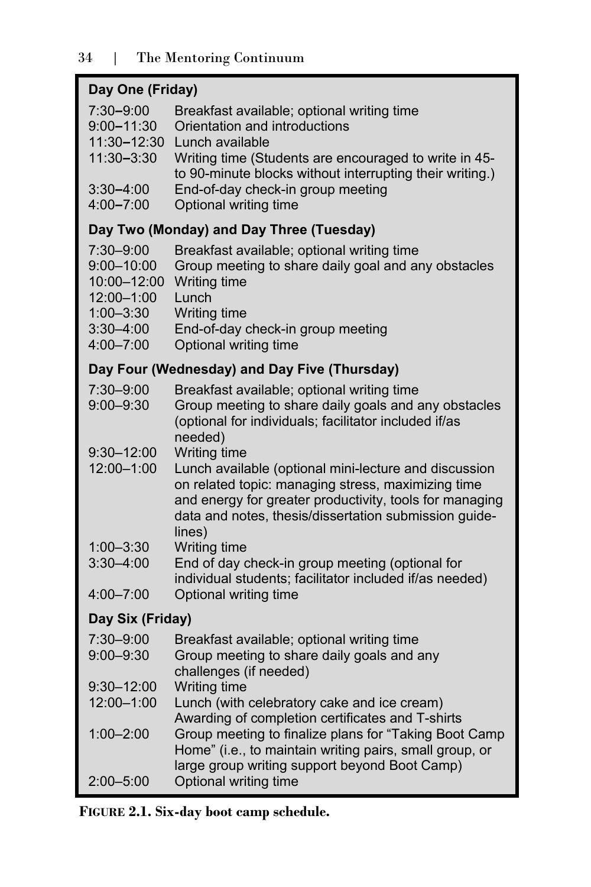**Day One (Friday)**

| | |
|---|---|
| 7:30–9:00 | Breakfast available; optional writing time |
| 9:00–11:30 | Orientation and introductions |
| 11:30–12:30 | Lunch available |
| 11:30–3:30 | Writing time (Students are encouraged to write in 45- to 90-minute blocks without interrupting their writing.) |
| 3:30–4:00 | End-of-day check-in group meeting |
| 4:00–7:00 | Optional writing time |

**Day Two (Monday) and Day Three (Tuesday)**

| | |
|---|---|
| 7:30–9:00 | Breakfast available; optional writing time |
| 9:00–10:00 | Group meeting to share daily goal and any obstacles |
| 10:00–12:00 | Writing time |
| 12:00–1:00 | Lunch |
| 1:00–3:30 | Writing time |
| 3:30–4:00 | End-of-day check-in group meeting |
| 4:00–7:00 | Optional writing time |

**Day Four (Wednesday) and Day Five (Thursday)**

| | |
|---|---|
| 7:30–9:00 | Breakfast available; optional writing time |
| 9:00–9:30 | Group meeting to share daily goals and any obstacles (optional for individuals; facilitator included if/as needed) |
| 9:30–12:00 | Writing time |
| 12:00–1:00 | Lunch available (optional mini-lecture and discussion on related topic: managing stress, maximizing time and energy for greater productivity, tools for managing data and notes, thesis/dissertation submission guidelines) |
| 1:00–3:30 | Writing time |
| 3:30–4:00 | End of day check-in group meeting (optional for individual students; facilitator included if/as needed) |
| 4:00–7:00 | Optional writing time |

**Day Six (Friday)**

| | |
|---|---|
| 7:30–9:00 | Breakfast available; optional writing time |
| 9:00–9:30 | Group meeting to share daily goals and any challenges (if needed) |
| 9:30–12:00 | Writing time |
| 12:00–1:00 | Lunch (with celebratory cake and ice cream) Awarding of completion certificates and T-shirts |
| 1:00–2:00 | Group meeting to finalize plans for "Taking Boot Camp Home" (i.e., to maintain writing pairs, small group, or large group writing support beyond Boot Camp) |
| 2:00–5:00 | Optional writing time |

**FIGURE 2.1. Six-day boot camp schedule.**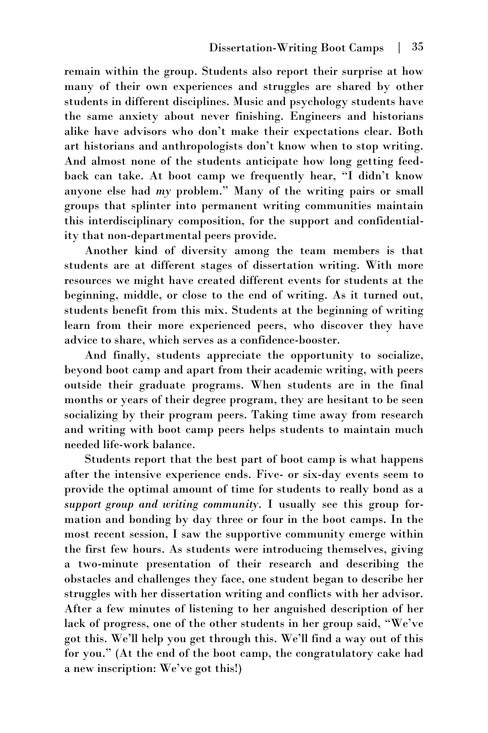remain within the group. Students also report their surprise at how many of their own experiences and struggles are shared by other students in different disciplines. Music and psychology students have the same anxiety about never finishing. Engineers and historians alike have advisors who don't make their expectations clear. Both art historians and anthropologists don't know when to stop writing. And almost none of the students anticipate how long getting feedback can take. At boot camp we frequently hear, "I didn't know anyone else had *my* problem." Many of the writing pairs or small groups that splinter into permanent writing communities maintain this interdisciplinary composition, for the support and confidentiality that non-departmental peers provide.

Another kind of diversity among the team members is that students are at different stages of dissertation writing. With more resources we might have created different events for students at the beginning, middle, or close to the end of writing. As it turned out, students benefit from this mix. Students at the beginning of writing learn from their more experienced peers, who discover they have advice to share, which serves as a confidence-booster.

And finally, students appreciate the opportunity to socialize, beyond boot camp and apart from their academic writing, with peers outside their graduate programs. When students are in the final months or years of their degree program, they are hesitant to be seen socializing by their program peers. Taking time away from research and writing with boot camp peers helps students to maintain much needed life-work balance.

Students report that the best part of boot camp is what happens after the intensive experience ends. Five- or six-day events seem to provide the optimal amount of time for students to really bond as a *support group and writing community*. I usually see this group formation and bonding by day three or four in the boot camps. In the most recent session, I saw the supportive community emerge within the first few hours. As students were introducing themselves, giving a two-minute presentation of their research and describing the obstacles and challenges they face, one student began to describe her struggles with her dissertation writing and conflicts with her advisor. After a few minutes of listening to her anguished description of her lack of progress, one of the other students in her group said, "We've got this. We'll help you get through this. We'll find a way out of this for you." (At the end of the boot camp, the congratulatory cake had a new inscription: We've got this!)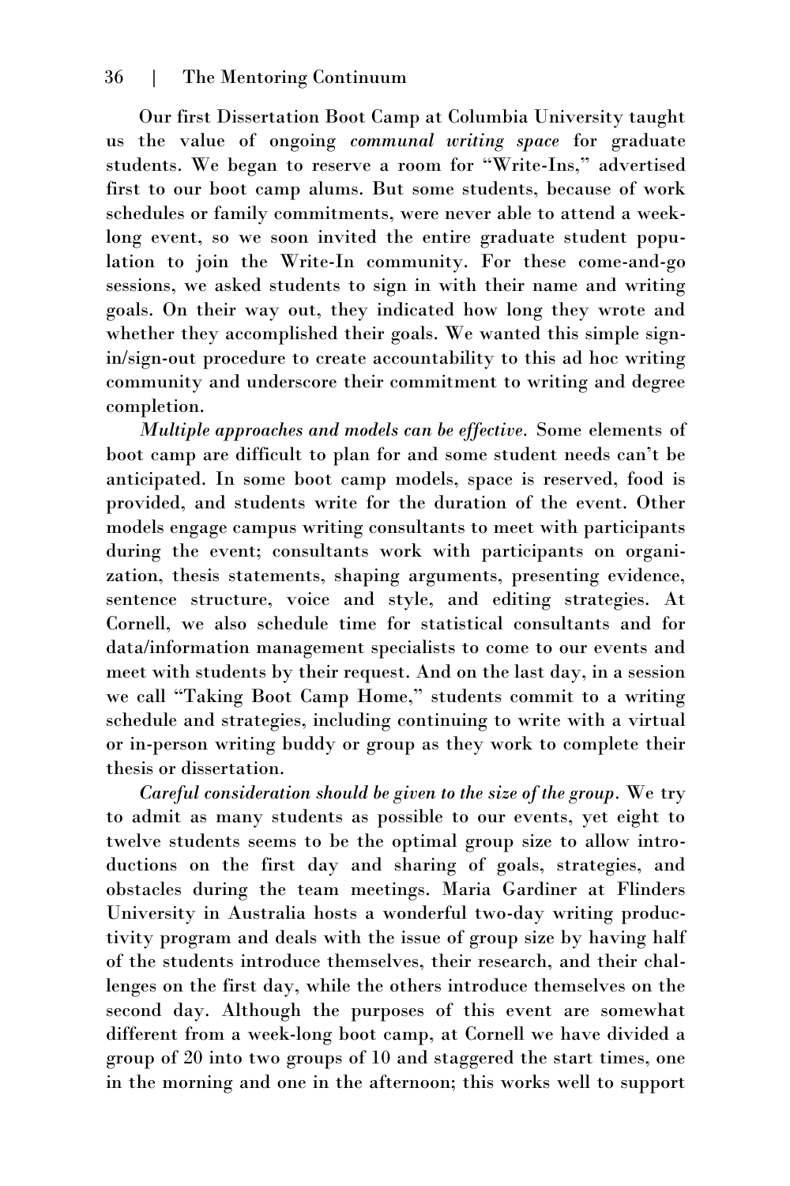Our first Dissertation Boot Camp at Columbia University taught us the value of ongoing *communal writing space* for graduate students. We began to reserve a room for "Write-Ins," advertised first to our boot camp alums. But some students, because of work schedules or family commitments, were never able to attend a week-long event, so we soon invited the entire graduate student population to join the Write-In community. For these come-and-go sessions, we asked students to sign in with their name and writing goals. On their way out, they indicated how long they wrote and whether they accomplished their goals. We wanted this simple sign-in/sign-out procedure to create accountability to this ad hoc writing community and underscore their commitment to writing and degree completion.

*Multiple approaches and models can be effective.* Some elements of boot camp are difficult to plan for and some student needs can't be anticipated. In some boot camp models, space is reserved, food is provided, and students write for the duration of the event. Other models engage campus writing consultants to meet with participants during the event; consultants work with participants on organization, thesis statements, shaping arguments, presenting evidence, sentence structure, voice and style, and editing strategies. At Cornell, we also schedule time for statistical consultants and for data/information management specialists to come to our events and meet with students by their request. And on the last day, in a session we call "Taking Boot Camp Home," students commit to a writing schedule and strategies, including continuing to write with a virtual or in-person writing buddy or group as they work to complete their thesis or dissertation.

*Careful consideration should be given to the size of the group.* We try to admit as many students as possible to our events, yet eight to twelve students seems to be the optimal group size to allow introductions on the first day and sharing of goals, strategies, and obstacles during the team meetings. Maria Gardiner at Flinders University in Australia hosts a wonderful two-day writing productivity program and deals with the issue of group size by having half of the students introduce themselves, their research, and their challenges on the first day, while the others introduce themselves on the second day. Although the purposes of this event are somewhat different from a week-long boot camp, at Cornell we have divided a group of 20 into two groups of 10 and staggered the start times, one in the morning and one in the afternoon; this works well to support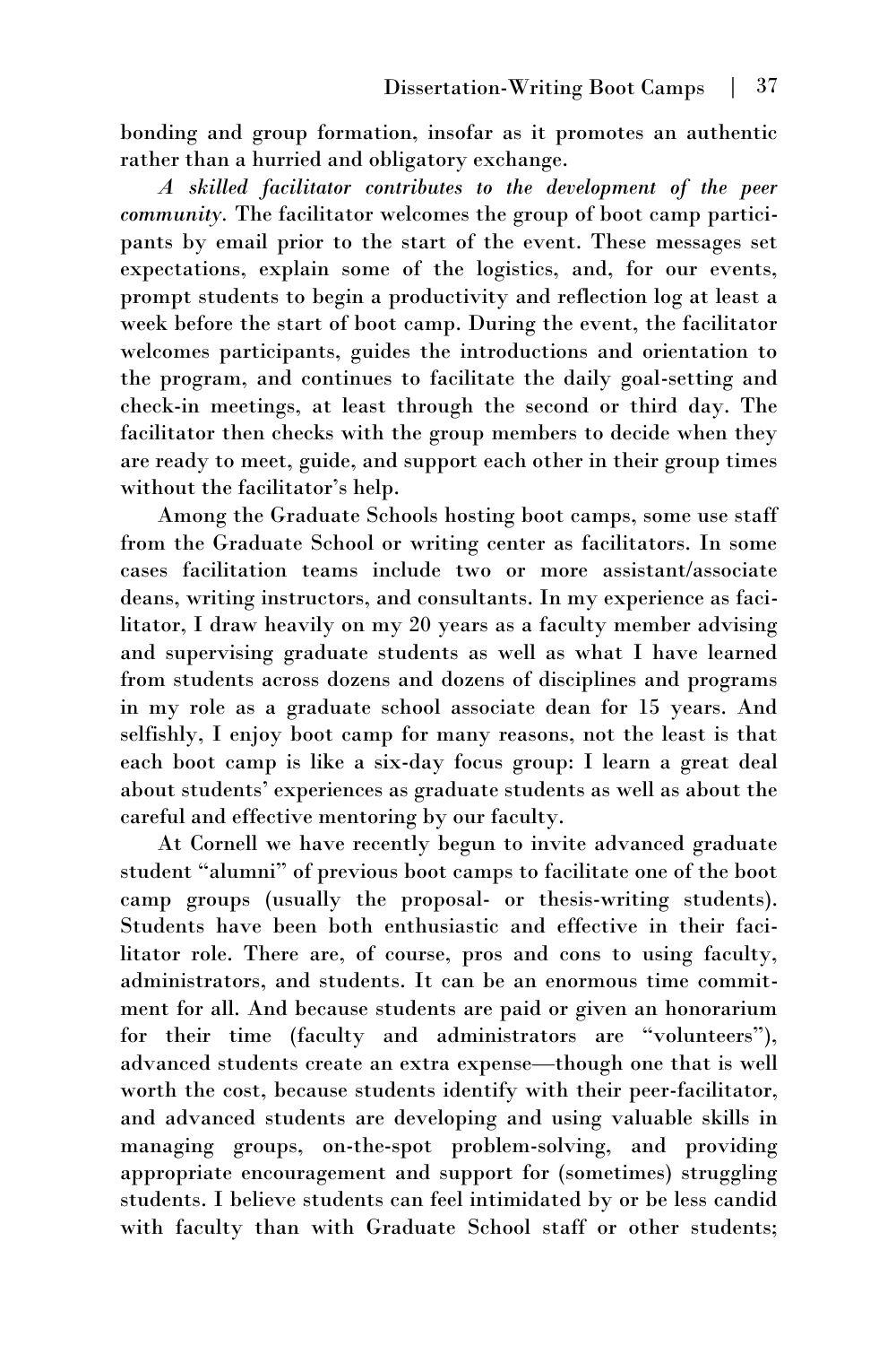bonding and group formation, insofar as it promotes an authentic rather than a hurried and obligatory exchange.

*A skilled facilitator contributes to the development of the peer community.* The facilitator welcomes the group of boot camp participants by email prior to the start of the event. These messages set expectations, explain some of the logistics, and, for our events, prompt students to begin a productivity and reflection log at least a week before the start of boot camp. During the event, the facilitator welcomes participants, guides the introductions and orientation to the program, and continues to facilitate the daily goal-setting and check-in meetings, at least through the second or third day. The facilitator then checks with the group members to decide when they are ready to meet, guide, and support each other in their group times without the facilitator's help.

Among the Graduate Schools hosting boot camps, some use staff from the Graduate School or writing center as facilitators. In some cases facilitation teams include two or more assistant/associate deans, writing instructors, and consultants. In my experience as facilitator, I draw heavily on my 20 years as a faculty member advising and supervising graduate students as well as what I have learned from students across dozens and dozens of disciplines and programs in my role as a graduate school associate dean for 15 years. And selfishly, I enjoy boot camp for many reasons, not the least is that each boot camp is like a six-day focus group: I learn a great deal about students' experiences as graduate students as well as about the careful and effective mentoring by our faculty.

At Cornell we have recently begun to invite advanced graduate student "alumni" of previous boot camps to facilitate one of the boot camp groups (usually the proposal- or thesis-writing students). Students have been both enthusiastic and effective in their facilitator role. There are, of course, pros and cons to using faculty, administrators, and students. It can be an enormous time commitment for all. And because students are paid or given an honorarium for their time (faculty and administrators are "volunteers"), advanced students create an extra expense—though one that is well worth the cost, because students identify with their peer-facilitator, and advanced students are developing and using valuable skills in managing groups, on-the-spot problem-solving, and providing appropriate encouragement and support for (sometimes) struggling students. I believe students can feel intimidated by or be less candid with faculty than with Graduate School staff or other students;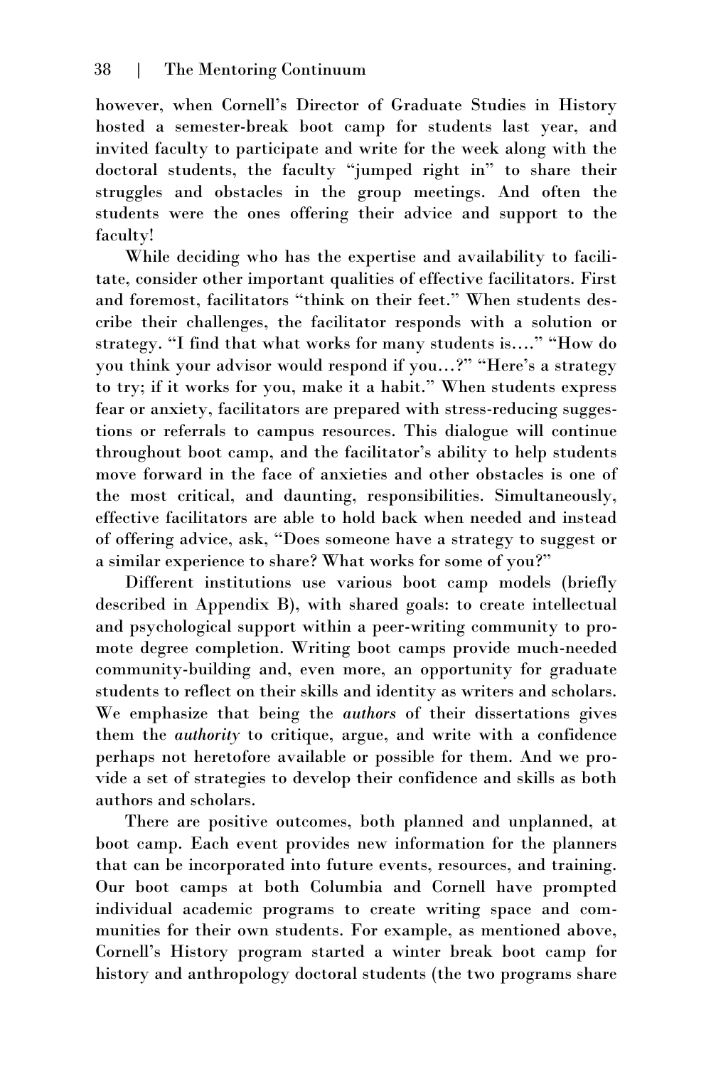however, when Cornell's Director of Graduate Studies in History hosted a semester-break boot camp for students last year, and invited faculty to participate and write for the week along with the doctoral students, the faculty "jumped right in" to share their struggles and obstacles in the group meetings. And often the students were the ones offering their advice and support to the faculty!

While deciding who has the expertise and availability to facilitate, consider other important qualities of effective facilitators. First and foremost, facilitators "think on their feet." When students describe their challenges, the facilitator responds with a solution or strategy. "I find that what works for many students is…." "How do you think your advisor would respond if you…?" "Here's a strategy to try; if it works for you, make it a habit." When students express fear or anxiety, facilitators are prepared with stress-reducing suggestions or referrals to campus resources. This dialogue will continue throughout boot camp, and the facilitator's ability to help students move forward in the face of anxieties and other obstacles is one of the most critical, and daunting, responsibilities. Simultaneously, effective facilitators are able to hold back when needed and instead of offering advice, ask, "Does someone have a strategy to suggest or a similar experience to share? What works for some of you?"

Different institutions use various boot camp models (briefly described in Appendix B), with shared goals: to create intellectual and psychological support within a peer-writing community to promote degree completion. Writing boot camps provide much-needed community-building and, even more, an opportunity for graduate students to reflect on their skills and identity as writers and scholars. We emphasize that being the *authors* of their dissertations gives them the *authority* to critique, argue, and write with a confidence perhaps not heretofore available or possible for them. And we provide a set of strategies to develop their confidence and skills as both authors and scholars.

There are positive outcomes, both planned and unplanned, at boot camp. Each event provides new information for the planners that can be incorporated into future events, resources, and training. Our boot camps at both Columbia and Cornell have prompted individual academic programs to create writing space and communities for their own students. For example, as mentioned above, Cornell's History program started a winter break boot camp for history and anthropology doctoral students (the two programs share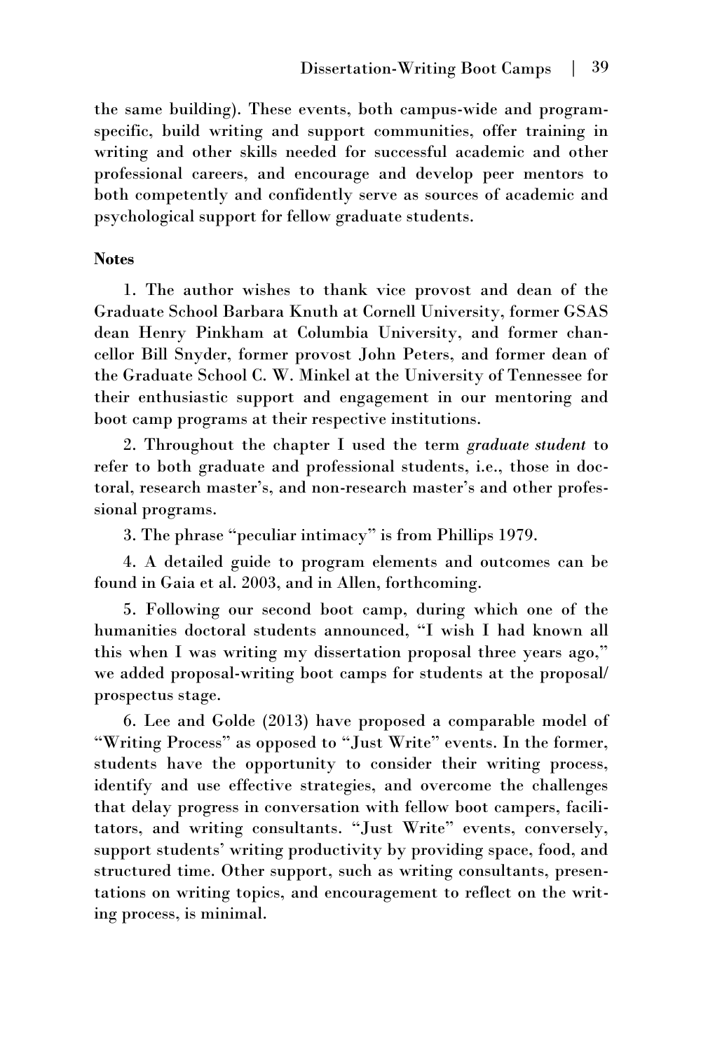the same building). These events, both campus-wide and program-specific, build writing and support communities, offer training in writing and other skills needed for successful academic and other professional careers, and encourage and develop peer mentors to both competently and confidently serve as sources of academic and psychological support for fellow graduate students.

**Notes**

1. The author wishes to thank vice provost and dean of the Graduate School Barbara Knuth at Cornell University, former GSAS dean Henry Pinkham at Columbia University, and former chancellor Bill Snyder, former provost John Peters, and former dean of the Graduate School C. W. Minkel at the University of Tennessee for their enthusiastic support and engagement in our mentoring and boot camp programs at their respective institutions.

2. Throughout the chapter I used the term *graduate student* to refer to both graduate and professional students, i.e., those in doctoral, research master's, and non-research master's and other professional programs.

3. The phrase "peculiar intimacy" is from Phillips 1979.

4. A detailed guide to program elements and outcomes can be found in Gaia et al. 2003, and in Allen, forthcoming.

5. Following our second boot camp, during which one of the humanities doctoral students announced, "I wish I had known all this when I was writing my dissertation proposal three years ago," we added proposal-writing boot camps for students at the proposal/prospectus stage.

6. Lee and Golde (2013) have proposed a comparable model of "Writing Process" as opposed to "Just Write" events. In the former, students have the opportunity to consider their writing process, identify and use effective strategies, and overcome the challenges that delay progress in conversation with fellow boot campers, facilitators, and writing consultants. "Just Write" events, conversely, support students' writing productivity by providing space, food, and structured time. Other support, such as writing consultants, presentations on writing topics, and encouragement to reflect on the writing process, is minimal.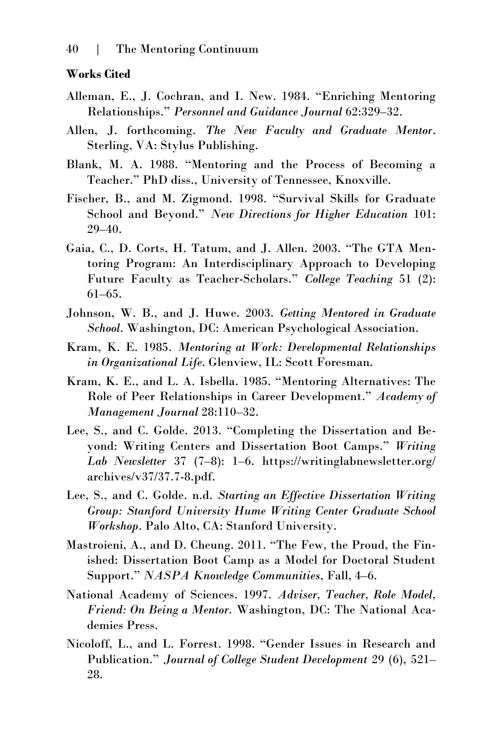**Works Cited**

Alleman, E., J. Cochran, and I. New. 1984. "Enriching Mentoring Relationships." *Personnel and Guidance Journal* 62:329–32.

Allen, J. forthcoming. *The New Faculty and Graduate Mentor*. Sterling, VA: Stylus Publishing.

Blank, M. A. 1988. "Mentoring and the Process of Becoming a Teacher." PhD diss., University of Tennessee, Knoxville.

Fischer, B., and M. Zigmond. 1998. "Survival Skills for Graduate School and Beyond." *New Directions for Higher Education* 101: 29–40.

Gaia, C., D. Corts, H. Tatum, and J. Allen. 2003. "The GTA Mentoring Program: An Interdisciplinary Approach to Developing Future Faculty as Teacher-Scholars." *College Teaching* 51 (2): 61–65.

Johnson, W. B., and J. Huwe. 2003. *Getting Mentored in Graduate School*. Washington, DC: American Psychological Association.

Kram, K. E. 1985. *Mentoring at Work: Developmental Relationships in Organizational Life*. Glenview, IL: Scott Foresman.

Kram, K. E., and L. A. Isbella. 1985. "Mentoring Alternatives: The Role of Peer Relationships in Career Development." *Academy of Management Journal* 28:110–32.

Lee, S., and C. Golde. 2013. "Completing the Dissertation and Beyond: Writing Centers and Dissertation Boot Camps." *Writing Lab Newsletter* 37 (7–8): 1–6. https://writinglabnewsletter.org/archives/v37/37.7-8.pdf.

Lee, S., and C. Golde. n.d. *Starting an Effective Dissertation Writing Group: Stanford University Hume Writing Center Graduate School Workshop*. Palo Alto, CA: Stanford University.

Mastroieni, A., and D. Cheung. 2011. "The Few, the Proud, the Finished: Dissertation Boot Camp as a Model for Doctoral Student Support." *NASPA Knowledge Communities*, Fall, 4–6.

National Academy of Sciences. 1997. *Adviser, Teacher, Role Model, Friend: On Being a Mentor*. Washington, DC: The National Academies Press.

Nicoloff, L., and L. Forrest. 1998. "Gender Issues in Research and Publication." *Journal of College Student Development* 29 (6), 521–28.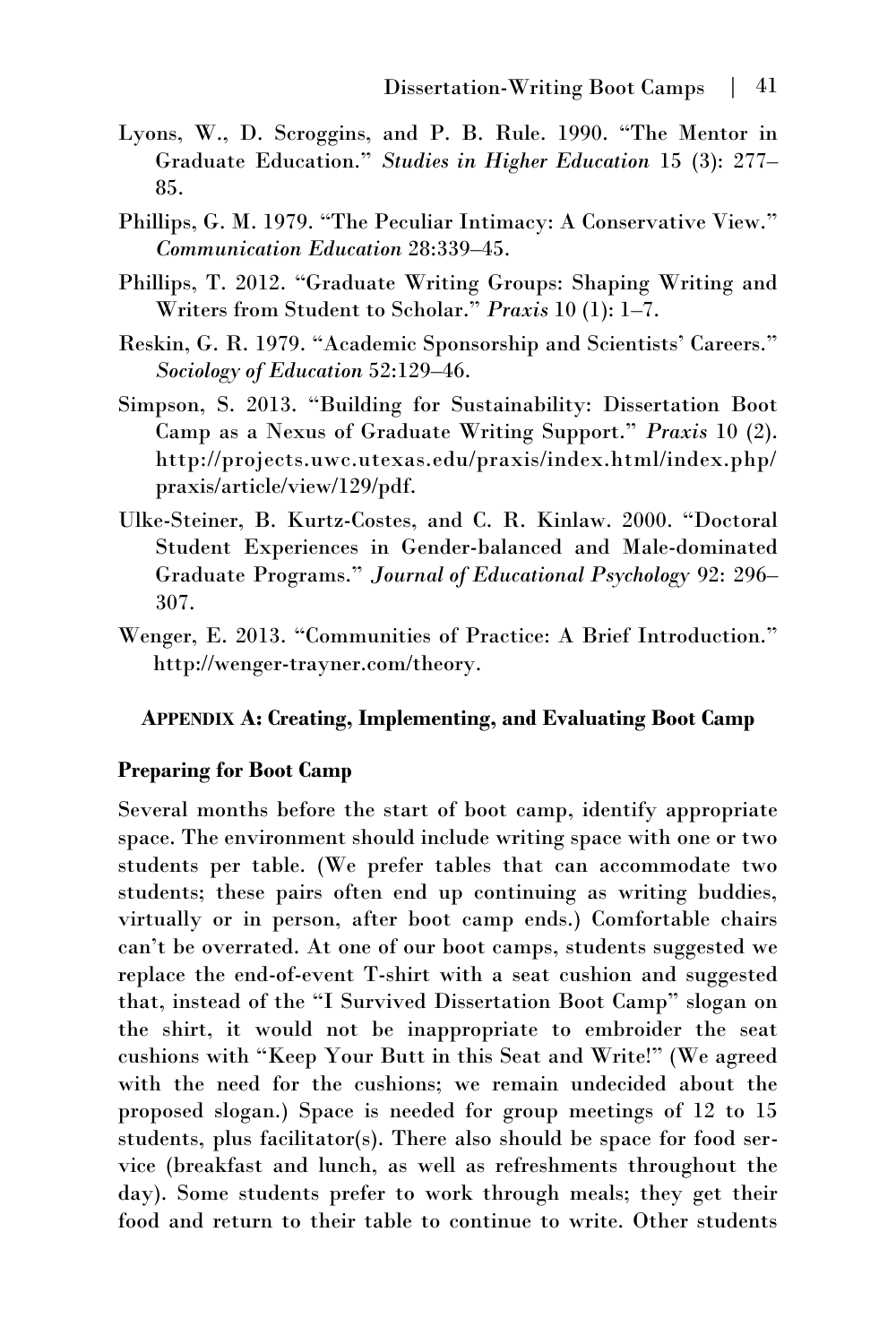Lyons, W., D. Scroggins, and P. B. Rule. 1990. "The Mentor in Graduate Education." *Studies in Higher Education* 15 (3): 277–85.

Phillips, G. M. 1979. "The Peculiar Intimacy: A Conservative View." *Communication Education* 28:339–45.

Phillips, T. 2012. "Graduate Writing Groups: Shaping Writing and Writers from Student to Scholar." *Praxis* 10 (1): 1–7.

Reskin, G. R. 1979. "Academic Sponsorship and Scientists' Careers." *Sociology of Education* 52:129–46.

Simpson, S. 2013. "Building for Sustainability: Dissertation Boot Camp as a Nexus of Graduate Writing Support." *Praxis* 10 (2). http://projects.uwc.utexas.edu/praxis/index.html/index.php/praxis/article/view/129/pdf.

Ulke-Steiner, B. Kurtz-Costes, and C. R. Kinlaw. 2000. "Doctoral Student Experiences in Gender-balanced and Male-dominated Graduate Programs." *Journal of Educational Psychology* 92: 296–307.

Wenger, E. 2013. "Communities of Practice: A Brief Introduction." http://wenger-trayner.com/theory.

## APPENDIX A: Creating, Implementing, and Evaluating Boot Camp

### Preparing for Boot Camp

Several months before the start of boot camp, identify appropriate space. The environment should include writing space with one or two students per table. (We prefer tables that can accommodate two students; these pairs often end up continuing as writing buddies, virtually or in person, after boot camp ends.) Comfortable chairs can't be overrated. At one of our boot camps, students suggested we replace the end-of-event T-shirt with a seat cushion and suggested that, instead of the "I Survived Dissertation Boot Camp" slogan on the shirt, it would not be inappropriate to embroider the seat cushions with "Keep Your Butt in this Seat and Write!" (We agreed with the need for the cushions; we remain undecided about the proposed slogan.) Space is needed for group meetings of 12 to 15 students, plus facilitator(s). There also should be space for food service (breakfast and lunch, as well as refreshments throughout the day). Some students prefer to work through meals; they get their food and return to their table to continue to write. Other students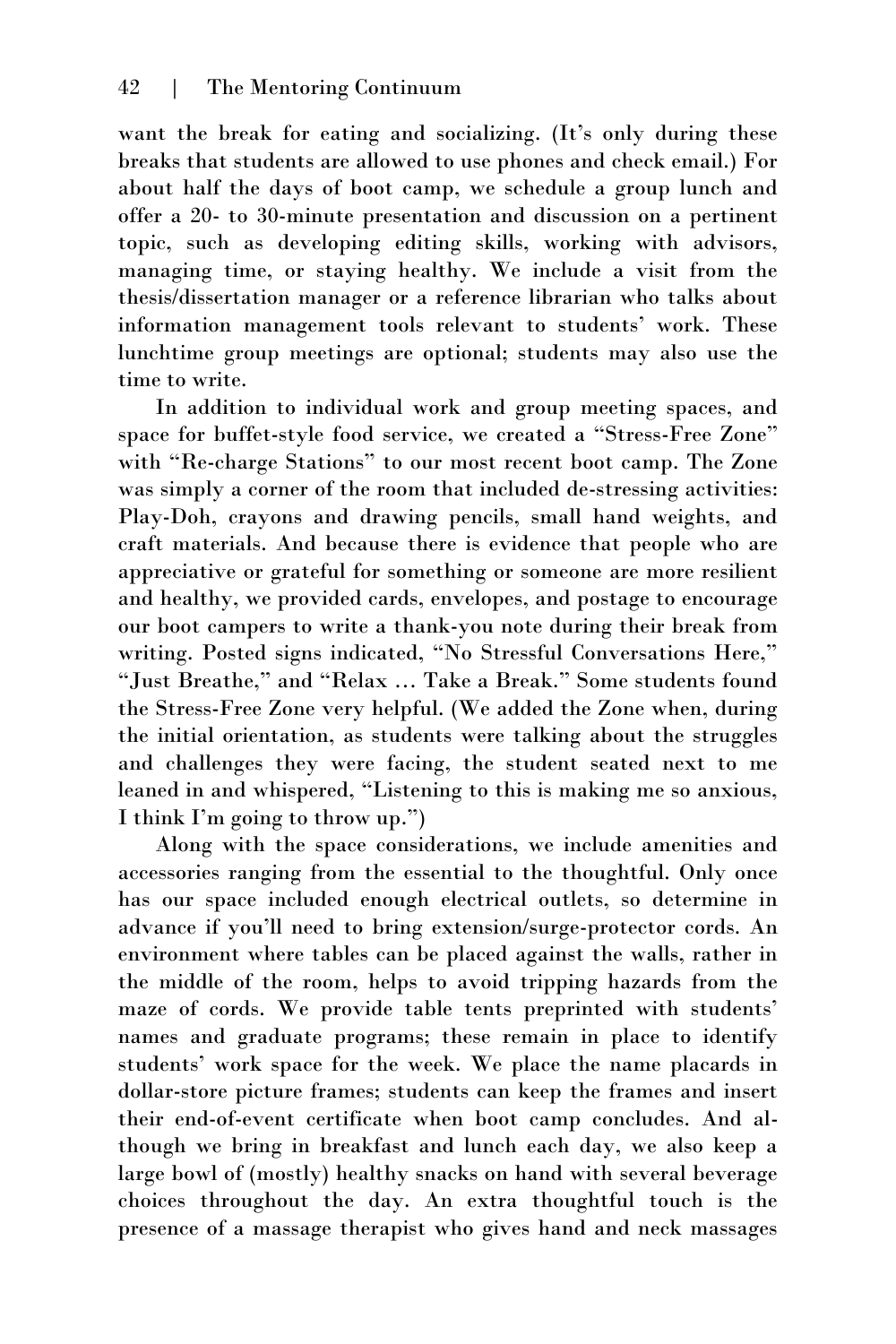want the break for eating and socializing. (It's only during these breaks that students are allowed to use phones and check email.) For about half the days of boot camp, we schedule a group lunch and offer a 20- to 30-minute presentation and discussion on a pertinent topic, such as developing editing skills, working with advisors, managing time, or staying healthy. We include a visit from the thesis/dissertation manager or a reference librarian who talks about information management tools relevant to students' work. These lunchtime group meetings are optional; students may also use the time to write.

In addition to individual work and group meeting spaces, and space for buffet-style food service, we created a "Stress-Free Zone" with "Re-charge Stations" to our most recent boot camp. The Zone was simply a corner of the room that included de-stressing activities: Play-Doh, crayons and drawing pencils, small hand weights, and craft materials. And because there is evidence that people who are appreciative or grateful for something or someone are more resilient and healthy, we provided cards, envelopes, and postage to encourage our boot campers to write a thank-you note during their break from writing. Posted signs indicated, "No Stressful Conversations Here," "Just Breathe," and "Relax … Take a Break." Some students found the Stress-Free Zone very helpful. (We added the Zone when, during the initial orientation, as students were talking about the struggles and challenges they were facing, the student seated next to me leaned in and whispered, "Listening to this is making me so anxious, I think I'm going to throw up.")

Along with the space considerations, we include amenities and accessories ranging from the essential to the thoughtful. Only once has our space included enough electrical outlets, so determine in advance if you'll need to bring extension/surge-protector cords. An environment where tables can be placed against the walls, rather in the middle of the room, helps to avoid tripping hazards from the maze of cords. We provide table tents preprinted with students' names and graduate programs; these remain in place to identify students' work space for the week. We place the name placards in dollar-store picture frames; students can keep the frames and insert their end-of-event certificate when boot camp concludes. And although we bring in breakfast and lunch each day, we also keep a large bowl of (mostly) healthy snacks on hand with several beverage choices throughout the day. An extra thoughtful touch is the presence of a massage therapist who gives hand and neck massages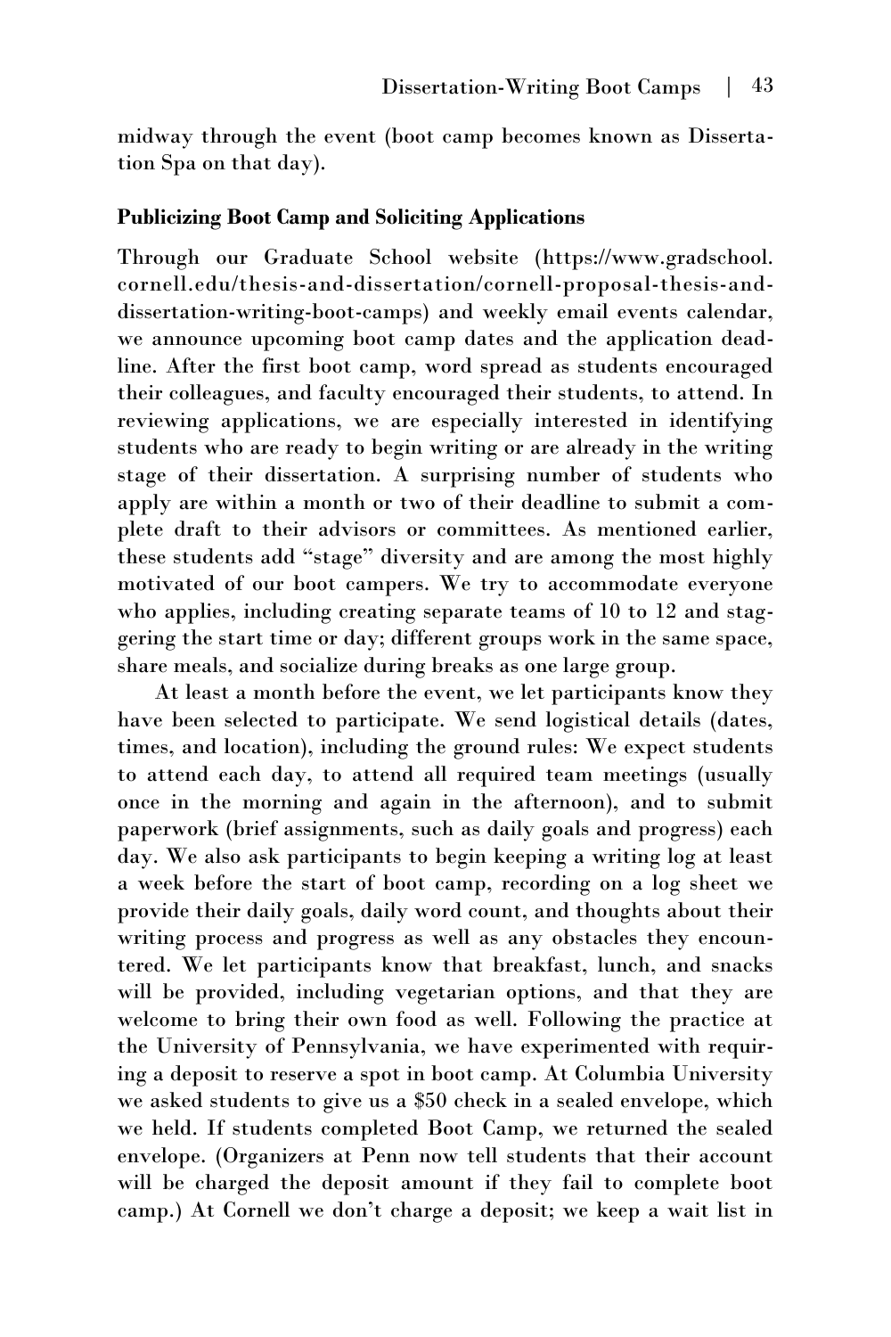midway through the event (boot camp becomes known as Dissertation Spa on that day).

**Publicizing Boot Camp and Soliciting Applications**

Through our Graduate School website (https://www.gradschool.cornell.edu/thesis-and-dissertation/cornell-proposal-thesis-and-dissertation-writing-boot-camps) and weekly email events calendar, we announce upcoming boot camp dates and the application deadline. After the first boot camp, word spread as students encouraged their colleagues, and faculty encouraged their students, to attend. In reviewing applications, we are especially interested in identifying students who are ready to begin writing or are already in the writing stage of their dissertation. A surprising number of students who apply are within a month or two of their deadline to submit a complete draft to their advisors or committees. As mentioned earlier, these students add "stage" diversity and are among the most highly motivated of our boot campers. We try to accommodate everyone who applies, including creating separate teams of 10 to 12 and staggering the start time or day; different groups work in the same space, share meals, and socialize during breaks as one large group.

At least a month before the event, we let participants know they have been selected to participate. We send logistical details (dates, times, and location), including the ground rules: We expect students to attend each day, to attend all required team meetings (usually once in the morning and again in the afternoon), and to submit paperwork (brief assignments, such as daily goals and progress) each day. We also ask participants to begin keeping a writing log at least a week before the start of boot camp, recording on a log sheet we provide their daily goals, daily word count, and thoughts about their writing process and progress as well as any obstacles they encountered. We let participants know that breakfast, lunch, and snacks will be provided, including vegetarian options, and that they are welcome to bring their own food as well. Following the practice at the University of Pennsylvania, we have experimented with requiring a deposit to reserve a spot in boot camp. At Columbia University we asked students to give us a $50 check in a sealed envelope, which we held. If students completed Boot Camp, we returned the sealed envelope. (Organizers at Penn now tell students that their account will be charged the deposit amount if they fail to complete boot camp.) At Cornell we don't charge a deposit; we keep a wait list in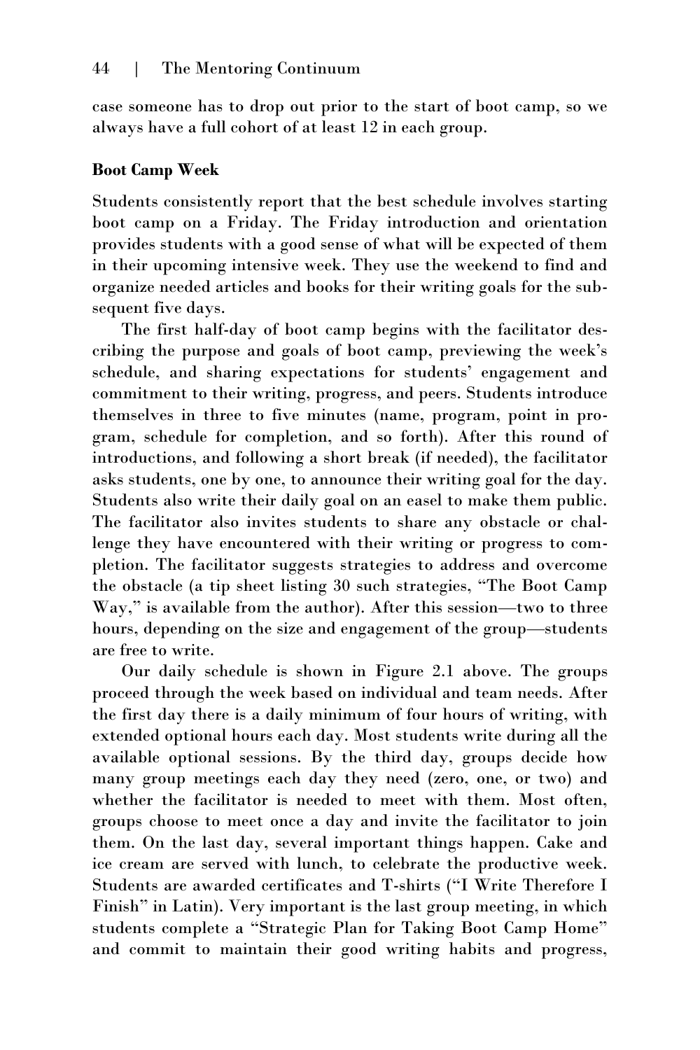case someone has to drop out prior to the start of boot camp, so we always have a full cohort of at least 12 in each group.

**Boot Camp Week**

Students consistently report that the best schedule involves starting boot camp on a Friday. The Friday introduction and orientation provides students with a good sense of what will be expected of them in their upcoming intensive week. They use the weekend to find and organize needed articles and books for their writing goals for the subsequent five days.

The first half-day of boot camp begins with the facilitator describing the purpose and goals of boot camp, previewing the week's schedule, and sharing expectations for students' engagement and commitment to their writing, progress, and peers. Students introduce themselves in three to five minutes (name, program, point in program, schedule for completion, and so forth). After this round of introductions, and following a short break (if needed), the facilitator asks students, one by one, to announce their writing goal for the day. Students also write their daily goal on an easel to make them public. The facilitator also invites students to share any obstacle or challenge they have encountered with their writing or progress to completion. The facilitator suggests strategies to address and overcome the obstacle (a tip sheet listing 30 such strategies, "The Boot Camp Way," is available from the author). After this session—two to three hours, depending on the size and engagement of the group—students are free to write.

Our daily schedule is shown in Figure 2.1 above. The groups proceed through the week based on individual and team needs. After the first day there is a daily minimum of four hours of writing, with extended optional hours each day. Most students write during all the available optional sessions. By the third day, groups decide how many group meetings each day they need (zero, one, or two) and whether the facilitator is needed to meet with them. Most often, groups choose to meet once a day and invite the facilitator to join them. On the last day, several important things happen. Cake and ice cream are served with lunch, to celebrate the productive week. Students are awarded certificates and T-shirts ("I Write Therefore I Finish" in Latin). Very important is the last group meeting, in which students complete a "Strategic Plan for Taking Boot Camp Home" and commit to maintain their good writing habits and progress,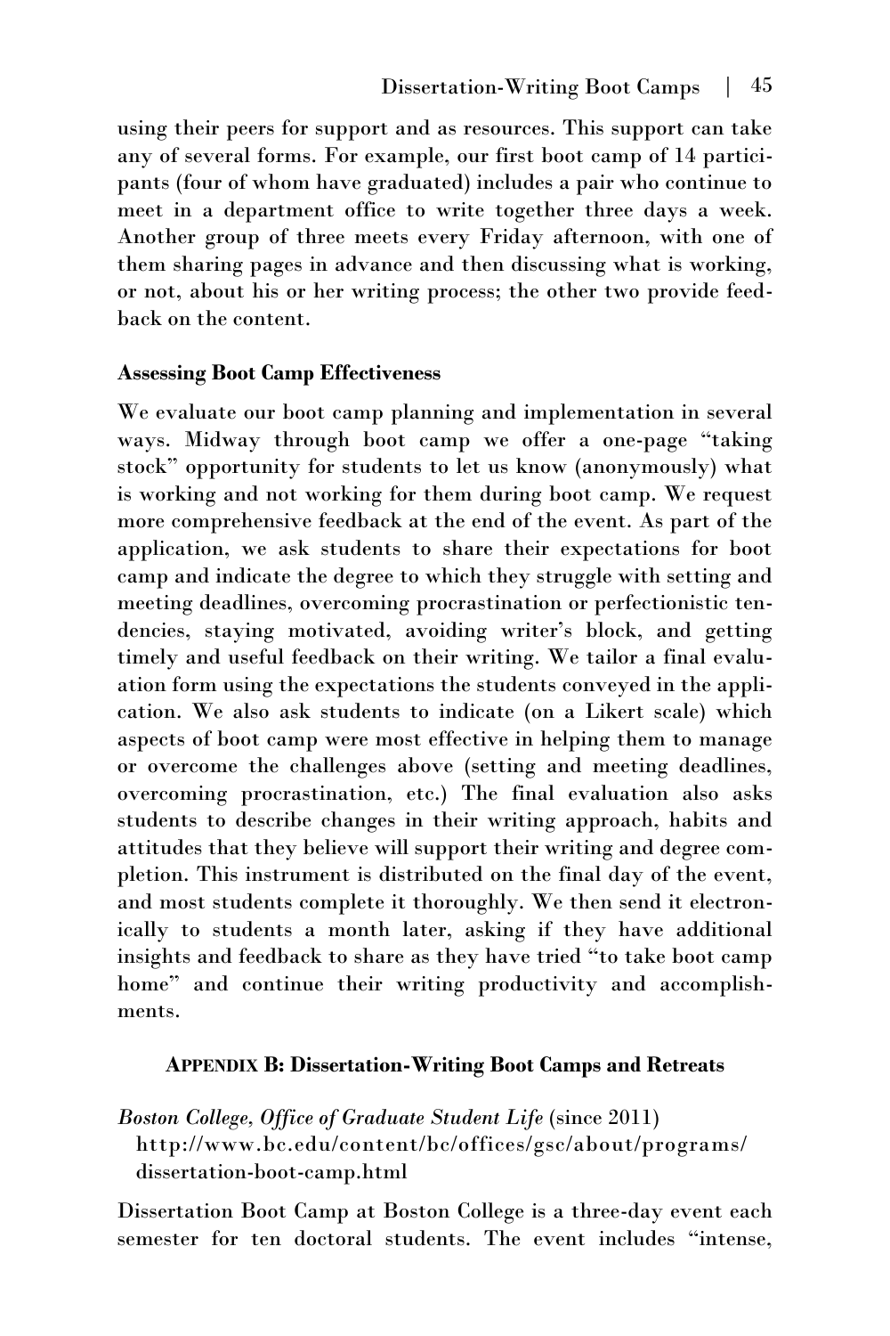using their peers for support and as resources. This support can take any of several forms. For example, our first boot camp of 14 participants (four of whom have graduated) includes a pair who continue to meet in a department office to write together three days a week. Another group of three meets every Friday afternoon, with one of them sharing pages in advance and then discussing what is working, or not, about his or her writing process; the other two provide feedback on the content.

**Assessing Boot Camp Effectiveness**

We evaluate our boot camp planning and implementation in several ways. Midway through boot camp we offer a one-page "taking stock" opportunity for students to let us know (anonymously) what is working and not working for them during boot camp. We request more comprehensive feedback at the end of the event. As part of the application, we ask students to share their expectations for boot camp and indicate the degree to which they struggle with setting and meeting deadlines, overcoming procrastination or perfectionistic tendencies, staying motivated, avoiding writer's block, and getting timely and useful feedback on their writing. We tailor a final evaluation form using the expectations the students conveyed in the application. We also ask students to indicate (on a Likert scale) which aspects of boot camp were most effective in helping them to manage or overcome the challenges above (setting and meeting deadlines, overcoming procrastination, etc.) The final evaluation also asks students to describe changes in their writing approach, habits and attitudes that they believe will support their writing and degree completion. This instrument is distributed on the final day of the event, and most students complete it thoroughly. We then send it electronically to students a month later, asking if they have additional insights and feedback to share as they have tried "to take boot camp home" and continue their writing productivity and accomplishments.

## APPENDIX B: Dissertation-Writing Boot Camps and Retreats

*Boston College, Office of Graduate Student Life* (since 2011)
http://www.bc.edu/content/bc/offices/gsc/about/programs/dissertation-boot-camp.html

Dissertation Boot Camp at Boston College is a three-day event each semester for ten doctoral students. The event includes "intense,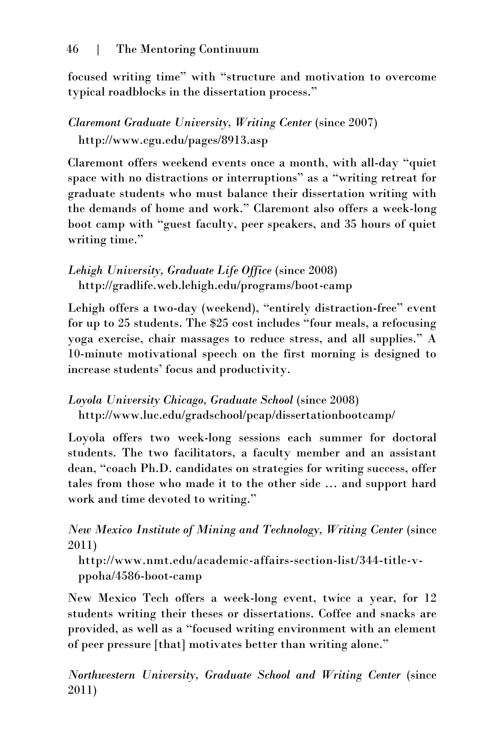focused writing time" with "structure and motivation to overcome typical roadblocks in the dissertation process."

*Claremont Graduate University, Writing Center* (since 2007)
http://www.cgu.edu/pages/8913.asp

Claremont offers weekend events once a month, with all-day "quiet space with no distractions or interruptions" as a "writing retreat for graduate students who must balance their dissertation writing with the demands of home and work." Claremont also offers a week-long boot camp with "guest faculty, peer speakers, and 35 hours of quiet writing time."

*Lehigh University, Graduate Life Office* (since 2008)
http://gradlife.web.lehigh.edu/programs/boot-camp

Lehigh offers a two-day (weekend), "entirely distraction-free" event for up to 25 students. The $25 cost includes "four meals, a refocusing yoga exercise, chair massages to reduce stress, and all supplies." A 10-minute motivational speech on the first morning is designed to increase students' focus and productivity.

*Loyola University Chicago, Graduate School* (since 2008)
http://www.luc.edu/gradschool/pcap/dissertationbootcamp/

Loyola offers two week-long sessions each summer for doctoral students. The two facilitators, a faculty member and an assistant dean, "coach Ph.D. candidates on strategies for writing success, offer tales from those who made it to the other side … and support hard work and time devoted to writing."

*New Mexico Institute of Mining and Technology, Writing Center* (since 2011)
http://www.nmt.edu/academic-affairs-section-list/344-title-v-ppoha/4586-boot-camp

New Mexico Tech offers a week-long event, twice a year, for 12 students writing their theses or dissertations. Coffee and snacks are provided, as well as a "focused writing environment with an element of peer pressure [that] motivates better than writing alone."

*Northwestern University, Graduate School and Writing Center* (since 2011)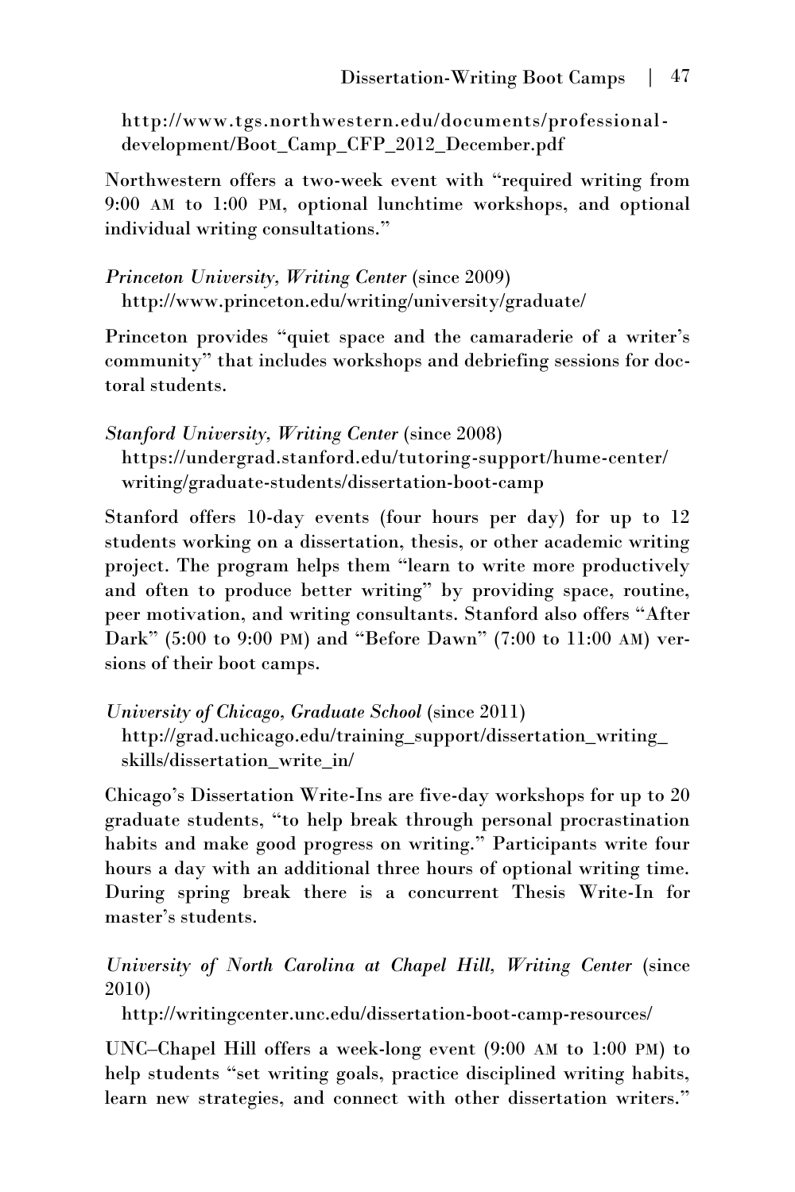http://www.tgs.northwestern.edu/documents/professional-development/Boot_Camp_CFP_2012_December.pdf

Northwestern offers a two-week event with "required writing from 9:00 AM to 1:00 PM, optional lunchtime workshops, and optional individual writing consultations."

*Princeton University, Writing Center* (since 2009)
http://www.princeton.edu/writing/university/graduate/

Princeton provides "quiet space and the camaraderie of a writer's community" that includes workshops and debriefing sessions for doctoral students.

*Stanford University, Writing Center* (since 2008)
https://undergrad.stanford.edu/tutoring-support/hume-center/writing/graduate-students/dissertation-boot-camp

Stanford offers 10-day events (four hours per day) for up to 12 students working on a dissertation, thesis, or other academic writing project. The program helps them "learn to write more productively and often to produce better writing" by providing space, routine, peer motivation, and writing consultants. Stanford also offers "After Dark" (5:00 to 9:00 PM) and "Before Dawn" (7:00 to 11:00 AM) versions of their boot camps.

*University of Chicago, Graduate School* (since 2011)
http://grad.uchicago.edu/training_support/dissertation_writing_skills/dissertation_write_in/

Chicago's Dissertation Write-Ins are five-day workshops for up to 20 graduate students, "to help break through personal procrastination habits and make good progress on writing." Participants write four hours a day with an additional three hours of optional writing time. During spring break there is a concurrent Thesis Write-In for master's students.

*University of North Carolina at Chapel Hill, Writing Center* (since 2010)
http://writingcenter.unc.edu/dissertation-boot-camp-resources/

UNC–Chapel Hill offers a week-long event (9:00 AM to 1:00 PM) to help students "set writing goals, practice disciplined writing habits, learn new strategies, and connect with other dissertation writers."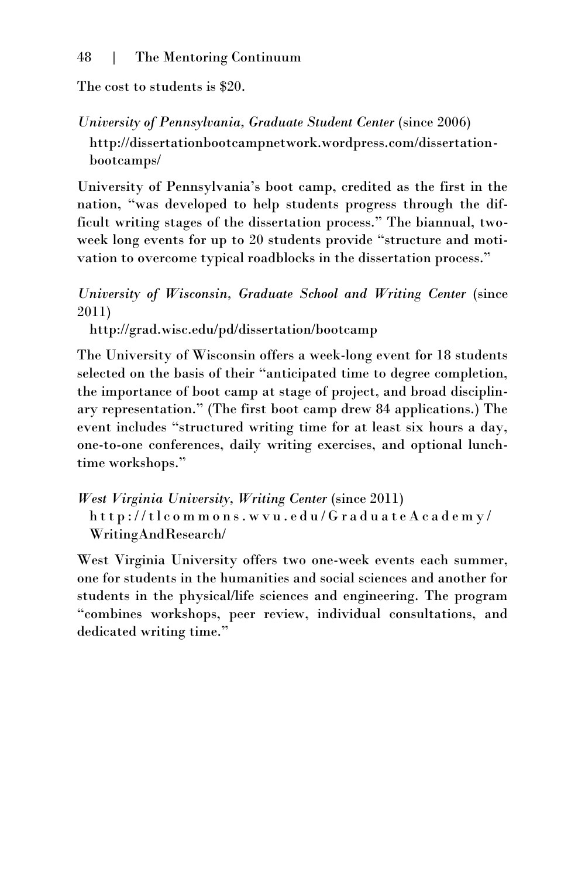The cost to students is $20.

*University of Pennsylvania, Graduate Student Center* (since 2006)

http://dissertationbootcampnetwork.wordpress.com/dissertation-bootcamps/

University of Pennsylvania's boot camp, credited as the first in the nation, "was developed to help students progress through the difficult writing stages of the dissertation process." The biannual, two-week long events for up to 20 students provide "structure and motivation to overcome typical roadblocks in the dissertation process."

*University of Wisconsin, Graduate School and Writing Center* (since 2011)

http://grad.wisc.edu/pd/dissertation/bootcamp

The University of Wisconsin offers a week-long event for 18 students selected on the basis of their "anticipated time to degree completion, the importance of boot camp at stage of project, and broad disciplinary representation." (The first boot camp drew 84 applications.) The event includes "structured writing time for at least six hours a day, one-to-one conferences, daily writing exercises, and optional lunch-time workshops."

*West Virginia University, Writing Center* (since 2011)

http://tlcommons.wvu.edu/GraduateAcademy/WritingAndResearch/

West Virginia University offers two one-week events each summer, one for students in the humanities and social sciences and another for students in the physical/life sciences and engineering. The program "combines workshops, peer review, individual consultations, and dedicated writing time."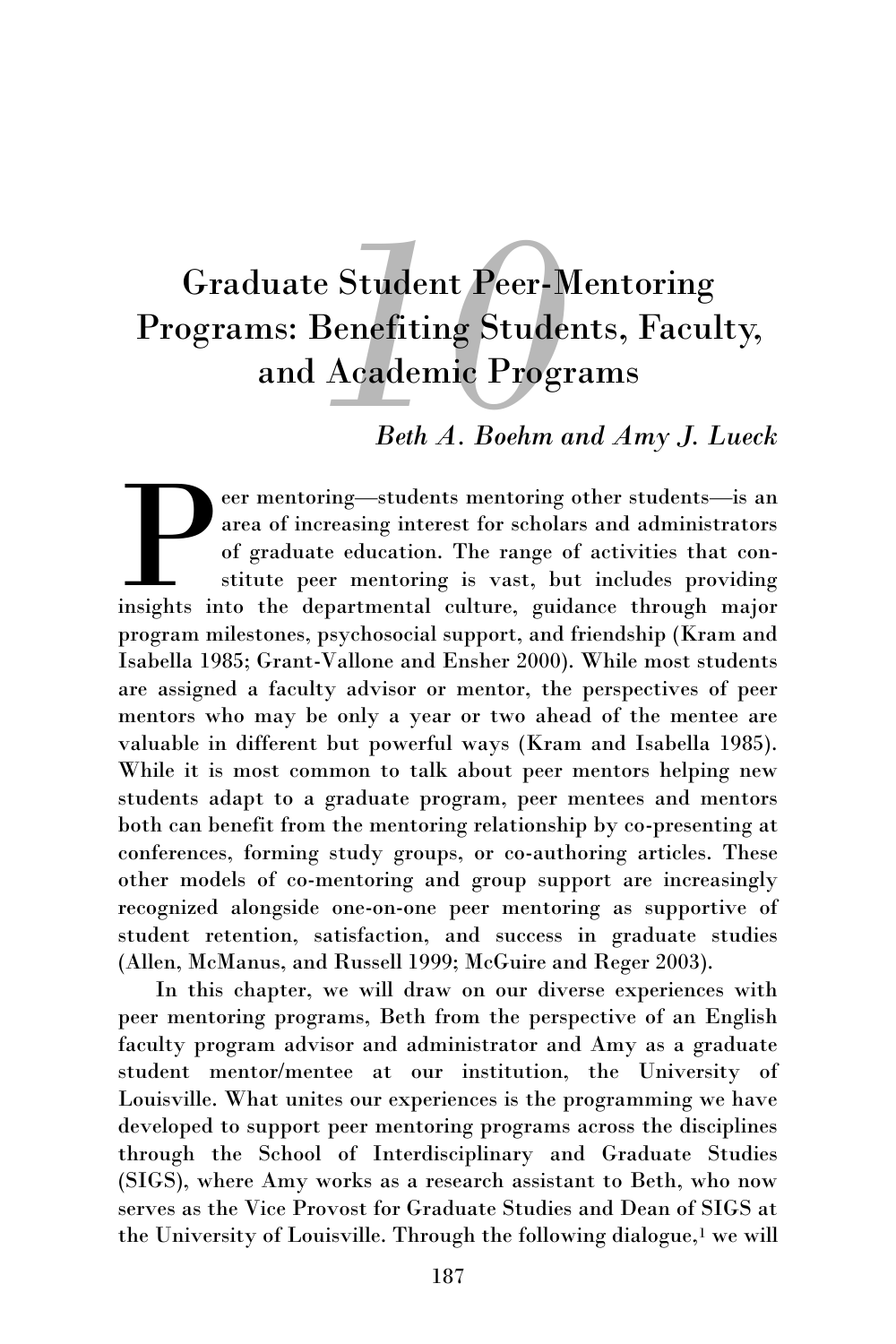# Graduate Student Peer-Mentoring Programs: Benefiting Students, Faculty, and Academic Programs

*Beth A. Boehm and Amy J. Lueck*

Peer mentoring—students mentoring other students—is an area of increasing interest for scholars and administrators of graduate education. The range of activities that constitute peer mentoring is vast, but includes providing insights into the departmental culture, guidance through major program milestones, psychosocial support, and friendship (Kram and Isabella 1985; Grant-Vallone and Ensher 2000). While most students are assigned a faculty advisor or mentor, the perspectives of peer mentors who may be only a year or two ahead of the mentee are valuable in different but powerful ways (Kram and Isabella 1985). While it is most common to talk about peer mentors helping new students adapt to a graduate program, peer mentees and mentors both can benefit from the mentoring relationship by co-presenting at conferences, forming study groups, or co-authoring articles. These other models of co-mentoring and group support are increasingly recognized alongside one-on-one peer mentoring as supportive of student retention, satisfaction, and success in graduate studies (Allen, McManus, and Russell 1999; McGuire and Reger 2003).

In this chapter, we will draw on our diverse experiences with peer mentoring programs, Beth from the perspective of an English faculty program advisor and administrator and Amy as a graduate student mentor/mentee at our institution, the University of Louisville. What unites our experiences is the programming we have developed to support peer mentoring programs across the disciplines through the School of Interdisciplinary and Graduate Studies (SIGS), where Amy works as a research assistant to Beth, who now serves as the Vice Provost for Graduate Studies and Dean of SIGS at the University of Louisville. Through the following dialogue,[1] we will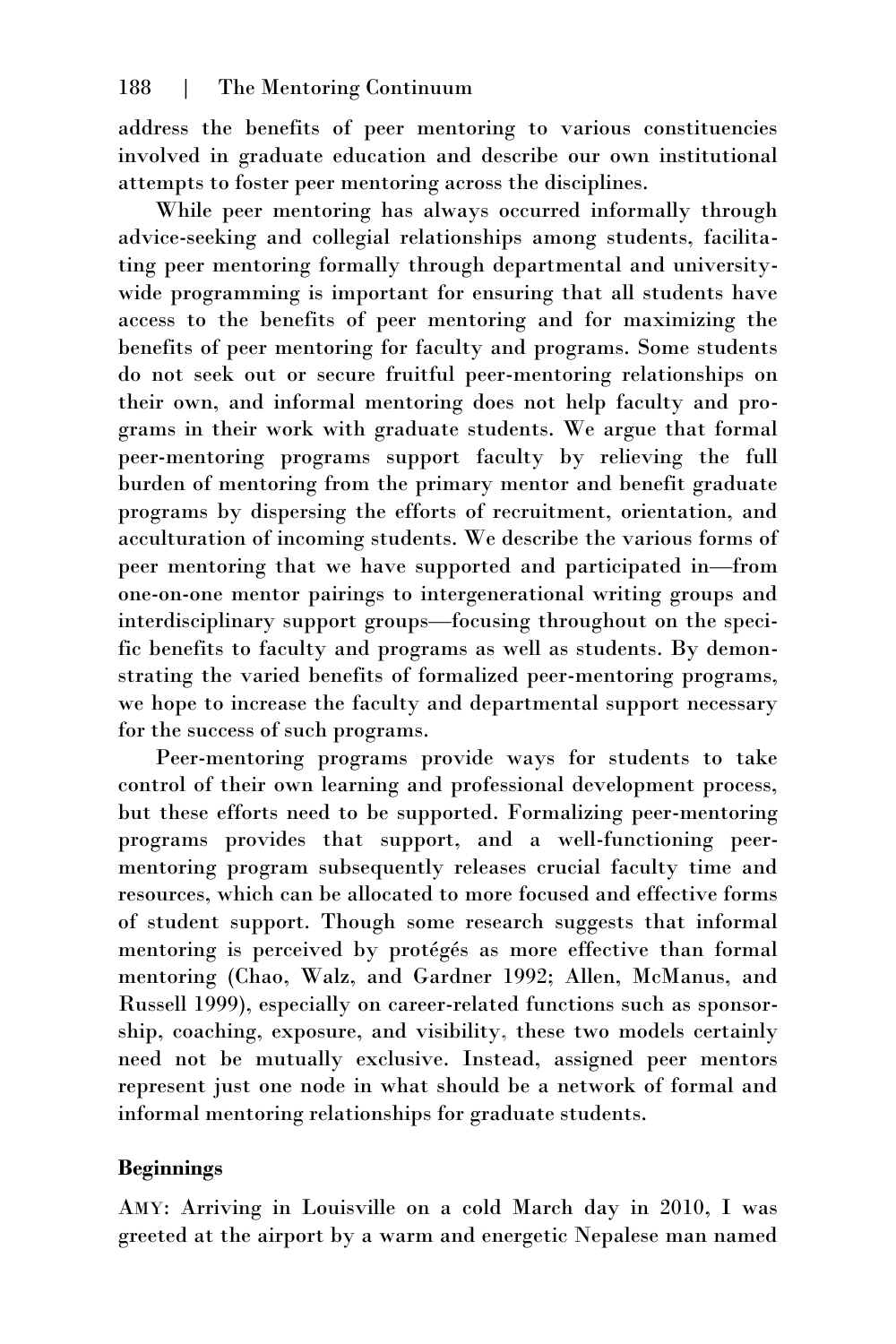address the benefits of peer mentoring to various constituencies involved in graduate education and describe our own institutional attempts to foster peer mentoring across the disciplines.

While peer mentoring has always occurred informally through advice-seeking and collegial relationships among students, facilitating peer mentoring formally through departmental and university-wide programming is important for ensuring that all students have access to the benefits of peer mentoring and for maximizing the benefits of peer mentoring for faculty and programs. Some students do not seek out or secure fruitful peer-mentoring relationships on their own, and informal mentoring does not help faculty and programs in their work with graduate students. We argue that formal peer-mentoring programs support faculty by relieving the full burden of mentoring from the primary mentor and benefit graduate programs by dispersing the efforts of recruitment, orientation, and acculturation of incoming students. We describe the various forms of peer mentoring that we have supported and participated in—from one-on-one mentor pairings to intergenerational writing groups and interdisciplinary support groups—focusing throughout on the specific benefits to faculty and programs as well as students. By demonstrating the varied benefits of formalized peer-mentoring programs, we hope to increase the faculty and departmental support necessary for the success of such programs.

Peer-mentoring programs provide ways for students to take control of their own learning and professional development process, but these efforts need to be supported. Formalizing peer-mentoring programs provides that support, and a well-functioning peer-mentoring program subsequently releases crucial faculty time and resources, which can be allocated to more focused and effective forms of student support. Though some research suggests that informal mentoring is perceived by protégés as more effective than formal mentoring (Chao, Walz, and Gardner 1992; Allen, McManus, and Russell 1999), especially on career-related functions such as sponsorship, coaching, exposure, and visibility, these two models certainly need not be mutually exclusive. Instead, assigned peer mentors represent just one node in what should be a network of formal and informal mentoring relationships for graduate students.

## Beginnings

AMY: Arriving in Louisville on a cold March day in 2010, I was greeted at the airport by a warm and energetic Nepalese man named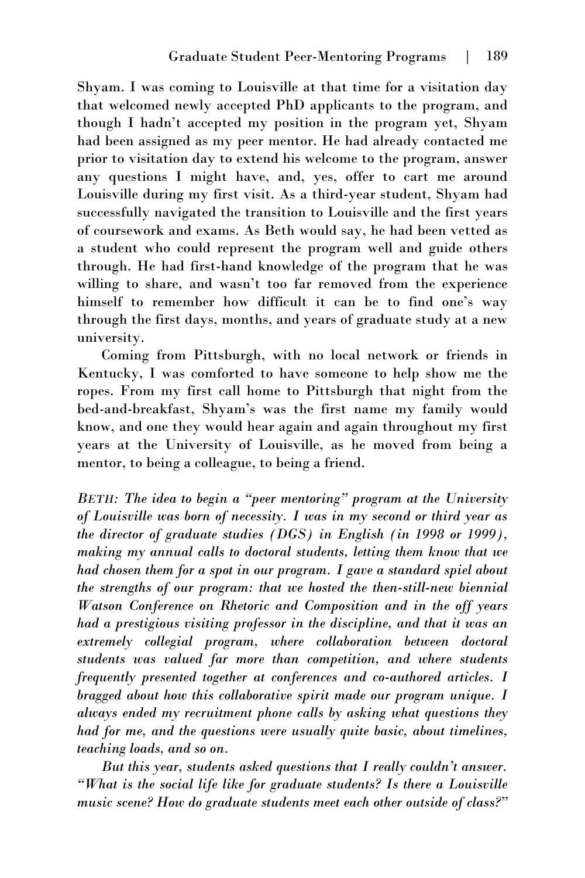Shyam. I was coming to Louisville at that time for a visitation day that welcomed newly accepted PhD applicants to the program, and though I hadn't accepted my position in the program yet, Shyam had been assigned as my peer mentor. He had already contacted me prior to visitation day to extend his welcome to the program, answer any questions I might have, and, yes, offer to cart me around Louisville during my first visit. As a third-year student, Shyam had successfully navigated the transition to Louisville and the first years of coursework and exams. As Beth would say, he had been vetted as a student who could represent the program well and guide others through. He had first-hand knowledge of the program that he was willing to share, and wasn't too far removed from the experience himself to remember how difficult it can be to find one's way through the first days, months, and years of graduate study at a new university.

Coming from Pittsburgh, with no local network or friends in Kentucky, I was comforted to have someone to help show me the ropes. From my first call home to Pittsburgh that night from the bed-and-breakfast, Shyam's was the first name my family would know, and one they would hear again and again throughout my first years at the University of Louisville, as he moved from being a mentor, to being a colleague, to being a friend.

*BETH: The idea to begin a "peer mentoring" program at the University of Louisville was born of necessity. I was in my second or third year as the director of graduate studies (DGS) in English (in 1998 or 1999), making my annual calls to doctoral students, letting them know that we had chosen them for a spot in our program. I gave a standard spiel about the strengths of our program: that we hosted the then-still-new biennial Watson Conference on Rhetoric and Composition and in the off years had a prestigious visiting professor in the discipline, and that it was an extremely collegial program, where collaboration between doctoral students was valued far more than competition, and where students frequently presented together at conferences and co-authored articles. I bragged about how this collaborative spirit made our program unique. I always ended my recruitment phone calls by asking what questions they had for me, and the questions were usually quite basic, about timelines, teaching loads, and so on.*

*But this year, students asked questions that I really couldn't answer. "What is the social life like for graduate students? Is there a Louisville music scene? How do graduate students meet each other outside of class?"*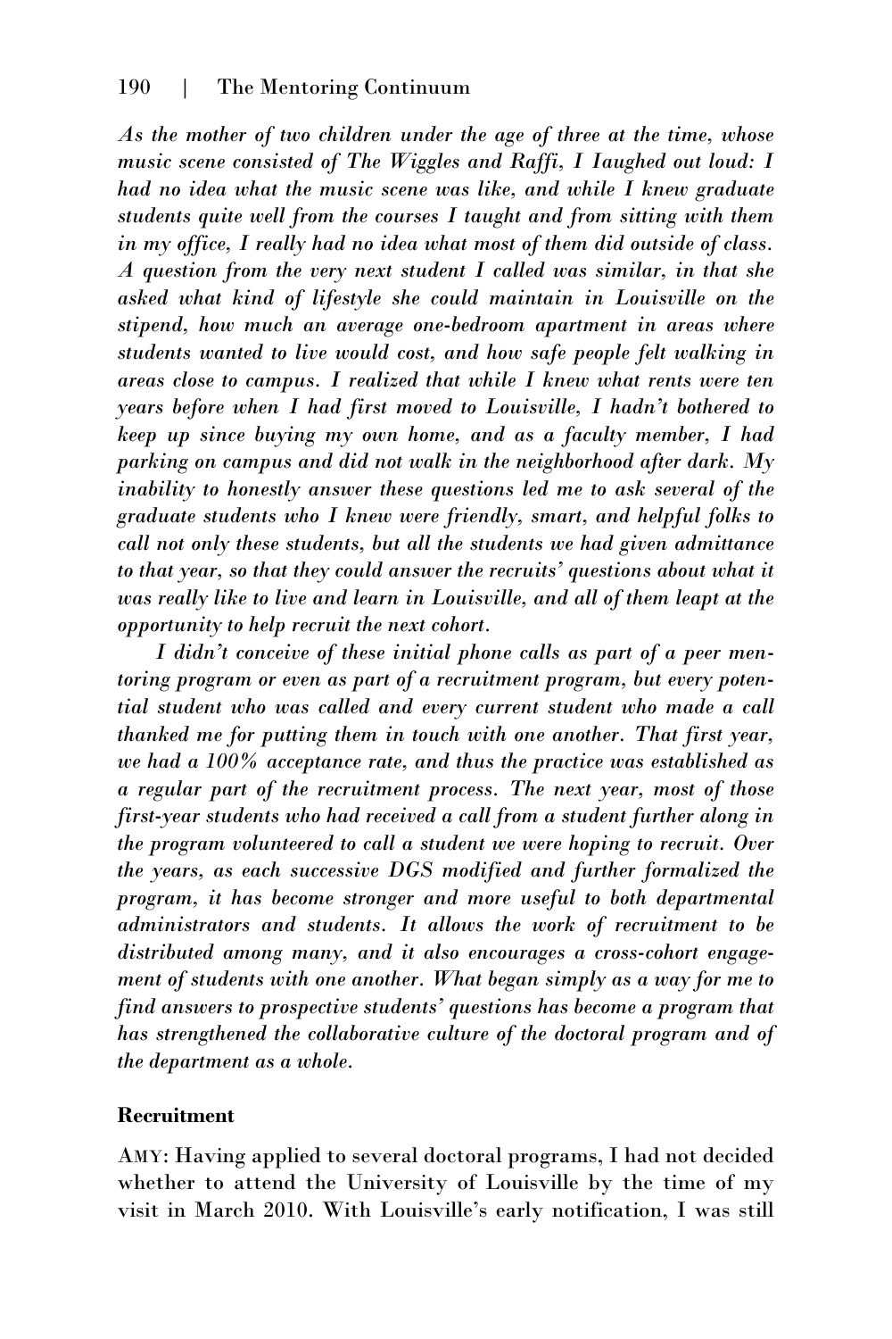*As the mother of two children under the age of three at the time, whose music scene consisted of The Wiggles and Raffi, I laughed out loud: I had no idea what the music scene was like, and while I knew graduate students quite well from the courses I taught and from sitting with them in my office, I really had no idea what most of them did outside of class. A question from the very next student I called was similar, in that she asked what kind of lifestyle she could maintain in Louisville on the stipend, how much an average one-bedroom apartment in areas where students wanted to live would cost, and how safe people felt walking in areas close to campus. I realized that while I knew what rents were ten years before when I had first moved to Louisville, I hadn't bothered to keep up since buying my own home, and as a faculty member, I had parking on campus and did not walk in the neighborhood after dark. My inability to honestly answer these questions led me to ask several of the graduate students who I knew were friendly, smart, and helpful folks to call not only these students, but all the students we had given admittance to that year, so that they could answer the recruits' questions about what it was really like to live and learn in Louisville, and all of them leapt at the opportunity to help recruit the next cohort.*

*I didn't conceive of these initial phone calls as part of a peer mentoring program or even as part of a recruitment program, but every potential student who was called and every current student who made a call thanked me for putting them in touch with one another. That first year, we had a 100% acceptance rate, and thus the practice was established as a regular part of the recruitment process. The next year, most of those first-year students who had received a call from a student further along in the program volunteered to call a student we were hoping to recruit. Over the years, as each successive DGS modified and further formalized the program, it has become stronger and more useful to both departmental administrators and students. It allows the work of recruitment to be distributed among many, and it also encourages a cross-cohort engagement of students with one another. What began simply as a way for me to find answers to prospective students' questions has become a program that has strengthened the collaborative culture of the doctoral program and of the department as a whole.*

### Recruitment

AMY: Having applied to several doctoral programs, I had not decided whether to attend the University of Louisville by the time of my visit in March 2010. With Louisville's early notification, I was still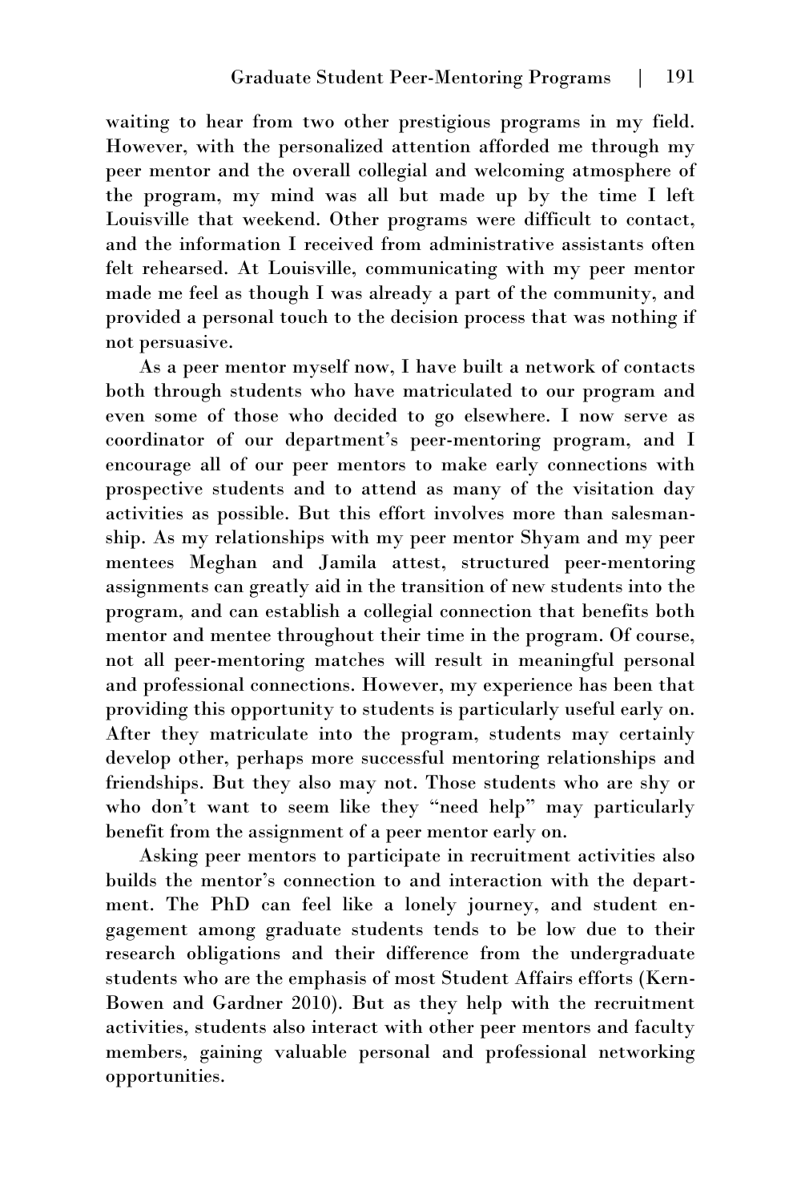waiting to hear from two other prestigious programs in my field. However, with the personalized attention afforded me through my peer mentor and the overall collegial and welcoming atmosphere of the program, my mind was all but made up by the time I left Louisville that weekend. Other programs were difficult to contact, and the information I received from administrative assistants often felt rehearsed. At Louisville, communicating with my peer mentor made me feel as though I was already a part of the community, and provided a personal touch to the decision process that was nothing if not persuasive.

As a peer mentor myself now, I have built a network of contacts both through students who have matriculated to our program and even some of those who decided to go elsewhere. I now serve as coordinator of our department's peer-mentoring program, and I encourage all of our peer mentors to make early connections with prospective students and to attend as many of the visitation day activities as possible. But this effort involves more than salesmanship. As my relationships with my peer mentor Shyam and my peer mentees Meghan and Jamila attest, structured peer-mentoring assignments can greatly aid in the transition of new students into the program, and can establish a collegial connection that benefits both mentor and mentee throughout their time in the program. Of course, not all peer-mentoring matches will result in meaningful personal and professional connections. However, my experience has been that providing this opportunity to students is particularly useful early on. After they matriculate into the program, students may certainly develop other, perhaps more successful mentoring relationships and friendships. But they also may not. Those students who are shy or who don't want to seem like they "need help" may particularly benefit from the assignment of a peer mentor early on.

Asking peer mentors to participate in recruitment activities also builds the mentor's connection to and interaction with the department. The PhD can feel like a lonely journey, and student engagement among graduate students tends to be low due to their research obligations and their difference from the undergraduate students who are the emphasis of most Student Affairs efforts (Kern-Bowen and Gardner 2010). But as they help with the recruitment activities, students also interact with other peer mentors and faculty members, gaining valuable personal and professional networking opportunities.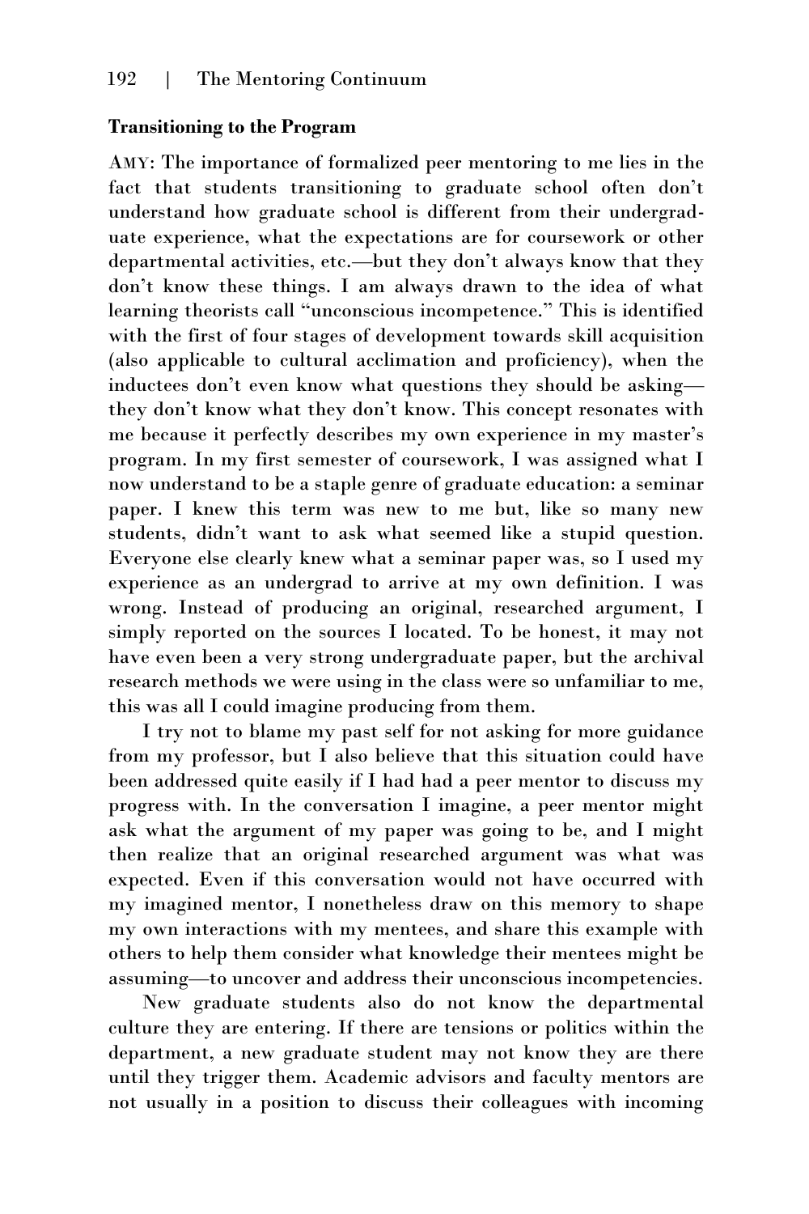**Transitioning to the Program**

AMY: The importance of formalized peer mentoring to me lies in the fact that students transitioning to graduate school often don't understand how graduate school is different from their undergraduate experience, what the expectations are for coursework or other departmental activities, etc.—but they don't always know that they don't know these things. I am always drawn to the idea of what learning theorists call "unconscious incompetence." This is identified with the first of four stages of development towards skill acquisition (also applicable to cultural acclimation and proficiency), when the inductees don't even know what questions they should be asking—they don't know what they don't know. This concept resonates with me because it perfectly describes my own experience in my master's program. In my first semester of coursework, I was assigned what I now understand to be a staple genre of graduate education: a seminar paper. I knew this term was new to me but, like so many new students, didn't want to ask what seemed like a stupid question. Everyone else clearly knew what a seminar paper was, so I used my experience as an undergrad to arrive at my own definition. I was wrong. Instead of producing an original, researched argument, I simply reported on the sources I located. To be honest, it may not have even been a very strong undergraduate paper, but the archival research methods we were using in the class were so unfamiliar to me, this was all I could imagine producing from them.

I try not to blame my past self for not asking for more guidance from my professor, but I also believe that this situation could have been addressed quite easily if I had had a peer mentor to discuss my progress with. In the conversation I imagine, a peer mentor might ask what the argument of my paper was going to be, and I might then realize that an original researched argument was what was expected. Even if this conversation would not have occurred with my imagined mentor, I nonetheless draw on this memory to shape my own interactions with my mentees, and share this example with others to help them consider what knowledge their mentees might be assuming—to uncover and address their unconscious incompetencies.

New graduate students also do not know the departmental culture they are entering. If there are tensions or politics within the department, a new graduate student may not know they are there until they trigger them. Academic advisors and faculty mentors are not usually in a position to discuss their colleagues with incoming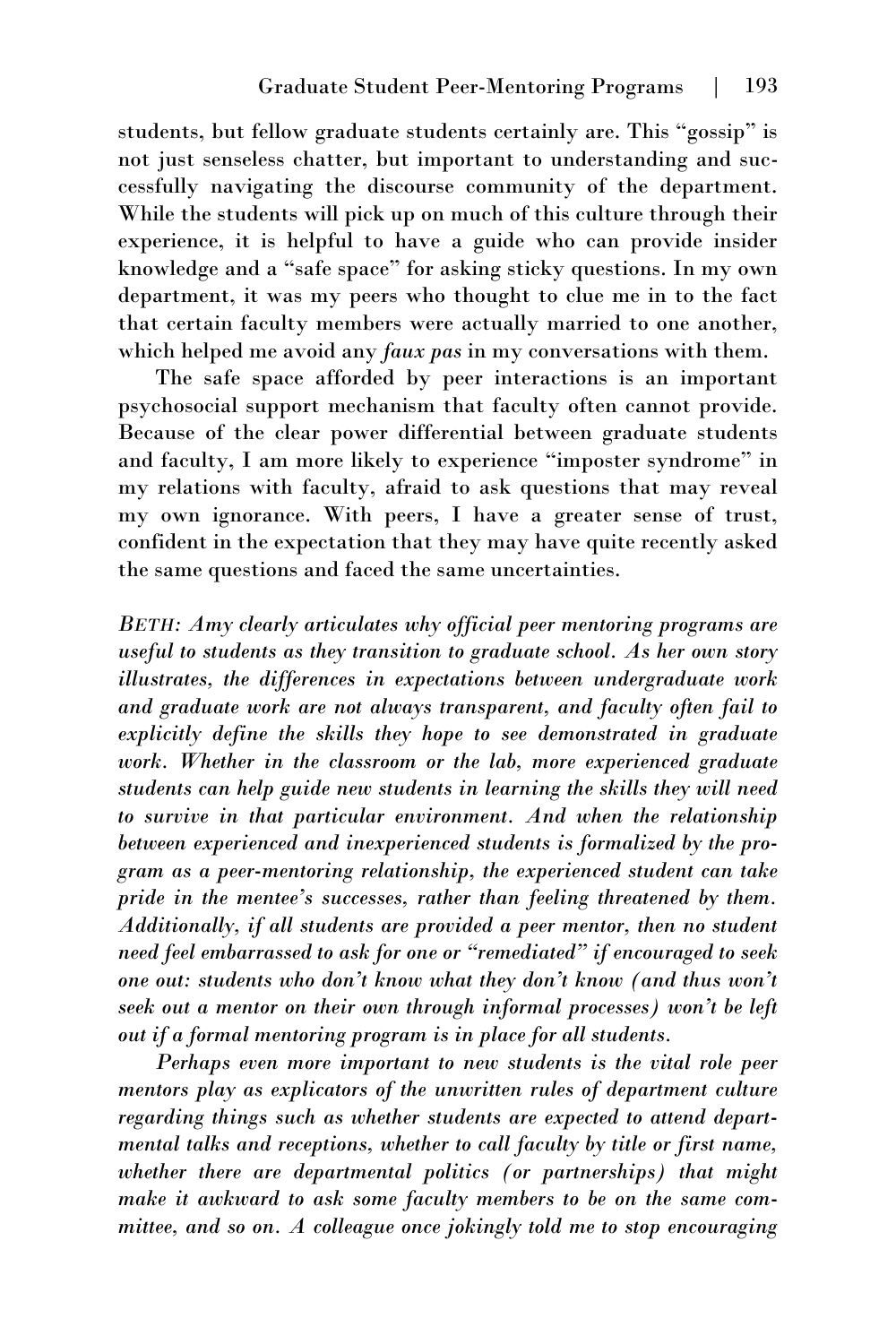students, but fellow graduate students certainly are. This "gossip" is not just senseless chatter, but important to understanding and successfully navigating the discourse community of the department. While the students will pick up on much of this culture through their experience, it is helpful to have a guide who can provide insider knowledge and a "safe space" for asking sticky questions. In my own department, it was my peers who thought to clue me in to the fact that certain faculty members were actually married to one another, which helped me avoid any *faux pas* in my conversations with them.

The safe space afforded by peer interactions is an important psychosocial support mechanism that faculty often cannot provide. Because of the clear power differential between graduate students and faculty, I am more likely to experience "imposter syndrome" in my relations with faculty, afraid to ask questions that may reveal my own ignorance. With peers, I have a greater sense of trust, confident in the expectation that they may have quite recently asked the same questions and faced the same uncertainties.

*BETH: Amy clearly articulates why official peer mentoring programs are useful to students as they transition to graduate school. As her own story illustrates, the differences in expectations between undergraduate work and graduate work are not always transparent, and faculty often fail to explicitly define the skills they hope to see demonstrated in graduate work. Whether in the classroom or the lab, more experienced graduate students can help guide new students in learning the skills they will need to survive in that particular environment. And when the relationship between experienced and inexperienced students is formalized by the program as a peer-mentoring relationship, the experienced student can take pride in the mentee's successes, rather than feeling threatened by them. Additionally, if all students are provided a peer mentor, then no student need feel embarrassed to ask for one or "remediated" if encouraged to seek one out: students who don't know what they don't know (and thus won't seek out a mentor on their own through informal processes) won't be left out if a formal mentoring program is in place for all students.*

*Perhaps even more important to new students is the vital role peer mentors play as explicators of the unwritten rules of department culture regarding things such as whether students are expected to attend departmental talks and receptions, whether to call faculty by title or first name, whether there are departmental politics (or partnerships) that might make it awkward to ask some faculty members to be on the same committee, and so on. A colleague once jokingly told me to stop encouraging*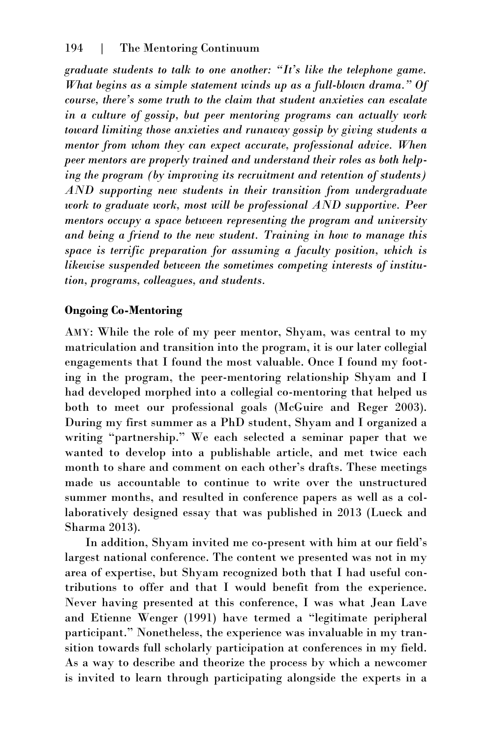*graduate students to talk to one another: "It's like the telephone game. What begins as a simple statement winds up as a full-blown drama." Of course, there's some truth to the claim that student anxieties can escalate in a culture of gossip, but peer mentoring programs can actually work toward limiting those anxieties and runaway gossip by giving students a mentor from whom they can expect accurate, professional advice. When peer mentors are properly trained and understand their roles as both helping the program (by improving its recruitment and retention of students) AND supporting new students in their transition from undergraduate work to graduate work, most will be professional AND supportive. Peer mentors occupy a space between representing the program and university and being a friend to the new student. Training in how to manage this space is terrific preparation for assuming a faculty position, which is likewise suspended between the sometimes competing interests of institution, programs, colleagues, and students.*

**Ongoing Co-Mentoring**

AMY: While the role of my peer mentor, Shyam, was central to my matriculation and transition into the program, it is our later collegial engagements that I found the most valuable. Once I found my footing in the program, the peer-mentoring relationship Shyam and I had developed morphed into a collegial co-mentoring that helped us both to meet our professional goals (McGuire and Reger 2003). During my first summer as a PhD student, Shyam and I organized a writing "partnership." We each selected a seminar paper that we wanted to develop into a publishable article, and met twice each month to share and comment on each other's drafts. These meetings made us accountable to continue to write over the unstructured summer months, and resulted in conference papers as well as a collaboratively designed essay that was published in 2013 (Lueck and Sharma 2013).

In addition, Shyam invited me co-present with him at our field's largest national conference. The content we presented was not in my area of expertise, but Shyam recognized both that I had useful contributions to offer and that I would benefit from the experience. Never having presented at this conference, I was what Jean Lave and Etienne Wenger (1991) have termed a "legitimate peripheral participant." Nonetheless, the experience was invaluable in my transition towards full scholarly participation at conferences in my field. As a way to describe and theorize the process by which a newcomer is invited to learn through participating alongside the experts in a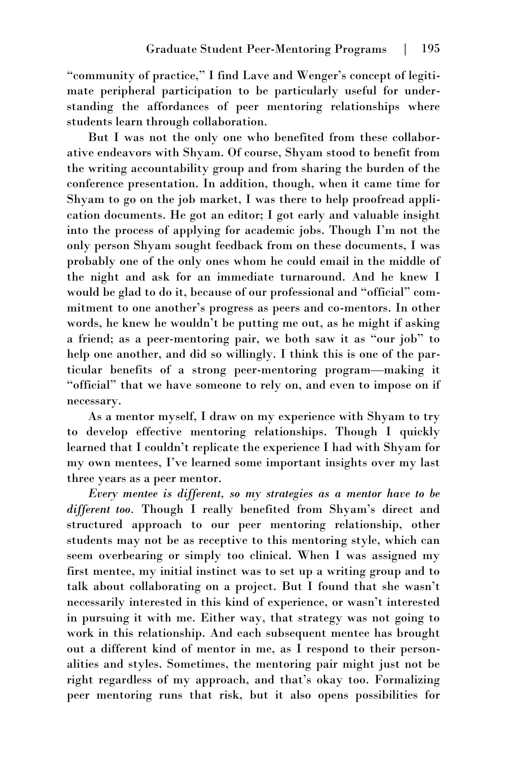"community of practice," I find Lave and Wenger's concept of legitimate peripheral participation to be particularly useful for understanding the affordances of peer mentoring relationships where students learn through collaboration.

But I was not the only one who benefited from these collaborative endeavors with Shyam. Of course, Shyam stood to benefit from the writing accountability group and from sharing the burden of the conference presentation. In addition, though, when it came time for Shyam to go on the job market, I was there to help proofread application documents. He got an editor; I got early and valuable insight into the process of applying for academic jobs. Though I'm not the only person Shyam sought feedback from on these documents, I was probably one of the only ones whom he could email in the middle of the night and ask for an immediate turnaround. And he knew I would be glad to do it, because of our professional and "official" commitment to one another's progress as peers and co-mentors. In other words, he knew he wouldn't be putting me out, as he might if asking a friend; as a peer-mentoring pair, we both saw it as "our job" to help one another, and did so willingly. I think this is one of the particular benefits of a strong peer-mentoring program—making it "official" that we have someone to rely on, and even to impose on if necessary.

As a mentor myself, I draw on my experience with Shyam to try to develop effective mentoring relationships. Though I quickly learned that I couldn't replicate the experience I had with Shyam for my own mentees, I've learned some important insights over my last three years as a peer mentor.

***Every mentee is different, so my strategies as a mentor have to be different too.*** Though I really benefited from Shyam's direct and structured approach to our peer mentoring relationship, other students may not be as receptive to this mentoring style, which can seem overbearing or simply too clinical. When I was assigned my first mentee, my initial instinct was to set up a writing group and to talk about collaborating on a project. But I found that she wasn't necessarily interested in this kind of experience, or wasn't interested in pursuing it with me. Either way, that strategy was not going to work in this relationship. And each subsequent mentee has brought out a different kind of mentor in me, as I respond to their personalities and styles. Sometimes, the mentoring pair might just not be right regardless of my approach, and that's okay too. Formalizing peer mentoring runs that risk, but it also opens possibilities for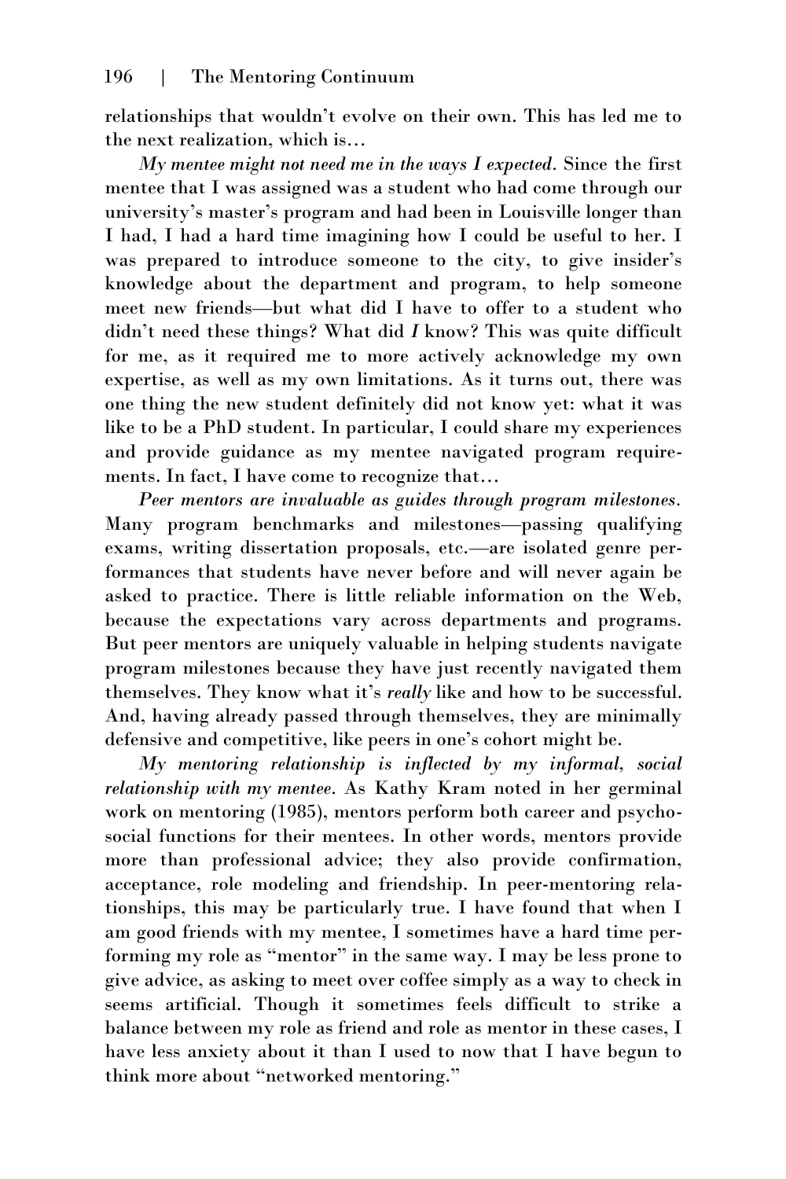relationships that wouldn't evolve on their own. This has led me to the next realization, which is…

*My mentee might not need me in the ways I expected.* Since the first mentee that I was assigned was a student who had come through our university's master's program and had been in Louisville longer than I had, I had a hard time imagining how I could be useful to her. I was prepared to introduce someone to the city, to give insider's knowledge about the department and program, to help someone meet new friends—but what did I have to offer to a student who didn't need these things? What did *I* know? This was quite difficult for me, as it required me to more actively acknowledge my own expertise, as well as my own limitations. As it turns out, there was one thing the new student definitely did not know yet: what it was like to be a PhD student. In particular, I could share my experiences and provide guidance as my mentee navigated program requirements. In fact, I have come to recognize that…

*Peer mentors are invaluable as guides through program milestones.* Many program benchmarks and milestones—passing qualifying exams, writing dissertation proposals, etc.—are isolated genre performances that students have never before and will never again be asked to practice. There is little reliable information on the Web, because the expectations vary across departments and programs. But peer mentors are uniquely valuable in helping students navigate program milestones because they have just recently navigated them themselves. They know what it's *really* like and how to be successful. And, having already passed through themselves, they are minimally defensive and competitive, like peers in one's cohort might be.

*My mentoring relationship is inflected by my informal, social relationship with my mentee.* As Kathy Kram noted in her germinal work on mentoring (1985), mentors perform both career and psychosocial functions for their mentees. In other words, mentors provide more than professional advice; they also provide confirmation, acceptance, role modeling and friendship. In peer-mentoring relationships, this may be particularly true. I have found that when I am good friends with my mentee, I sometimes have a hard time performing my role as "mentor" in the same way. I may be less prone to give advice, as asking to meet over coffee simply as a way to check in seems artificial. Though it sometimes feels difficult to strike a balance between my role as friend and role as mentor in these cases, I have less anxiety about it than I used to now that I have begun to think more about "networked mentoring."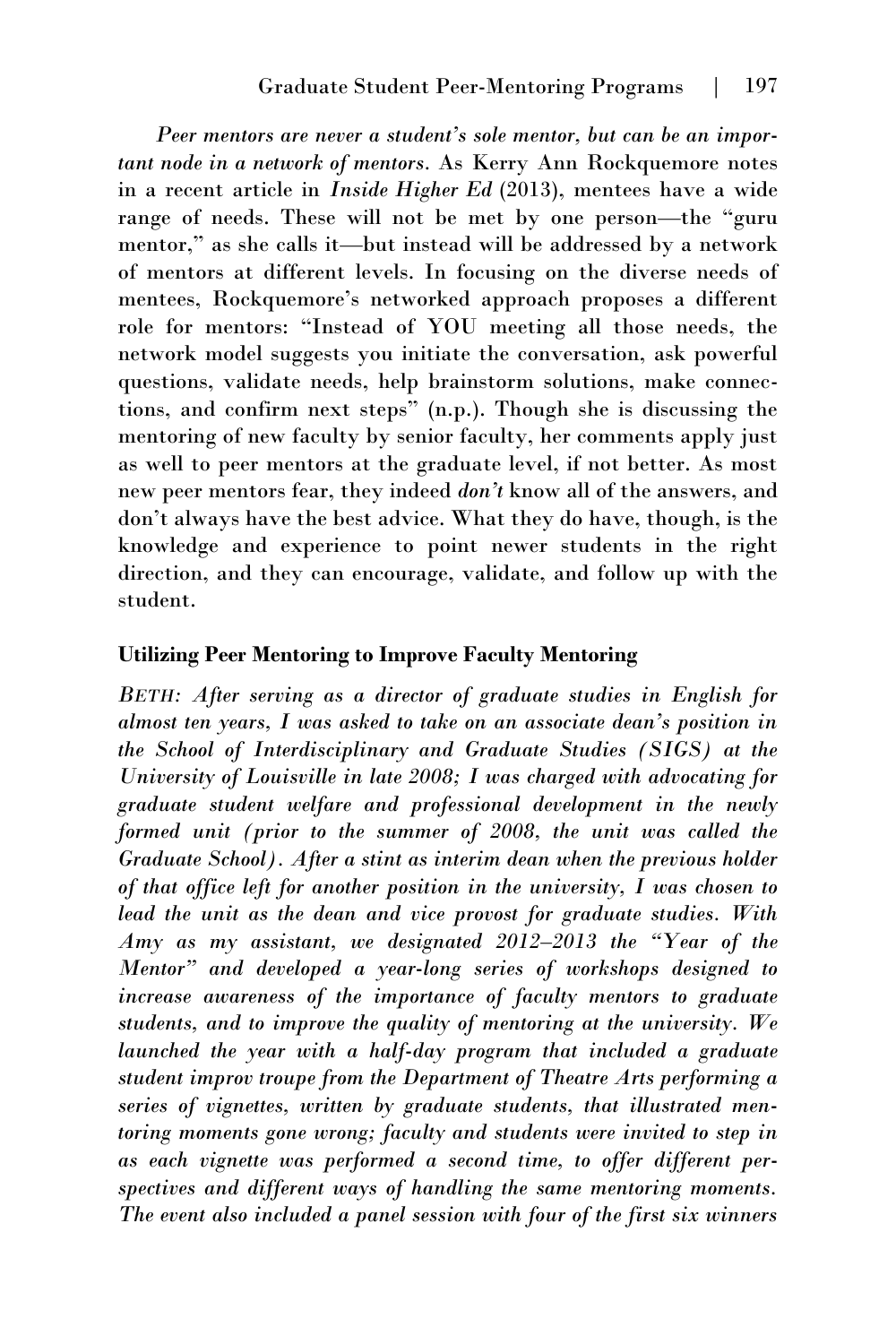*Peer mentors are never a student's sole mentor, but can be an important node in a network of mentors.* As Kerry Ann Rockquemore notes in a recent article in *Inside Higher Ed* (2013), mentees have a wide range of needs. These will not be met by one person—the "guru mentor," as she calls it—but instead will be addressed by a network of mentors at different levels. In focusing on the diverse needs of mentees, Rockquemore's networked approach proposes a different role for mentors: "Instead of YOU meeting all those needs, the network model suggests you initiate the conversation, ask powerful questions, validate needs, help brainstorm solutions, make connections, and confirm next steps" (n.p.). Though she is discussing the mentoring of new faculty by senior faculty, her comments apply just as well to peer mentors at the graduate level, if not better. As most new peer mentors fear, they indeed *don't* know all of the answers, and don't always have the best advice. What they do have, though, is the knowledge and experience to point newer students in the right direction, and they can encourage, validate, and follow up with the student.

**Utilizing Peer Mentoring to Improve Faculty Mentoring**

*BETH: After serving as a director of graduate studies in English for almost ten years, I was asked to take on an associate dean's position in the School of Interdisciplinary and Graduate Studies (SIGS) at the University of Louisville in late 2008; I was charged with advocating for graduate student welfare and professional development in the newly formed unit (prior to the summer of 2008, the unit was called the Graduate School). After a stint as interim dean when the previous holder of that office left for another position in the university, I was chosen to lead the unit as the dean and vice provost for graduate studies. With Amy as my assistant, we designated 2012–2013 the "Year of the Mentor" and developed a year-long series of workshops designed to increase awareness of the importance of faculty mentors to graduate students, and to improve the quality of mentoring at the university. We launched the year with a half-day program that included a graduate student improv troupe from the Department of Theatre Arts performing a series of vignettes, written by graduate students, that illustrated mentoring moments gone wrong; faculty and students were invited to step in as each vignette was performed a second time, to offer different perspectives and different ways of handling the same mentoring moments. The event also included a panel session with four of the first six winners*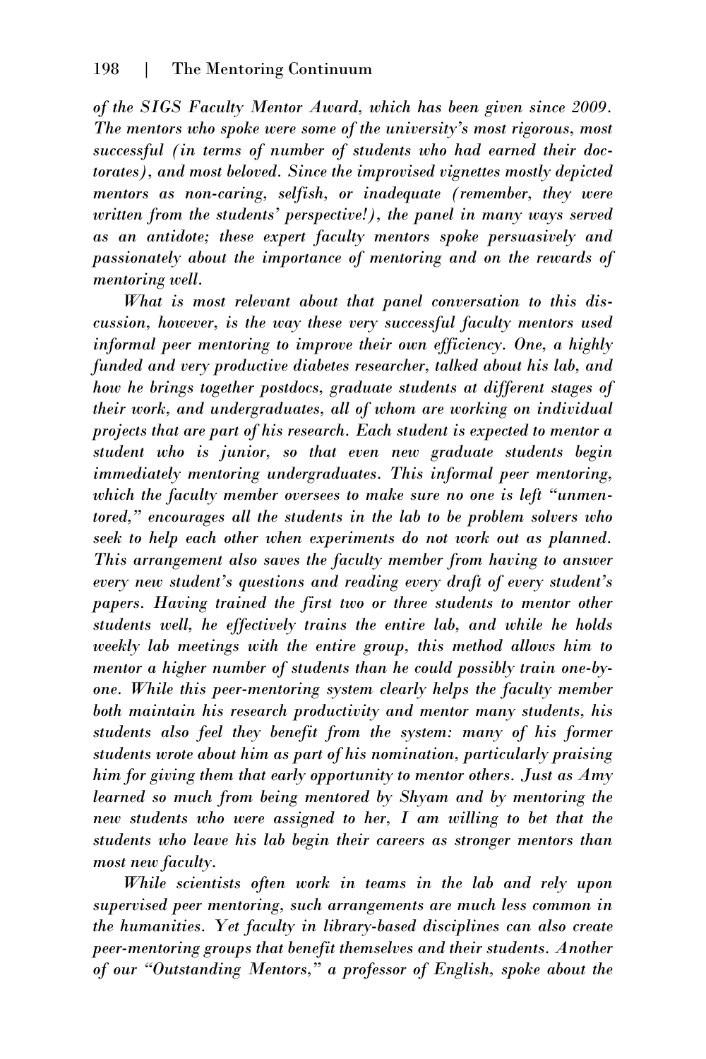*of the SIGS Faculty Mentor Award, which has been given since 2009. The mentors who spoke were some of the university's most rigorous, most successful (in terms of number of students who had earned their doctorates), and most beloved. Since the improvised vignettes mostly depicted mentors as non-caring, selfish, or inadequate (remember, they were written from the students' perspective!), the panel in many ways served as an antidote; these expert faculty mentors spoke persuasively and passionately about the importance of mentoring and on the rewards of mentoring well.*

*What is most relevant about that panel conversation to this discussion, however, is the way these very successful faculty mentors used informal peer mentoring to improve their own efficiency. One, a highly funded and very productive diabetes researcher, talked about his lab, and how he brings together postdocs, graduate students at different stages of their work, and undergraduates, all of whom are working on individual projects that are part of his research. Each student is expected to mentor a student who is junior, so that even new graduate students begin immediately mentoring undergraduates. This informal peer mentoring, which the faculty member oversees to make sure no one is left "unmentored," encourages all the students in the lab to be problem solvers who seek to help each other when experiments do not work out as planned. This arrangement also saves the faculty member from having to answer every new student's questions and reading every draft of every student's papers. Having trained the first two or three students to mentor other students well, he effectively trains the entire lab, and while he holds weekly lab meetings with the entire group, this method allows him to mentor a higher number of students than he could possibly train one-by-one. While this peer-mentoring system clearly helps the faculty member both maintain his research productivity and mentor many students, his students also feel they benefit from the system: many of his former students wrote about him as part of his nomination, particularly praising him for giving them that early opportunity to mentor others. Just as Amy learned so much from being mentored by Shyam and by mentoring the new students who were assigned to her, I am willing to bet that the students who leave his lab begin their careers as stronger mentors than most new faculty.*

*While scientists often work in teams in the lab and rely upon supervised peer mentoring, such arrangements are much less common in the humanities. Yet faculty in library-based disciplines can also create peer-mentoring groups that benefit themselves and their students. Another of our "Outstanding Mentors," a professor of English, spoke about the*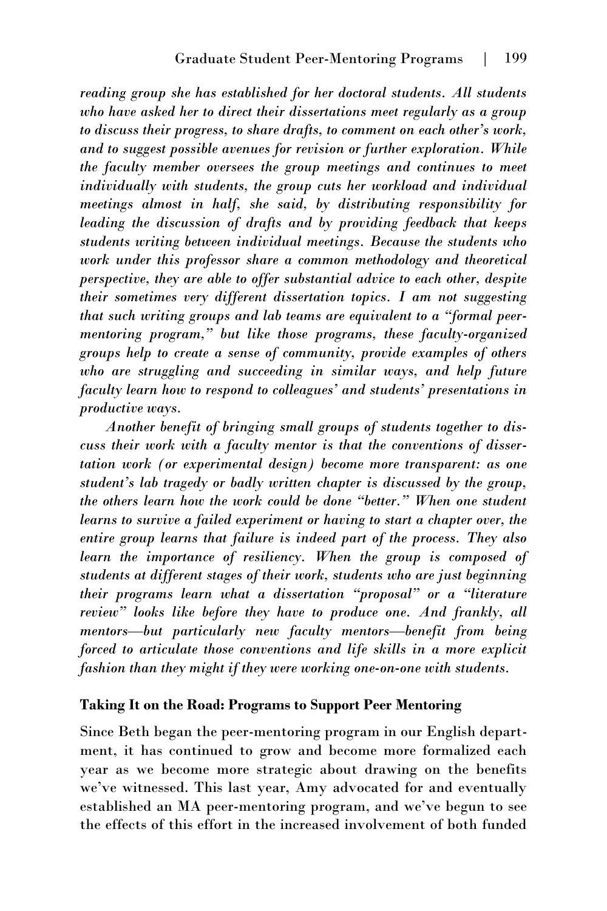*reading group she has established for her doctoral students. All students who have asked her to direct their dissertations meet regularly as a group to discuss their progress, to share drafts, to comment on each other's work, and to suggest possible avenues for revision or further exploration. While the faculty member oversees the group meetings and continues to meet individually with students, the group cuts her workload and individual meetings almost in half, she said, by distributing responsibility for leading the discussion of drafts and by providing feedback that keeps students writing between individual meetings. Because the students who work under this professor share a common methodology and theoretical perspective, they are able to offer substantial advice to each other, despite their sometimes very different dissertation topics. I am not suggesting that such writing groups and lab teams are equivalent to a "formal peer-mentoring program," but like those programs, these faculty-organized groups help to create a sense of community, provide examples of others who are struggling and succeeding in similar ways, and help future faculty learn how to respond to colleagues' and students' presentations in productive ways.*

*Another benefit of bringing small groups of students together to discuss their work with a faculty mentor is that the conventions of dissertation work (or experimental design) become more transparent: as one student's lab tragedy or badly written chapter is discussed by the group, the others learn how the work could be done "better." When one student learns to survive a failed experiment or having to start a chapter over, the entire group learns that failure is indeed part of the process. They also learn the importance of resiliency. When the group is composed of students at different stages of their work, students who are just beginning their programs learn what a dissertation "proposal" or a "literature review" looks like before they have to produce one. And frankly, all mentors—but particularly new faculty mentors—benefit from being forced to articulate those conventions and life skills in a more explicit fashion than they might if they were working one-on-one with students.*

### Taking It on the Road: Programs to Support Peer Mentoring

Since Beth began the peer-mentoring program in our English department, it has continued to grow and become more formalized each year as we become more strategic about drawing on the benefits we've witnessed. This last year, Amy advocated for and eventually established an MA peer-mentoring program, and we've begun to see the effects of this effort in the increased involvement of both funded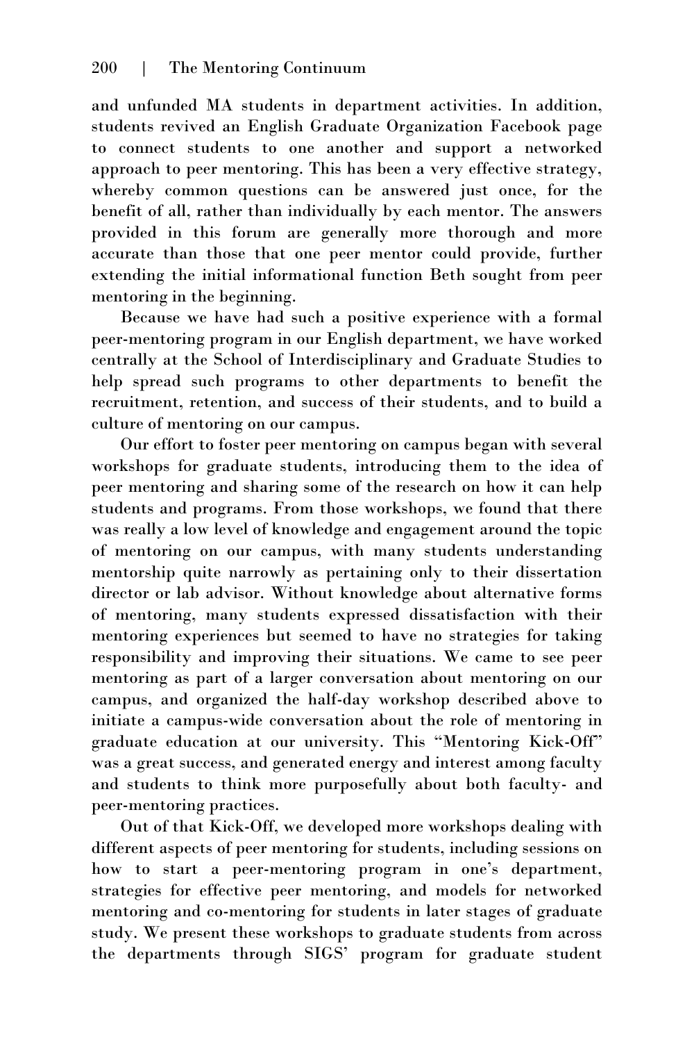and unfunded MA students in department activities. In addition, students revived an English Graduate Organization Facebook page to connect students to one another and support a networked approach to peer mentoring. This has been a very effective strategy, whereby common questions can be answered just once, for the benefit of all, rather than individually by each mentor. The answers provided in this forum are generally more thorough and more accurate than those that one peer mentor could provide, further extending the initial informational function Beth sought from peer mentoring in the beginning.

Because we have had such a positive experience with a formal peer-mentoring program in our English department, we have worked centrally at the School of Interdisciplinary and Graduate Studies to help spread such programs to other departments to benefit the recruitment, retention, and success of their students, and to build a culture of mentoring on our campus.

Our effort to foster peer mentoring on campus began with several workshops for graduate students, introducing them to the idea of peer mentoring and sharing some of the research on how it can help students and programs. From those workshops, we found that there was really a low level of knowledge and engagement around the topic of mentoring on our campus, with many students understanding mentorship quite narrowly as pertaining only to their dissertation director or lab advisor. Without knowledge about alternative forms of mentoring, many students expressed dissatisfaction with their mentoring experiences but seemed to have no strategies for taking responsibility and improving their situations. We came to see peer mentoring as part of a larger conversation about mentoring on our campus, and organized the half-day workshop described above to initiate a campus-wide conversation about the role of mentoring in graduate education at our university. This "Mentoring Kick-Off" was a great success, and generated energy and interest among faculty and students to think more purposefully about both faculty- and peer-mentoring practices.

Out of that Kick-Off, we developed more workshops dealing with different aspects of peer mentoring for students, including sessions on how to start a peer-mentoring program in one's department, strategies for effective peer mentoring, and models for networked mentoring and co-mentoring for students in later stages of graduate study. We present these workshops to graduate students from across the departments through SIGS' program for graduate student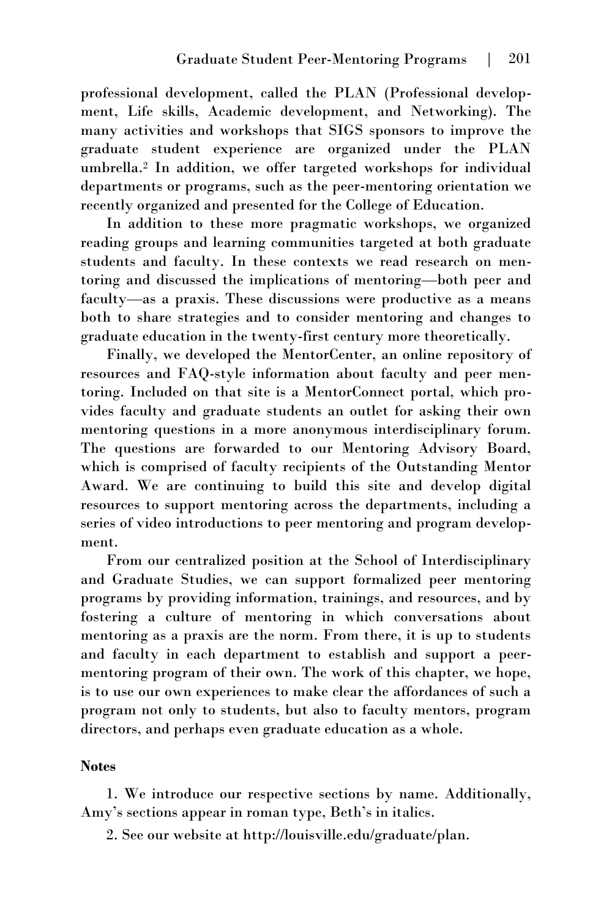professional development, called the PLAN (Professional development, Life skills, Academic development, and Networking). The many activities and workshops that SIGS sponsors to improve the graduate student experience are organized under the PLAN umbrella.[2] In addition, we offer targeted workshops for individual departments or programs, such as the peer-mentoring orientation we recently organized and presented for the College of Education.

In addition to these more pragmatic workshops, we organized reading groups and learning communities targeted at both graduate students and faculty. In these contexts we read research on mentoring and discussed the implications of mentoring—both peer and faculty—as a praxis. These discussions were productive as a means both to share strategies and to consider mentoring and changes to graduate education in the twenty-first century more theoretically.

Finally, we developed the MentorCenter, an online repository of resources and FAQ-style information about faculty and peer mentoring. Included on that site is a MentorConnect portal, which provides faculty and graduate students an outlet for asking their own mentoring questions in a more anonymous interdisciplinary forum. The questions are forwarded to our Mentoring Advisory Board, which is comprised of faculty recipients of the Outstanding Mentor Award. We are continuing to build this site and develop digital resources to support mentoring across the departments, including a series of video introductions to peer mentoring and program development.

From our centralized position at the School of Interdisciplinary and Graduate Studies, we can support formalized peer mentoring programs by providing information, trainings, and resources, and by fostering a culture of mentoring in which conversations about mentoring as a praxis are the norm. From there, it is up to students and faculty in each department to establish and support a peer-mentoring program of their own. The work of this chapter, we hope, is to use our own experiences to make clear the affordances of such a program not only to students, but also to faculty mentors, program directors, and perhaps even graduate education as a whole.

**Notes**

1. We introduce our respective sections by name. Additionally, Amy's sections appear in roman type, Beth's in italics.

2. See our website at http://louisville.edu/graduate/plan.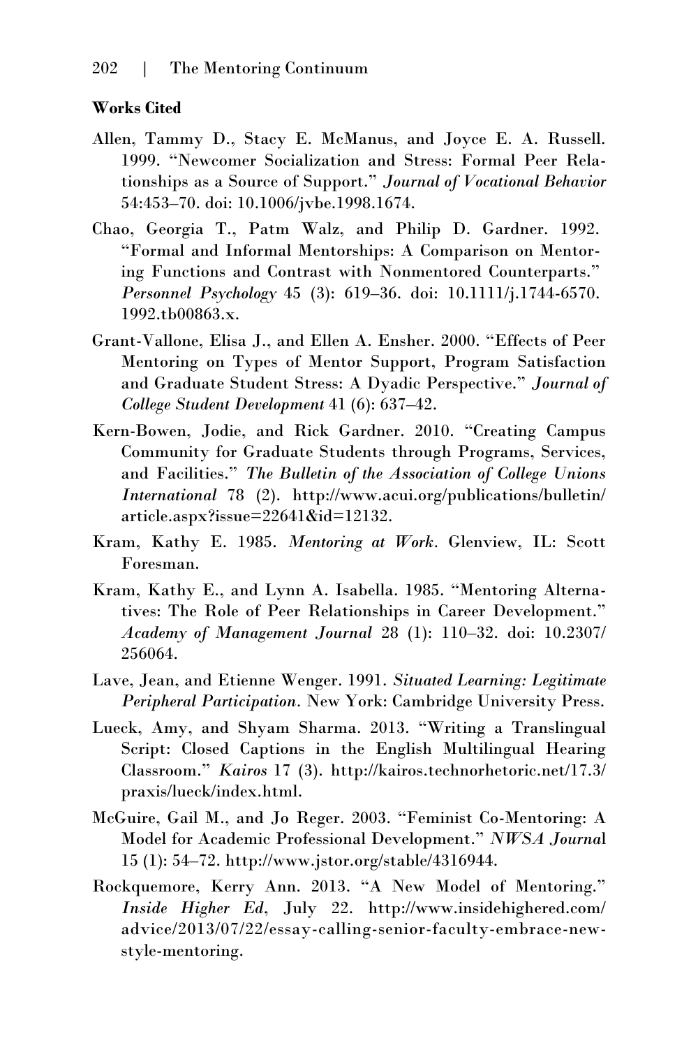**Works Cited**

Allen, Tammy D., Stacy E. McManus, and Joyce E. A. Russell. 1999. "Newcomer Socialization and Stress: Formal Peer Relationships as a Source of Support." *Journal of Vocational Behavior* 54:453–70. doi: 10.1006/jvbe.1998.1674.

Chao, Georgia T., Patm Walz, and Philip D. Gardner. 1992. "Formal and Informal Mentorships: A Comparison on Mentoring Functions and Contrast with Nonmentored Counterparts." *Personnel Psychology* 45 (3): 619–36. doi: 10.1111/j.1744-6570.1992.tb00863.x.

Grant-Vallone, Elisa J., and Ellen A. Ensher. 2000. "Effects of Peer Mentoring on Types of Mentor Support, Program Satisfaction and Graduate Student Stress: A Dyadic Perspective." *Journal of College Student Development* 41 (6): 637–42.

Kern-Bowen, Jodie, and Rick Gardner. 2010. "Creating Campus Community for Graduate Students through Programs, Services, and Facilities." *The Bulletin of the Association of College Unions International* 78 (2). http://www.acui.org/publications/bulletin/article.aspx?issue=22641&id=12132.

Kram, Kathy E. 1985. *Mentoring at Work*. Glenview, IL: Scott Foresman.

Kram, Kathy E., and Lynn A. Isabella. 1985. "Mentoring Alternatives: The Role of Peer Relationships in Career Development." *Academy of Management Journal* 28 (1): 110–32. doi: 10.2307/256064.

Lave, Jean, and Etienne Wenger. 1991. *Situated Learning: Legitimate Peripheral Participation*. New York: Cambridge University Press.

Lueck, Amy, and Shyam Sharma. 2013. "Writing a Translingual Script: Closed Captions in the English Multilingual Hearing Classroom." *Kairos* 17 (3). http://kairos.technorhetoric.net/17.3/praxis/lueck/index.html.

McGuire, Gail M., and Jo Reger. 2003. "Feminist Co-Mentoring: A Model for Academic Professional Development." *NWSA Journal* 15 (1): 54–72. http://www.jstor.org/stable/4316944.

Rockquemore, Kerry Ann. 2013. "A New Model of Mentoring." *Inside Higher Ed*, July 22. http://www.insidehighered.com/advice/2013/07/22/essay-calling-senior-faculty-embrace-new-style-mentoring.